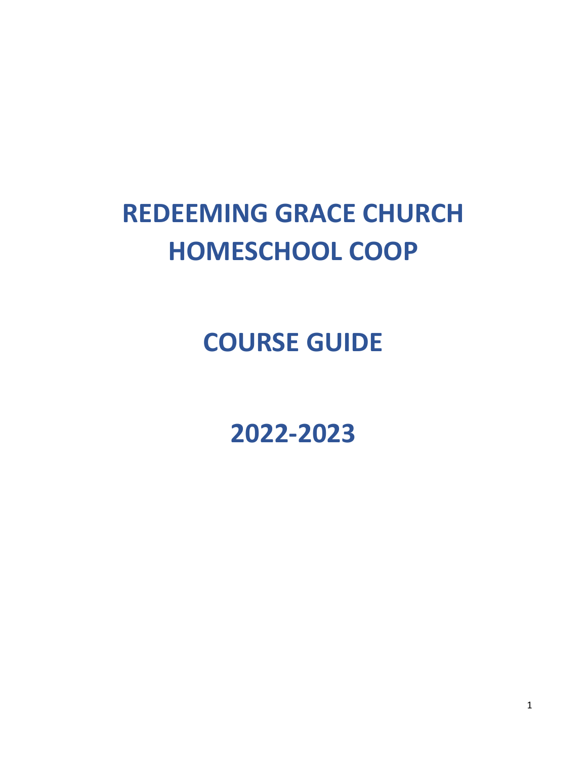# REDEEMING GRACE CHURCH HOMESCHOOL COOP

# COURSE GUIDE

# 2022-2023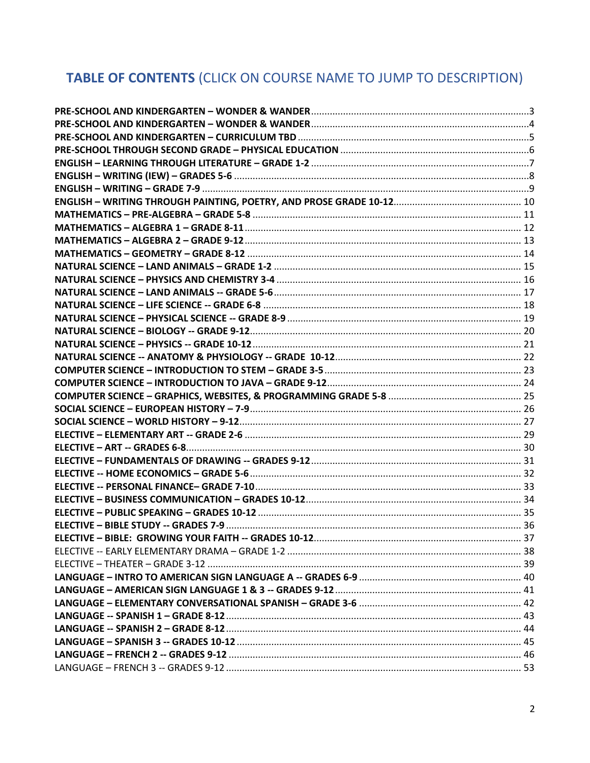## TABLE OF CONTENTS (CLICK ON COURSE NAME TO JUMP TO DESCRIPTION)

**PRE-SCHOOL AND KINDERGARTEN – WONDER & WANDER** .......... 3
**PRE-SCHOOL AND KINDERGARTEN – WONDER & WANDER** .......... 4
**PRE-SCHOOL AND KINDERGARTEN – CURRICULUM TBD** .......... 5
**PRE-SCHOOL THROUGH SECOND GRADE – PHYSICAL EDUCATION** .......... 6
**ENGLISH – LEARNING THROUGH LITERATURE – GRADE 1-2** .......... 7
**ENGLISH – WRITING (IEW) – GRADES 5-6** .......... 8
**ENGLISH – WRITING – GRADE 7-9** .......... 9
**ENGLISH – WRITING THROUGH PAINTING, POETRY, AND PROSE GRADE 10-12** .......... 10
**MATHEMATICS – PRE-ALGEBRA – GRADE 5-8** .......... 11
**MATHEMATICS – ALGEBRA 1 – GRADE 8-11** .......... 12
**MATHEMATICS – ALGEBRA 2 – GRADE 9-12** .......... 13
**MATHEMATICS – GEOMETRY – GRADE 8-12** .......... 14
**NATURAL SCIENCE – LAND ANIMALS – GRADE 1-2** .......... 15
**NATURAL SCIENCE – PHYSICS AND CHEMISTRY 3-4** .......... 16
**NATURAL SCIENCE – LAND ANIMALS -- GRADE 5-6** .......... 17
**NATURAL SCIENCE – LIFE SCIENCE -- GRADE 6-8** .......... 18
**NATURAL SCIENCE – PHYSICAL SCIENCE -- GRADE 8-9** .......... 19
**NATURAL SCIENCE – BIOLOGY -- GRADE 9-12** .......... 20
**NATURAL SCIENCE – PHYSICS -- GRADE 10-12** .......... 21
**NATURAL SCIENCE -- ANATOMY & PHYSIOLOGY -- GRADE 10-12** .......... 22
**COMPUTER SCIENCE – INTRODUCTION TO STEM – GRADE 3-5** .......... 23
**COMPUTER SCIENCE – INTRODUCTION TO JAVA – GRADE 9-12** .......... 24
**COMPUTER SCIENCE – GRAPHICS, WEBSITES, & PROGRAMMING GRADE 5-8** .......... 25
**SOCIAL SCIENCE – EUROPEAN HISTORY – 7-9** .......... 26
**SOCIAL SCIENCE – WORLD HISTORY – 9-12** .......... 27
**ELECTIVE – ELEMENTARY ART -- GRADE 2-6** .......... 29
**ELECTIVE – ART -- GRADES 6-8** .......... 30
**ELECTIVE – FUNDAMENTALS OF DRAWING -- GRADES 9-12** .......... 31
**ELECTIVE -- HOME ECONOMICS – GRADE 5-6** .......... 32
**ELECTIVE -- PERSONAL FINANCE– GRADE 7-10** .......... 33
**ELECTIVE – BUSINESS COMMUNICATION – GRADES 10-12** .......... 34
**ELECTIVE – PUBLIC SPEAKING – GRADES 10-12** .......... 35
**ELECTIVE – BIBLE STUDY -- GRADES 7-9** .......... 36
**ELECTIVE – BIBLE: GROWING YOUR FAITH -- GRADES 10-12** .......... 37
ELECTIVE -- EARLY ELEMENTARY DRAMA – GRADE 1-2 .......... 38
ELECTIVE – THEATER – GRADE 3-12 .......... 39
**LANGUAGE – INTRO TO AMERICAN SIGN LANGUAGE A -- GRADES 6-9** .......... 40
**LANGUAGE – AMERICAN SIGN LANGUAGE 1 & 3 -- GRADES 9-12** .......... 41
**LANGUAGE – ELEMENTARY CONVERSATIONAL SPANISH – GRADE 3-6** .......... 42
**LANGUAGE -- SPANISH 1 – GRADE 8-12** .......... 43
**LANGUAGE -- SPANISH 2 – GRADE 8-12** .......... 44
**LANGUAGE – SPANISH 3 -- GRADES 10-12** .......... 45
**LANGUAGE – FRENCH 2 -- GRADES 9-12** .......... 46
LANGUAGE – FRENCH 3 -- GRADES 9-12 .......... 53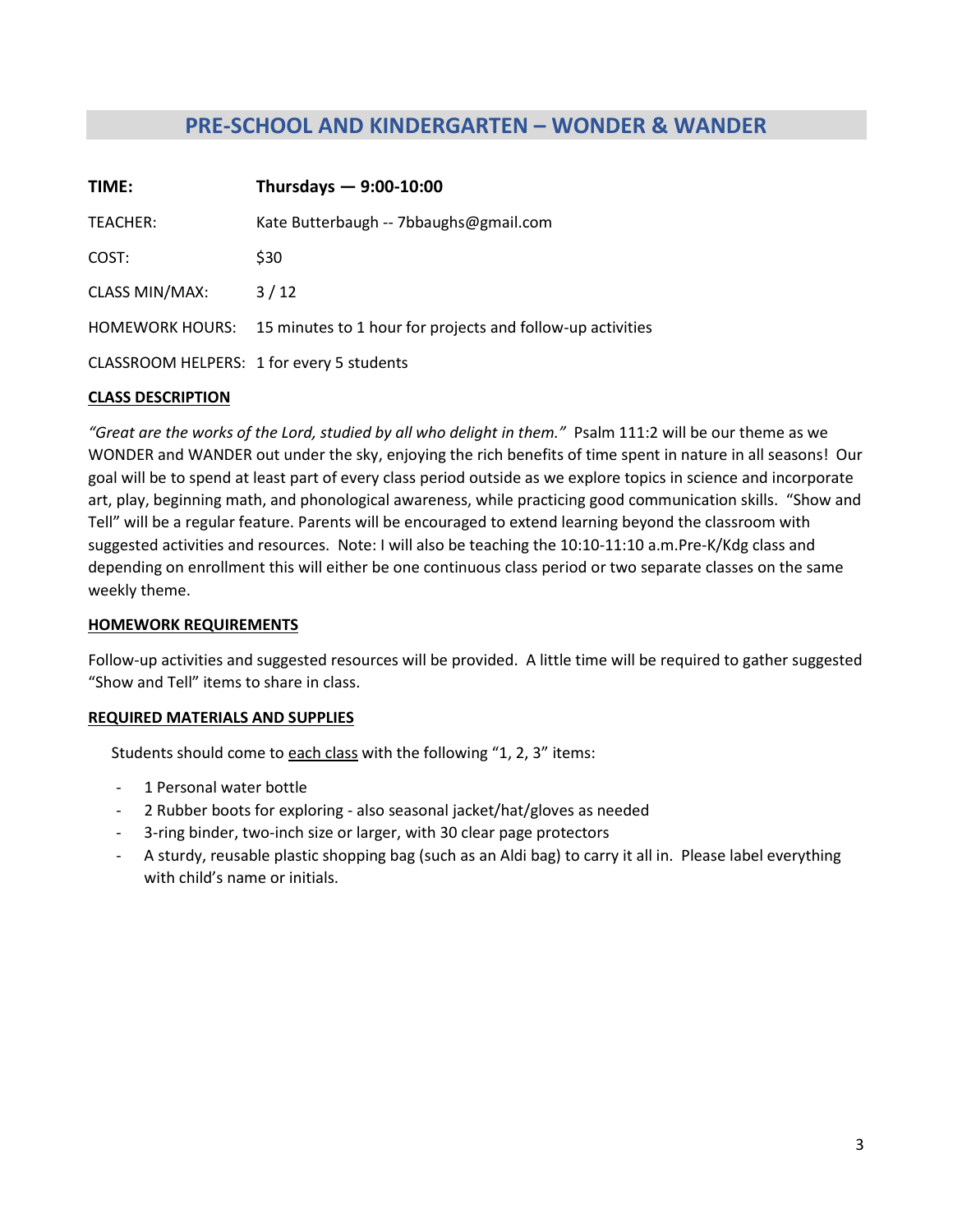## PRE-SCHOOL AND KINDERGARTEN – WONDER & WANDER

| | |
|---|---|
| **TIME:** | **Thursdays — 9:00-10:00** |
| TEACHER: | Kate Butterbaugh -- 7bbaughs@gmail.com |
| COST: | $30 |
| CLASS MIN/MAX: | 3 / 12 |
| HOMEWORK HOURS: | 15 minutes to 1 hour for projects and follow-up activities |
| CLASSROOM HELPERS: | 1 for every 5 students |

**CLASS DESCRIPTION**

*"Great are the works of the Lord, studied by all who delight in them."* Psalm 111:2 will be our theme as we WONDER and WANDER out under the sky, enjoying the rich benefits of time spent in nature in all seasons! Our goal will be to spend at least part of every class period outside as we explore topics in science and incorporate art, play, beginning math, and phonological awareness, while practicing good communication skills. "Show and Tell" will be a regular feature. Parents will be encouraged to extend learning beyond the classroom with suggested activities and resources. Note: I will also be teaching the 10:10-11:10 a.m.Pre-K/Kdg class and depending on enrollment this will either be one continuous class period or two separate classes on the same weekly theme.

**HOMEWORK REQUIREMENTS**

Follow-up activities and suggested resources will be provided. A little time will be required to gather suggested "Show and Tell" items to share in class.

**REQUIRED MATERIALS AND SUPPLIES**

Students should come to each class with the following "1, 2, 3" items:

- 1 Personal water bottle
- 2 Rubber boots for exploring - also seasonal jacket/hat/gloves as needed
- 3-ring binder, two-inch size or larger, with 30 clear page protectors
- A sturdy, reusable plastic shopping bag (such as an Aldi bag) to carry it all in. Please label everything with child's name or initials.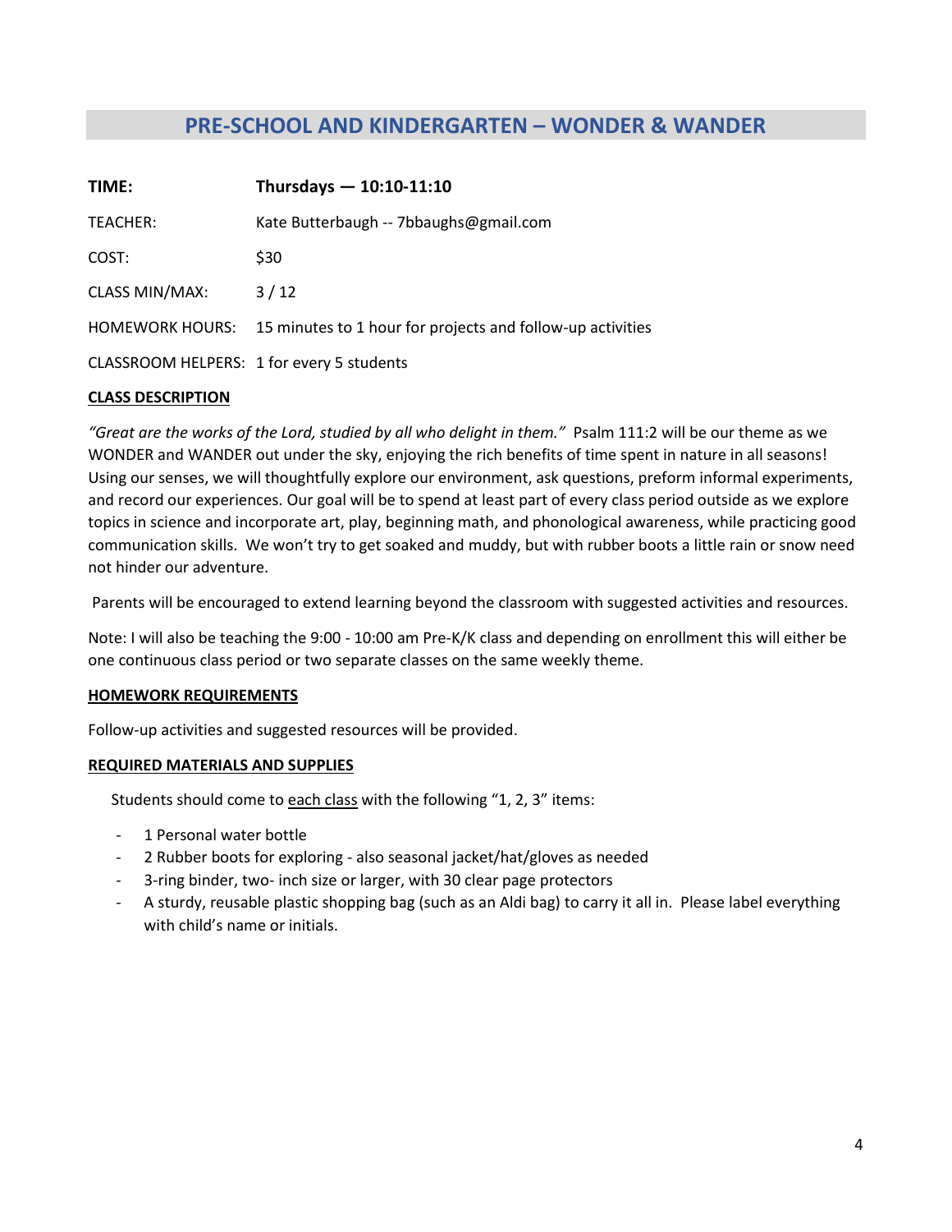## PRE-SCHOOL AND KINDERGARTEN – WONDER & WANDER

| | |
|---|---|
| **TIME:** | **Thursdays — 10:10-11:10** |
| TEACHER: | Kate Butterbaugh -- 7bbaughs@gmail.com |
| COST: | $30 |
| CLASS MIN/MAX: | 3 / 12 |
| HOMEWORK HOURS: | 15 minutes to 1 hour for projects and follow-up activities |
| CLASSROOM HELPERS: | 1 for every 5 students |

**CLASS DESCRIPTION**

*"Great are the works of the Lord, studied by all who delight in them."* Psalm 111:2 will be our theme as we WONDER and WANDER out under the sky, enjoying the rich benefits of time spent in nature in all seasons! Using our senses, we will thoughtfully explore our environment, ask questions, preform informal experiments, and record our experiences. Our goal will be to spend at least part of every class period outside as we explore topics in science and incorporate art, play, beginning math, and phonological awareness, while practicing good communication skills. We won't try to get soaked and muddy, but with rubber boots a little rain or snow need not hinder our adventure.

Parents will be encouraged to extend learning beyond the classroom with suggested activities and resources.

Note: I will also be teaching the 9:00 - 10:00 am Pre-K/K class and depending on enrollment this will either be one continuous class period or two separate classes on the same weekly theme.

**HOMEWORK REQUIREMENTS**

Follow-up activities and suggested resources will be provided.

**REQUIRED MATERIALS AND SUPPLIES**

Students should come to each class with the following "1, 2, 3" items:

- 1 Personal water bottle
- 2 Rubber boots for exploring - also seasonal jacket/hat/gloves as needed
- 3-ring binder, two- inch size or larger, with 30 clear page protectors
- A sturdy, reusable plastic shopping bag (such as an Aldi bag) to carry it all in. Please label everything with child's name or initials.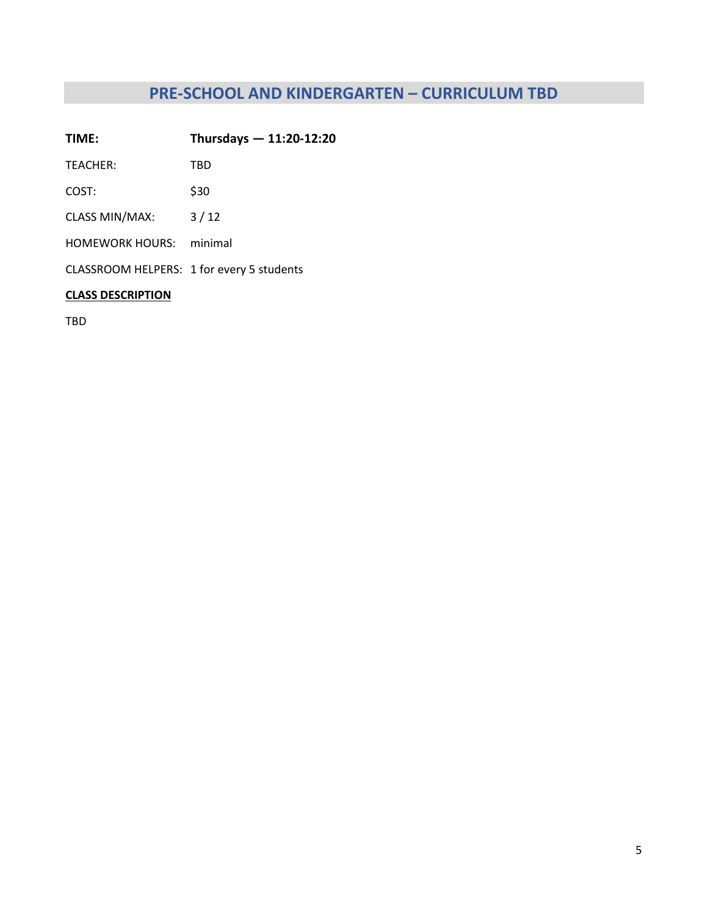## PRE-SCHOOL AND KINDERGARTEN – CURRICULUM TBD

**TIME:** **Thursdays — 11:20-12:20**

TEACHER: TBD

COST: $30

CLASS MIN/MAX: 3 / 12

HOMEWORK HOURS: minimal

CLASSROOM HELPERS: 1 for every 5 students

**CLASS DESCRIPTION**

TBD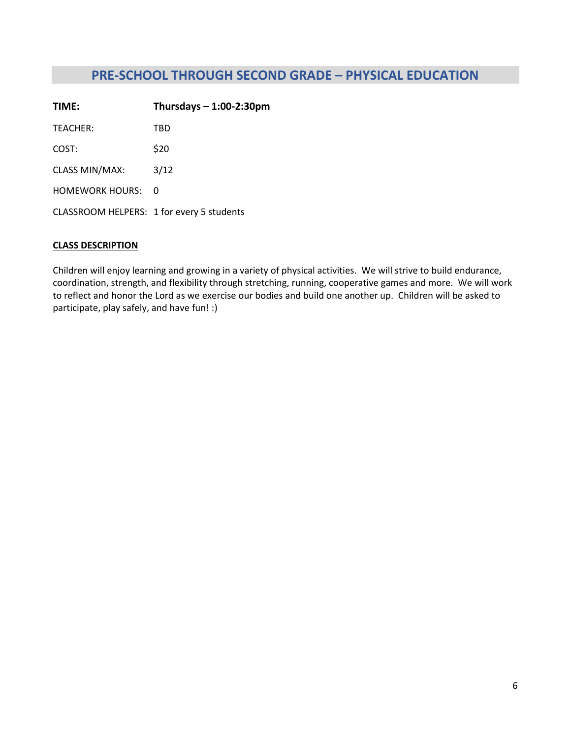## PRE-SCHOOL THROUGH SECOND GRADE – PHYSICAL EDUCATION

| | |
|---|---|
| **TIME:** | **Thursdays – 1:00-2:30pm** |
| TEACHER: | TBD |
| COST: | $20 |
| CLASS MIN/MAX: | 3/12 |
| HOMEWORK HOURS: | 0 |
| CLASSROOM HELPERS: | 1 for every 5 students |

**CLASS DESCRIPTION**

Children will enjoy learning and growing in a variety of physical activities. We will strive to build endurance, coordination, strength, and flexibility through stretching, running, cooperative games and more. We will work to reflect and honor the Lord as we exercise our bodies and build one another up. Children will be asked to participate, play safely, and have fun! :)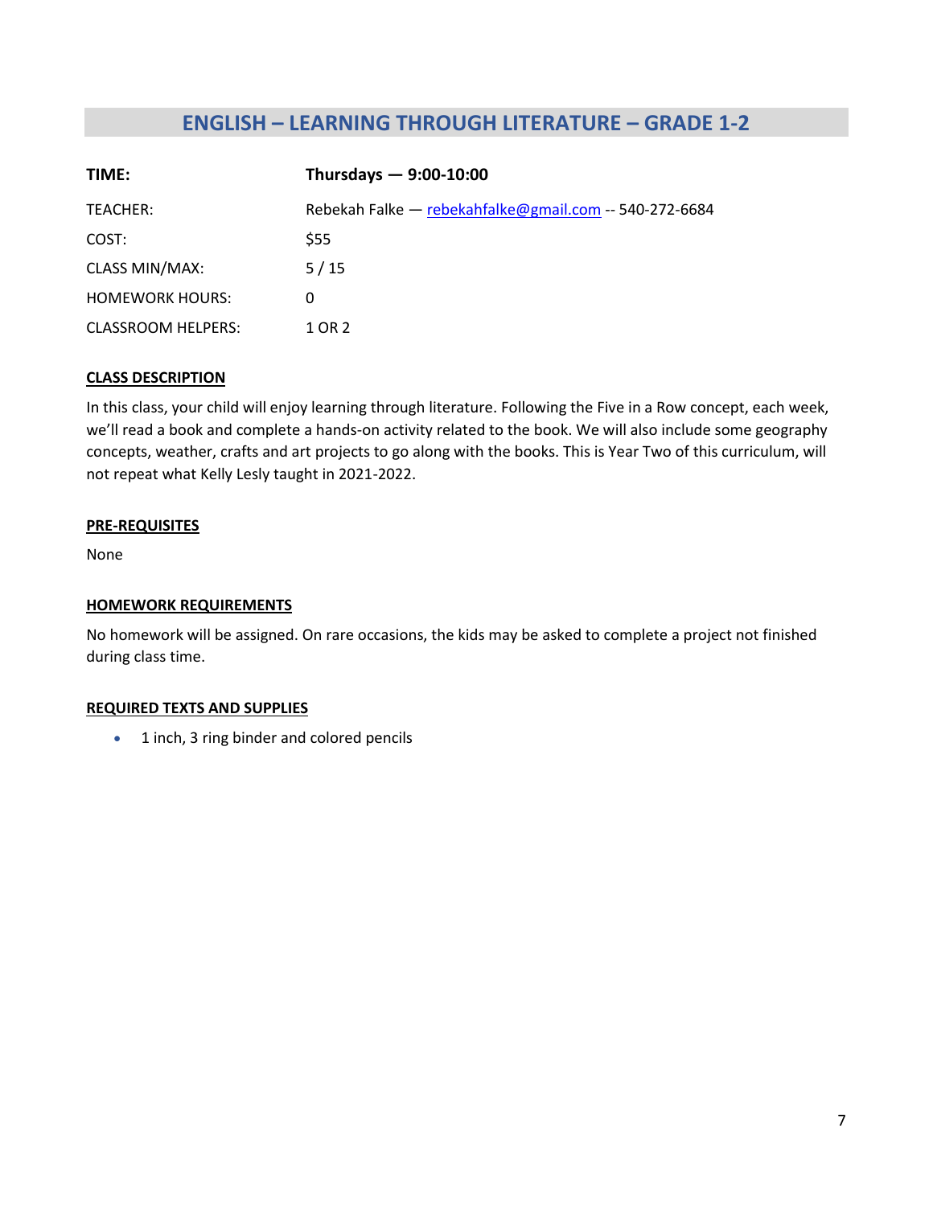## ENGLISH – LEARNING THROUGH LITERATURE – GRADE 1-2

| | |
|---|---|
| **TIME:** | **Thursdays — 9:00-10:00** |
| TEACHER: | Rebekah Falke — rebekahfalke@gmail.com -- 540-272-6684 |
| COST: | $55 |
| CLASS MIN/MAX: | 5 / 15 |
| HOMEWORK HOURS: | 0 |
| CLASSROOM HELPERS: | 1 OR 2 |

**CLASS DESCRIPTION**

In this class, your child will enjoy learning through literature. Following the Five in a Row concept, each week, we'll read a book and complete a hands-on activity related to the book. We will also include some geography concepts, weather, crafts and art projects to go along with the books. This is Year Two of this curriculum, will not repeat what Kelly Lesly taught in 2021-2022.

**PRE-REQUISITES**

None

**HOMEWORK REQUIREMENTS**

No homework will be assigned. On rare occasions, the kids may be asked to complete a project not finished during class time.

**REQUIRED TEXTS AND SUPPLIES**

- 1 inch, 3 ring binder and colored pencils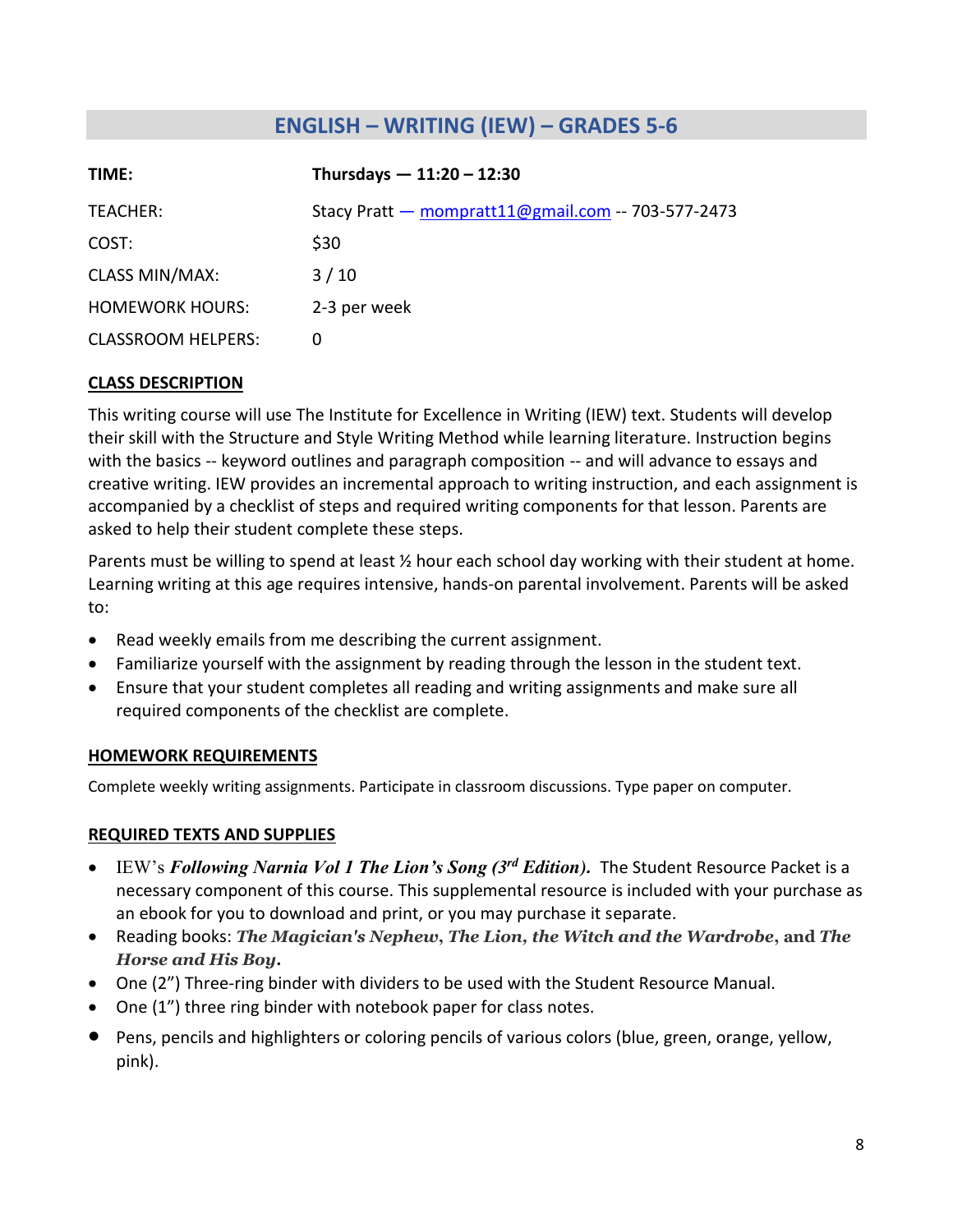## ENGLISH – WRITING (IEW) – GRADES 5-6

| | |
|---|---|
| **TIME:** | **Thursdays — 11:20 – 12:30** |
| TEACHER: | Stacy Pratt — mompratt11@gmail.com -- 703-577-2473 |
| COST: | $30 |
| CLASS MIN/MAX: | 3 / 10 |
| HOMEWORK HOURS: | 2-3 per week |
| CLASSROOM HELPERS: | 0 |

**CLASS DESCRIPTION**

This writing course will use The Institute for Excellence in Writing (IEW) text. Students will develop their skill with the Structure and Style Writing Method while learning literature. Instruction begins with the basics -- keyword outlines and paragraph composition -- and will advance to essays and creative writing. IEW provides an incremental approach to writing instruction, and each assignment is accompanied by a checklist of steps and required writing components for that lesson. Parents are asked to help their student complete these steps.

Parents must be willing to spend at least ½ hour each school day working with their student at home. Learning writing at this age requires intensive, hands-on parental involvement. Parents will be asked to:

- Read weekly emails from me describing the current assignment.
- Familiarize yourself with the assignment by reading through the lesson in the student text.
- Ensure that your student completes all reading and writing assignments and make sure all required components of the checklist are complete.

**HOMEWORK REQUIREMENTS**

Complete weekly writing assignments. Participate in classroom discussions. Type paper on computer.

**REQUIRED TEXTS AND SUPPLIES**

- IEW's ***Following Narnia Vol 1 The Lion's Song (3rd Edition).*** The Student Resource Packet is a necessary component of this course. This supplemental resource is included with your purchase as an ebook for you to download and print, or you may purchase it separate.
- Reading books: ***The Magician's Nephew*, *The Lion, the Witch and the Wardrobe*, and *The Horse and His Boy*.**
- One (2") Three-ring binder with dividers to be used with the Student Resource Manual.
- One (1") three ring binder with notebook paper for class notes.
- Pens, pencils and highlighters or coloring pencils of various colors (blue, green, orange, yellow, pink).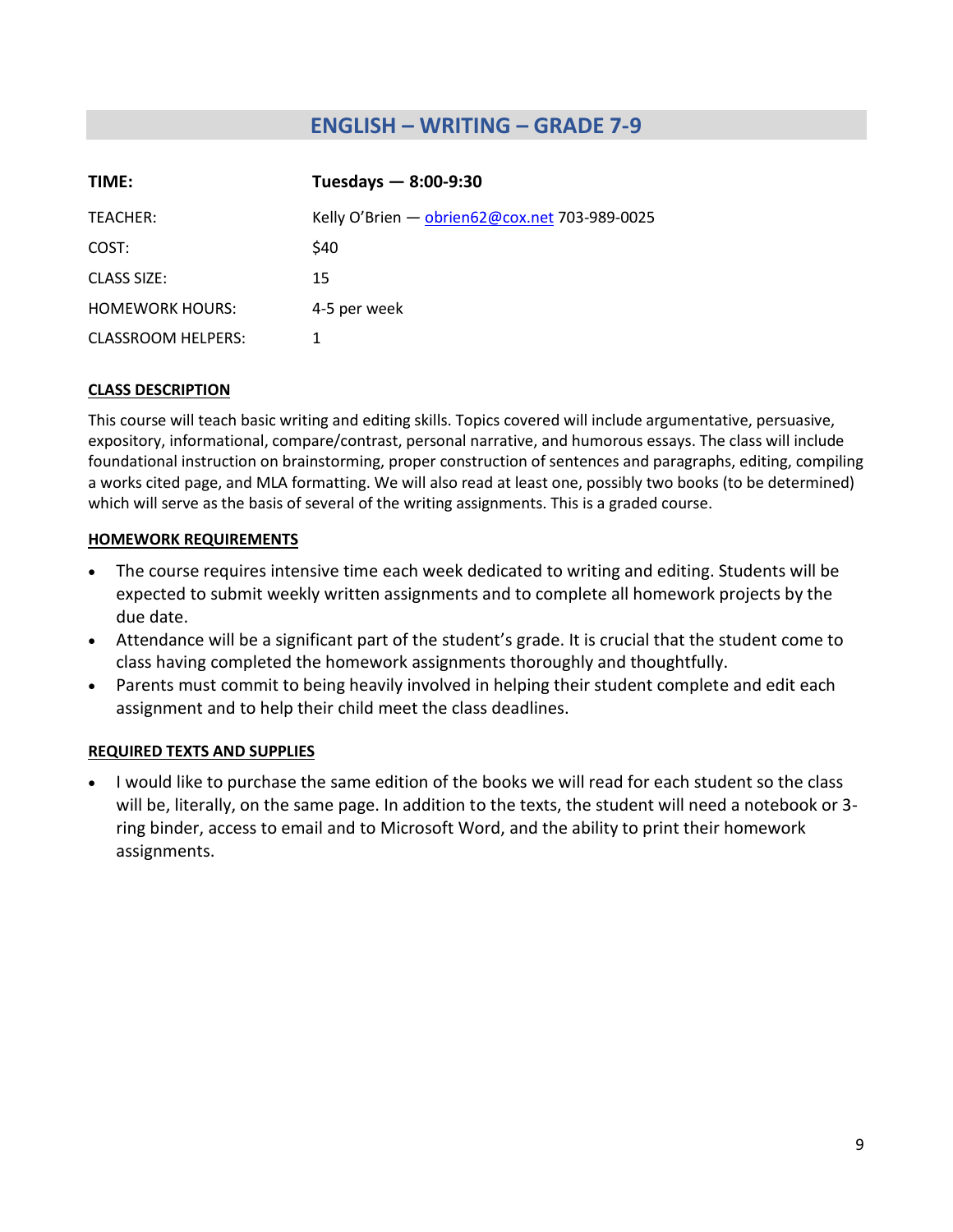## ENGLISH – WRITING – GRADE 7-9

| | |
|---|---|
| **TIME:** | **Tuesdays — 8:00-9:30** |
| TEACHER: | Kelly O'Brien — obrien62@cox.net 703-989-0025 |
| COST: | $40 |
| CLASS SIZE: | 15 |
| HOMEWORK HOURS: | 4-5 per week |
| CLASSROOM HELPERS: | 1 |

**CLASS DESCRIPTION**

This course will teach basic writing and editing skills. Topics covered will include argumentative, persuasive, expository, informational, compare/contrast, personal narrative, and humorous essays. The class will include foundational instruction on brainstorming, proper construction of sentences and paragraphs, editing, compiling a works cited page, and MLA formatting. We will also read at least one, possibly two books (to be determined) which will serve as the basis of several of the writing assignments. This is a graded course.

**HOMEWORK REQUIREMENTS**

- The course requires intensive time each week dedicated to writing and editing. Students will be expected to submit weekly written assignments and to complete all homework projects by the due date.
- Attendance will be a significant part of the student's grade. It is crucial that the student come to class having completed the homework assignments thoroughly and thoughtfully.
- Parents must commit to being heavily involved in helping their student complete and edit each assignment and to help their child meet the class deadlines.

**REQUIRED TEXTS AND SUPPLIES**

- I would like to purchase the same edition of the books we will read for each student so the class will be, literally, on the same page. In addition to the texts, the student will need a notebook or 3-ring binder, access to email and to Microsoft Word, and the ability to print their homework assignments.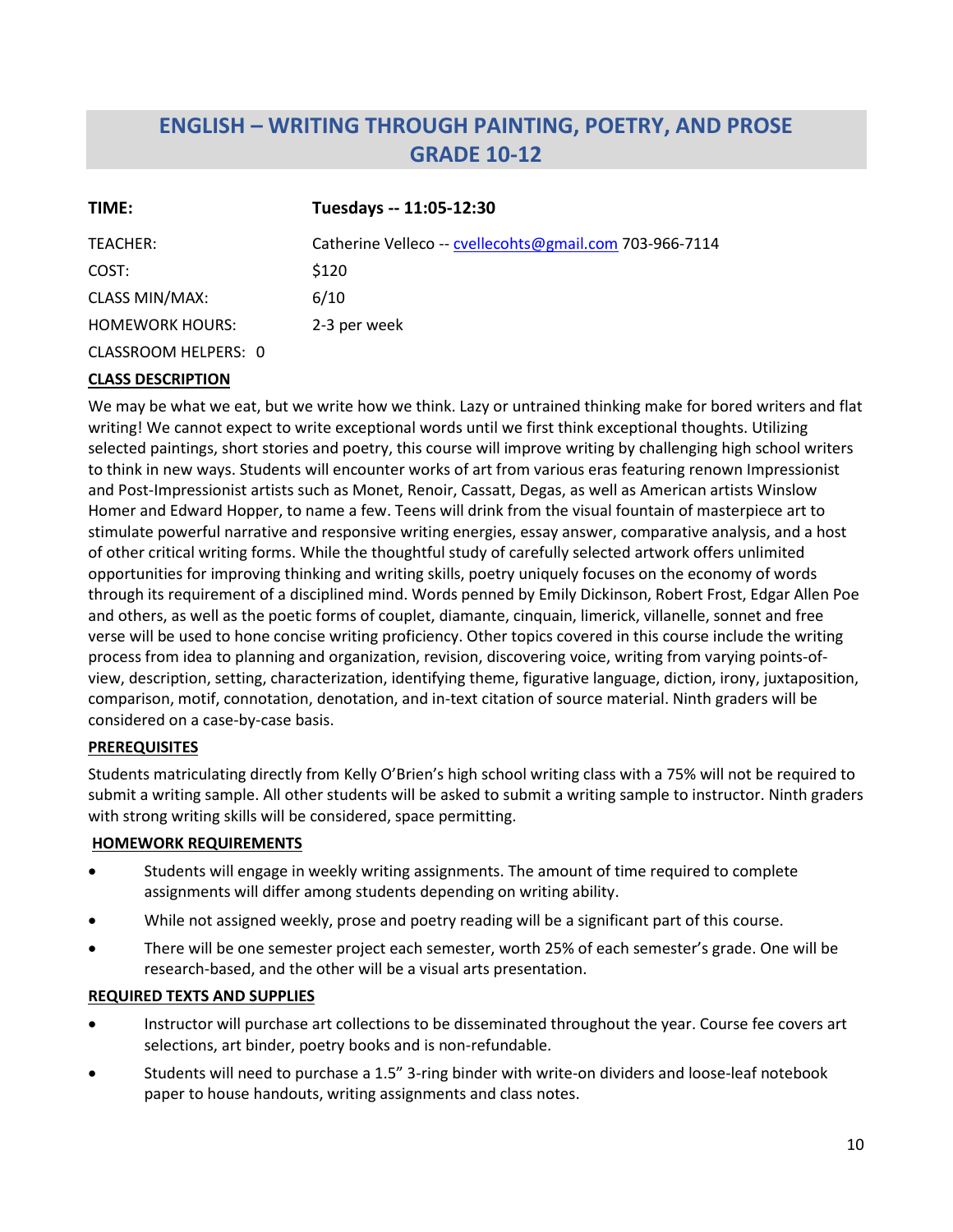## ENGLISH – WRITING THROUGH PAINTING, POETRY, AND PROSE GRADE 10-12

| | |
|---|---|
| **TIME:** | **Tuesdays -- 11:05-12:30** |
| TEACHER: | Catherine Velleco -- cvellecohts@gmail.com 703-966-7114 |
| COST: | $120 |
| CLASS MIN/MAX: | 6/10 |
| HOMEWORK HOURS: | 2-3 per week |
| CLASSROOM HELPERS: 0 | |

**CLASS DESCRIPTION**

We may be what we eat, but we write how we think. Lazy or untrained thinking make for bored writers and flat writing! We cannot expect to write exceptional words until we first think exceptional thoughts. Utilizing selected paintings, short stories and poetry, this course will improve writing by challenging high school writers to think in new ways. Students will encounter works of art from various eras featuring renown Impressionist and Post-Impressionist artists such as Monet, Renoir, Cassatt, Degas, as well as American artists Winslow Homer and Edward Hopper, to name a few. Teens will drink from the visual fountain of masterpiece art to stimulate powerful narrative and responsive writing energies, essay answer, comparative analysis, and a host of other critical writing forms. While the thoughtful study of carefully selected artwork offers unlimited opportunities for improving thinking and writing skills, poetry uniquely focuses on the economy of words through its requirement of a disciplined mind. Words penned by Emily Dickinson, Robert Frost, Edgar Allen Poe and others, as well as the poetic forms of couplet, diamante, cinquain, limerick, villanelle, sonnet and free verse will be used to hone concise writing proficiency. Other topics covered in this course include the writing process from idea to planning and organization, revision, discovering voice, writing from varying points-of-view, description, setting, characterization, identifying theme, figurative language, diction, irony, juxtaposition, comparison, motif, connotation, denotation, and in-text citation of source material. Ninth graders will be considered on a case-by-case basis.

**PREREQUISITES**

Students matriculating directly from Kelly O'Brien's high school writing class with a 75% will not be required to submit a writing sample. All other students will be asked to submit a writing sample to instructor. Ninth graders with strong writing skills will be considered, space permitting.

**HOMEWORK REQUIREMENTS**

- Students will engage in weekly writing assignments. The amount of time required to complete assignments will differ among students depending on writing ability.
- While not assigned weekly, prose and poetry reading will be a significant part of this course.
- There will be one semester project each semester, worth 25% of each semester's grade. One will be research-based, and the other will be a visual arts presentation.

**REQUIRED TEXTS AND SUPPLIES**

- Instructor will purchase art collections to be disseminated throughout the year. Course fee covers art selections, art binder, poetry books and is non-refundable.
- Students will need to purchase a 1.5" 3-ring binder with write-on dividers and loose-leaf notebook paper to house handouts, writing assignments and class notes.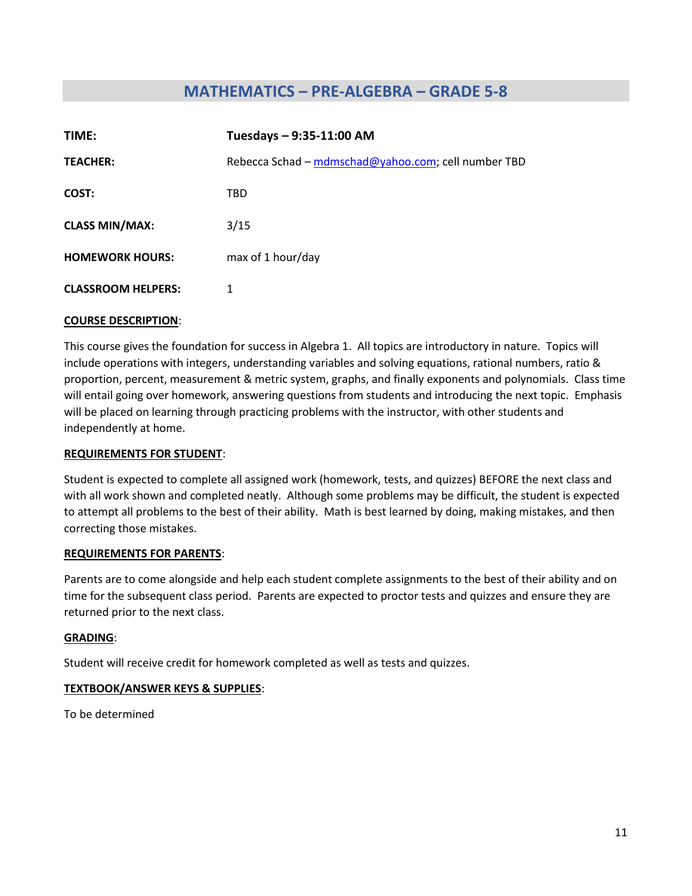# MATHEMATICS – PRE-ALGEBRA – GRADE 5-8

| | |
|---|---|
| **TIME:** | **Tuesdays – 9:35-11:00 AM** |
| **TEACHER:** | Rebecca Schad – mdmschad@yahoo.com; cell number TBD |
| **COST:** | TBD |
| **CLASS MIN/MAX:** | 3/15 |
| **HOMEWORK HOURS:** | max of 1 hour/day |
| **CLASSROOM HELPERS:** | 1 |

**COURSE DESCRIPTION**:

This course gives the foundation for success in Algebra 1. All topics are introductory in nature. Topics will include operations with integers, understanding variables and solving equations, rational numbers, ratio & proportion, percent, measurement & metric system, graphs, and finally exponents and polynomials. Class time will entail going over homework, answering questions from students and introducing the next topic. Emphasis will be placed on learning through practicing problems with the instructor, with other students and independently at home.

**REQUIREMENTS FOR STUDENT**:

Student is expected to complete all assigned work (homework, tests, and quizzes) BEFORE the next class and with all work shown and completed neatly. Although some problems may be difficult, the student is expected to attempt all problems to the best of their ability. Math is best learned by doing, making mistakes, and then correcting those mistakes.

**REQUIREMENTS FOR PARENTS**:

Parents are to come alongside and help each student complete assignments to the best of their ability and on time for the subsequent class period. Parents are expected to proctor tests and quizzes and ensure they are returned prior to the next class.

**GRADING**:

Student will receive credit for homework completed as well as tests and quizzes.

**TEXTBOOK/ANSWER KEYS & SUPPLIES**:

To be determined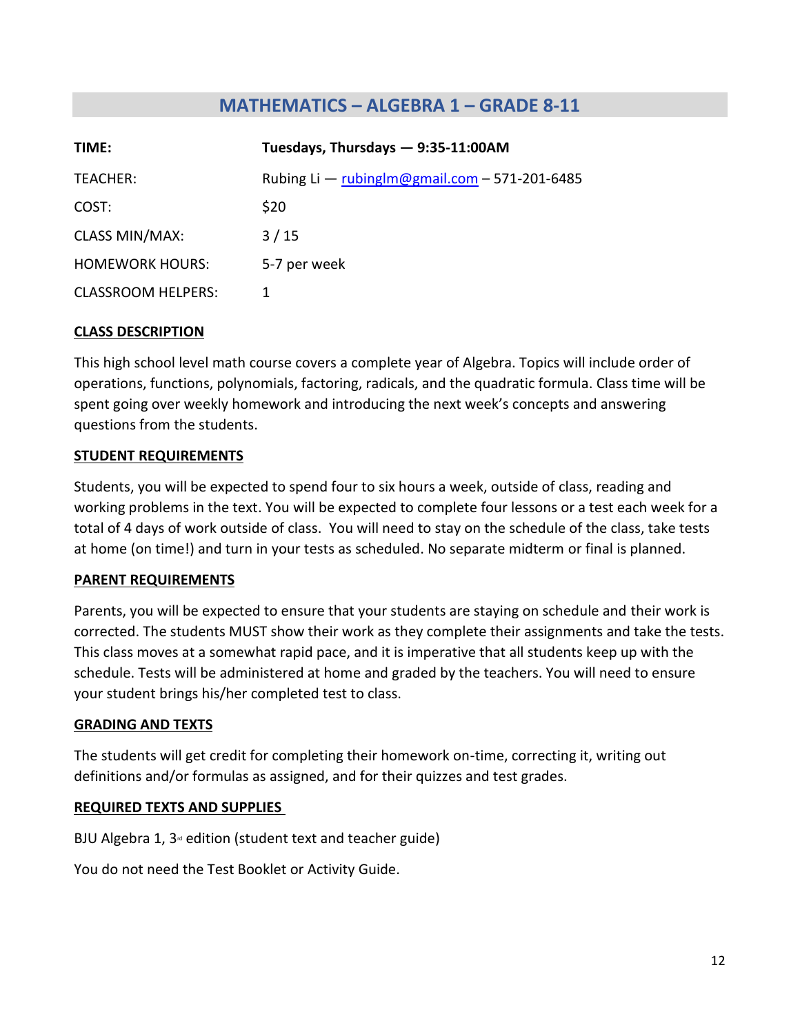## MATHEMATICS – ALGEBRA 1 – GRADE 8-11

| | |
|---|---|
| **TIME:** | **Tuesdays, Thursdays — 9:35-11:00AM** |
| TEACHER: | Rubing Li — rubinglm@gmail.com – 571-201-6485 |
| COST: | $20 |
| CLASS MIN/MAX: | 3 / 15 |
| HOMEWORK HOURS: | 5-7 per week |
| CLASSROOM HELPERS: | 1 |

### CLASS DESCRIPTION

This high school level math course covers a complete year of Algebra. Topics will include order of operations, functions, polynomials, factoring, radicals, and the quadratic formula. Class time will be spent going over weekly homework and introducing the next week's concepts and answering questions from the students.

### STUDENT REQUIREMENTS

Students, you will be expected to spend four to six hours a week, outside of class, reading and working problems in the text. You will be expected to complete four lessons or a test each week for a total of 4 days of work outside of class. You will need to stay on the schedule of the class, take tests at home (on time!) and turn in your tests as scheduled. No separate midterm or final is planned.

### PARENT REQUIREMENTS

Parents, you will be expected to ensure that your students are staying on schedule and their work is corrected. The students MUST show their work as they complete their assignments and take the tests. This class moves at a somewhat rapid pace, and it is imperative that all students keep up with the schedule. Tests will be administered at home and graded by the teachers. You will need to ensure your student brings his/her completed test to class.

### GRADING AND TEXTS

The students will get credit for completing their homework on-time, correcting it, writing out definitions and/or formulas as assigned, and for their quizzes and test grades.

### REQUIRED TEXTS AND SUPPLIES

BJU Algebra 1, 3rd edition (student text and teacher guide)

You do not need the Test Booklet or Activity Guide.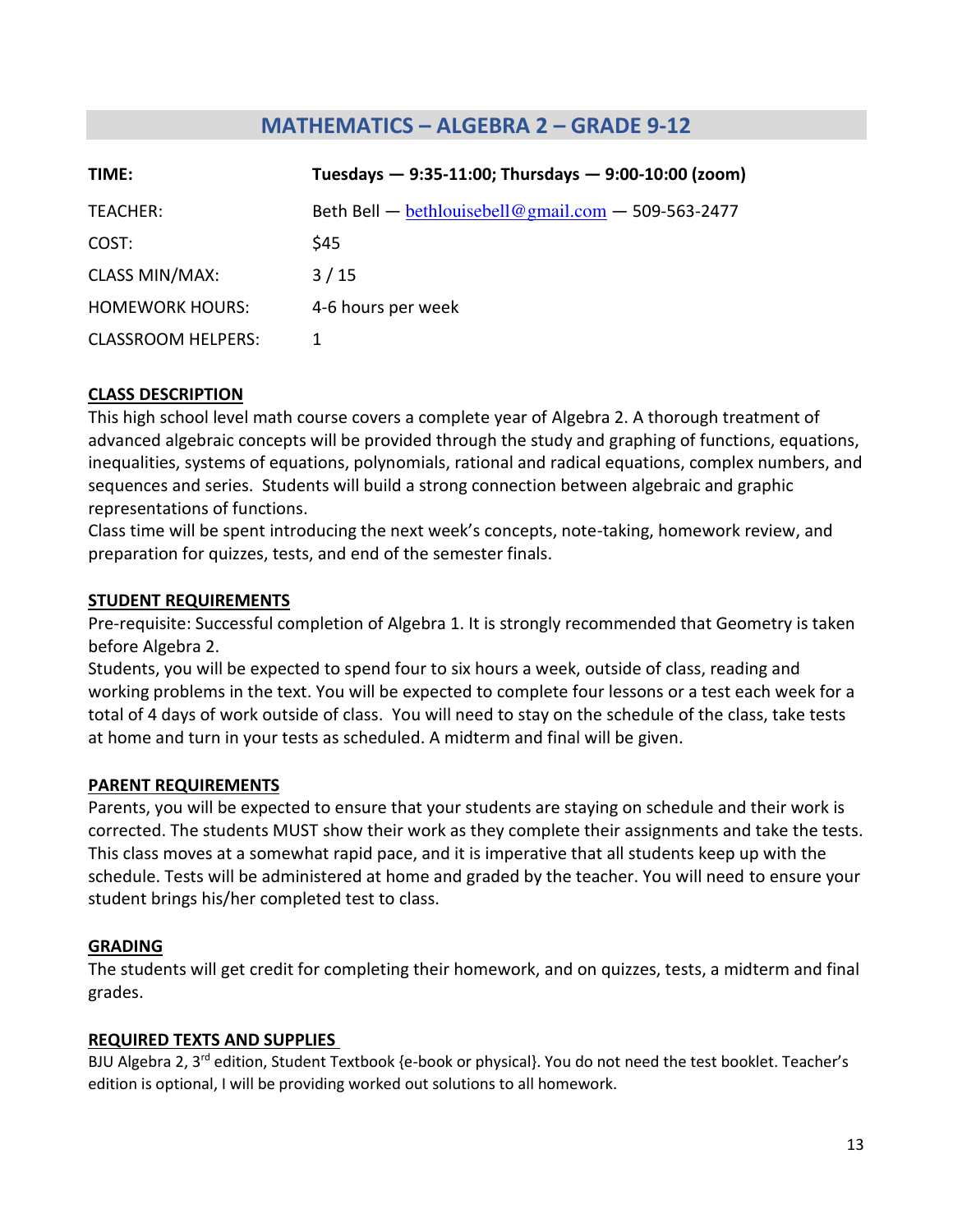# MATHEMATICS – ALGEBRA 2 – GRADE 9-12

| | |
|---|---|
| **TIME:** | **Tuesdays — 9:35-11:00; Thursdays — 9:00-10:00 (zoom)** |
| TEACHER: | Beth Bell — bethlouisebell@gmail.com — 509-563-2477 |
| COST: | $45 |
| CLASS MIN/MAX: | 3 / 15 |
| HOMEWORK HOURS: | 4-6 hours per week |
| CLASSROOM HELPERS: | 1 |

**CLASS DESCRIPTION**

This high school level math course covers a complete year of Algebra 2. A thorough treatment of advanced algebraic concepts will be provided through the study and graphing of functions, equations, inequalities, systems of equations, polynomials, rational and radical equations, complex numbers, and sequences and series. Students will build a strong connection between algebraic and graphic representations of functions.

Class time will be spent introducing the next week's concepts, note-taking, homework review, and preparation for quizzes, tests, and end of the semester finals.

**STUDENT REQUIREMENTS**

Pre-requisite: Successful completion of Algebra 1. It is strongly recommended that Geometry is taken before Algebra 2.

Students, you will be expected to spend four to six hours a week, outside of class, reading and working problems in the text. You will be expected to complete four lessons or a test each week for a total of 4 days of work outside of class. You will need to stay on the schedule of the class, take tests at home and turn in your tests as scheduled. A midterm and final will be given.

**PARENT REQUIREMENTS**

Parents, you will be expected to ensure that your students are staying on schedule and their work is corrected. The students MUST show their work as they complete their assignments and take the tests. This class moves at a somewhat rapid pace, and it is imperative that all students keep up with the schedule. Tests will be administered at home and graded by the teacher. You will need to ensure your student brings his/her completed test to class.

**GRADING**

The students will get credit for completing their homework, and on quizzes, tests, a midterm and final grades.

**REQUIRED TEXTS AND SUPPLIES**

BJU Algebra 2, 3rd edition, Student Textbook {e-book or physical}. You do not need the test booklet. Teacher's edition is optional, I will be providing worked out solutions to all homework.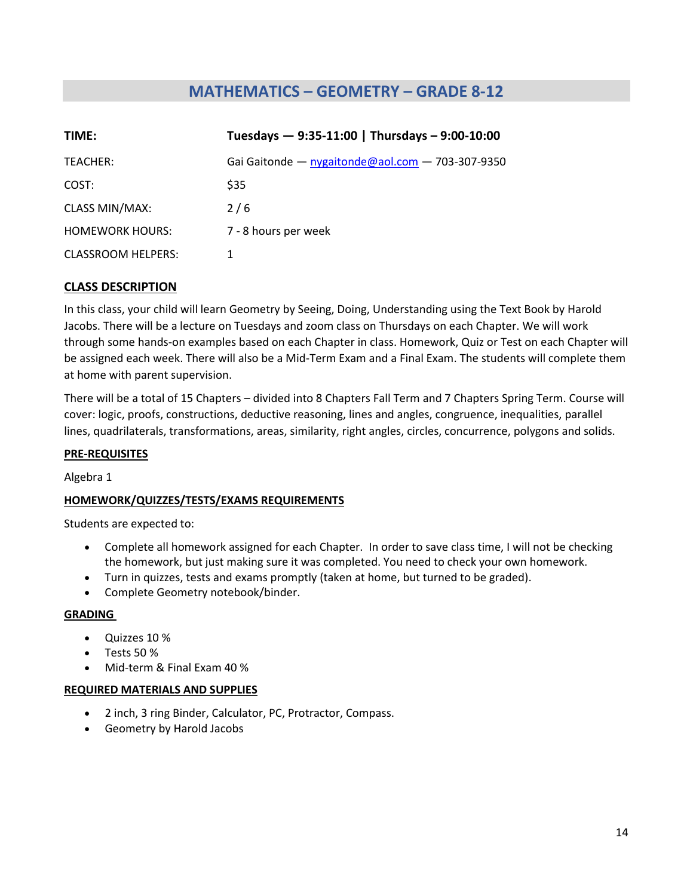# MATHEMATICS – GEOMETRY – GRADE 8-12

| | |
|---|---|
| **TIME:** | **Tuesdays — 9:35-11:00 \| Thursdays – 9:00-10:00** |
| TEACHER: | Gai Gaitonde — nygaitonde@aol.com — 703-307-9350 |
| COST: | $35 |
| CLASS MIN/MAX: | 2 / 6 |
| HOMEWORK HOURS: | 7 - 8 hours per week |
| CLASSROOM HELPERS: | 1 |

**CLASS DESCRIPTION**

In this class, your child will learn Geometry by Seeing, Doing, Understanding using the Text Book by Harold Jacobs. There will be a lecture on Tuesdays and zoom class on Thursdays on each Chapter. We will work through some hands-on examples based on each Chapter in class. Homework, Quiz or Test on each Chapter will be assigned each week. There will also be a Mid-Term Exam and a Final Exam. The students will complete them at home with parent supervision.

There will be a total of 15 Chapters – divided into 8 Chapters Fall Term and 7 Chapters Spring Term. Course will cover: logic, proofs, constructions, deductive reasoning, lines and angles, congruence, inequalities, parallel lines, quadrilaterals, transformations, areas, similarity, right angles, circles, concurrence, polygons and solids.

**PRE-REQUISITES**

Algebra 1

**HOMEWORK/QUIZZES/TESTS/EXAMS REQUIREMENTS**

Students are expected to:

- Complete all homework assigned for each Chapter. In order to save class time, I will not be checking the homework, but just making sure it was completed. You need to check your own homework.
- Turn in quizzes, tests and exams promptly (taken at home, but turned to be graded).
- Complete Geometry notebook/binder.

**GRADING**

- Quizzes 10 %
- Tests 50 %
- Mid-term & Final Exam 40 %

**REQUIRED MATERIALS AND SUPPLIES**

- 2 inch, 3 ring Binder, Calculator, PC, Protractor, Compass.
- Geometry by Harold Jacobs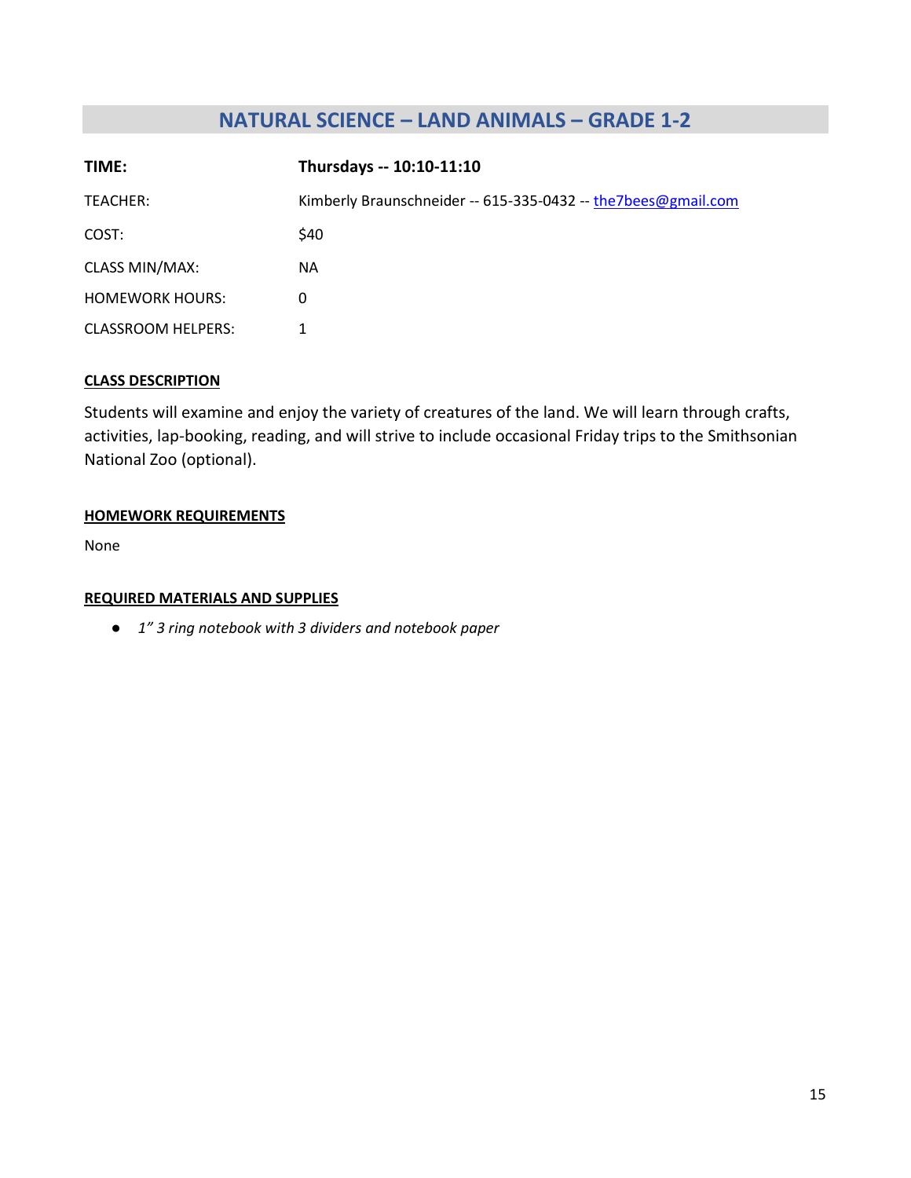## NATURAL SCIENCE – LAND ANIMALS – GRADE 1-2

| | |
|---|---|
| **TIME:** | **Thursdays -- 10:10-11:10** |
| TEACHER: | Kimberly Braunschneider -- 615-335-0432 -- the7bees@gmail.com |
| COST: | $40 |
| CLASS MIN/MAX: | NA |
| HOMEWORK HOURS: | 0 |
| CLASSROOM HELPERS: | 1 |

**CLASS DESCRIPTION**

Students will examine and enjoy the variety of creatures of the land. We will learn through crafts, activities, lap-booking, reading, and will strive to include occasional Friday trips to the Smithsonian National Zoo (optional).

**HOMEWORK REQUIREMENTS**

None

**REQUIRED MATERIALS AND SUPPLIES**

- *1" 3 ring notebook with 3 dividers and notebook paper*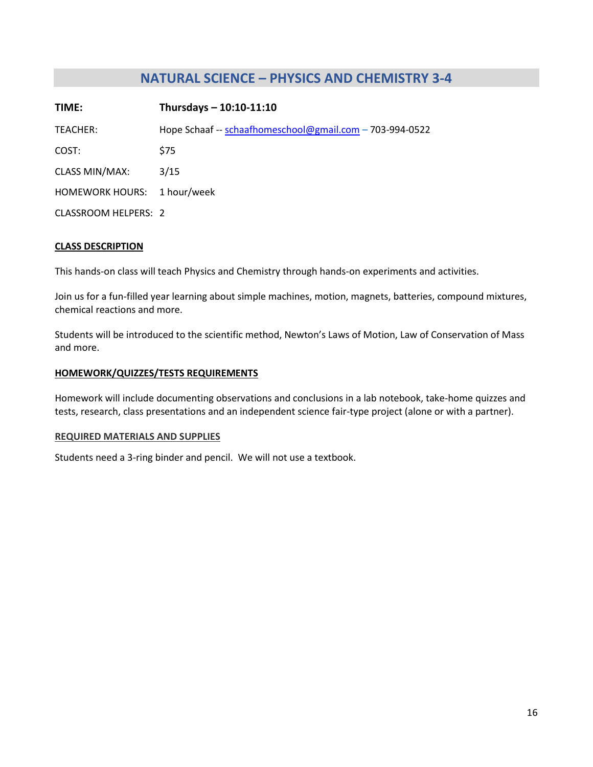## NATURAL SCIENCE – PHYSICS AND CHEMISTRY 3-4

**TIME:** **Thursdays – 10:10-11:10**

TEACHER: Hope Schaaf -- schaafhomeschool@gmail.com – 703-994-0522

COST: $75

CLASS MIN/MAX: 3/15

HOMEWORK HOURS: 1 hour/week

CLASSROOM HELPERS: 2

**CLASS DESCRIPTION**

This hands-on class will teach Physics and Chemistry through hands-on experiments and activities.

Join us for a fun-filled year learning about simple machines, motion, magnets, batteries, compound mixtures, chemical reactions and more.

Students will be introduced to the scientific method, Newton's Laws of Motion, Law of Conservation of Mass and more.

**HOMEWORK/QUIZZES/TESTS REQUIREMENTS**

Homework will include documenting observations and conclusions in a lab notebook, take-home quizzes and tests, research, class presentations and an independent science fair-type project (alone or with a partner).

**REQUIRED MATERIALS AND SUPPLIES**

Students need a 3-ring binder and pencil. We will not use a textbook.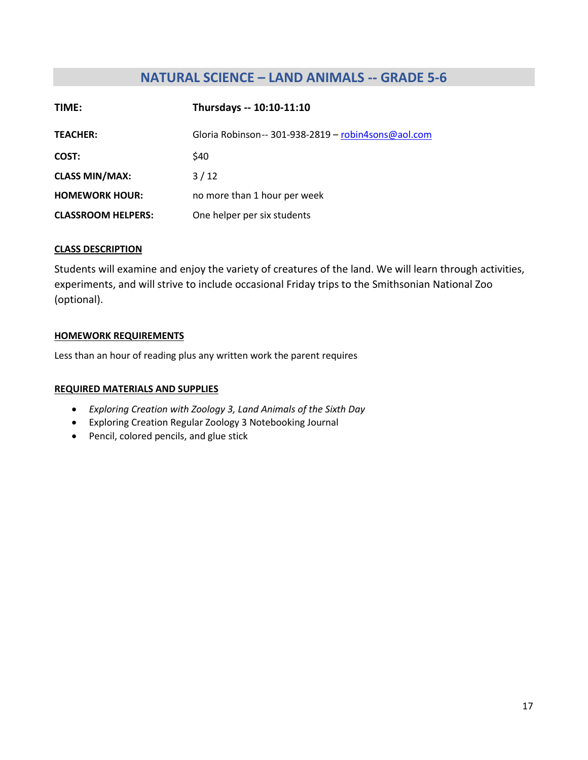## NATURAL SCIENCE – LAND ANIMALS -- GRADE 5-6

| | |
|---|---|
| **TIME:** | **Thursdays -- 10:10-11:10** |
| **TEACHER:** | Gloria Robinson-- 301-938-2819 – robin4sons@aol.com |
| **COST:** | $40 |
| **CLASS MIN/MAX:** | 3 / 12 |
| **HOMEWORK HOUR:** | no more than 1 hour per week |
| **CLASSROOM HELPERS:** | One helper per six students |

**CLASS DESCRIPTION**

Students will examine and enjoy the variety of creatures of the land. We will learn through activities, experiments, and will strive to include occasional Friday trips to the Smithsonian National Zoo (optional).

**HOMEWORK REQUIREMENTS**

Less than an hour of reading plus any written work the parent requires

**REQUIRED MATERIALS AND SUPPLIES**

- *Exploring Creation with Zoology 3, Land Animals of the Sixth Day*
- Exploring Creation Regular Zoology 3 Notebooking Journal
- Pencil, colored pencils, and glue stick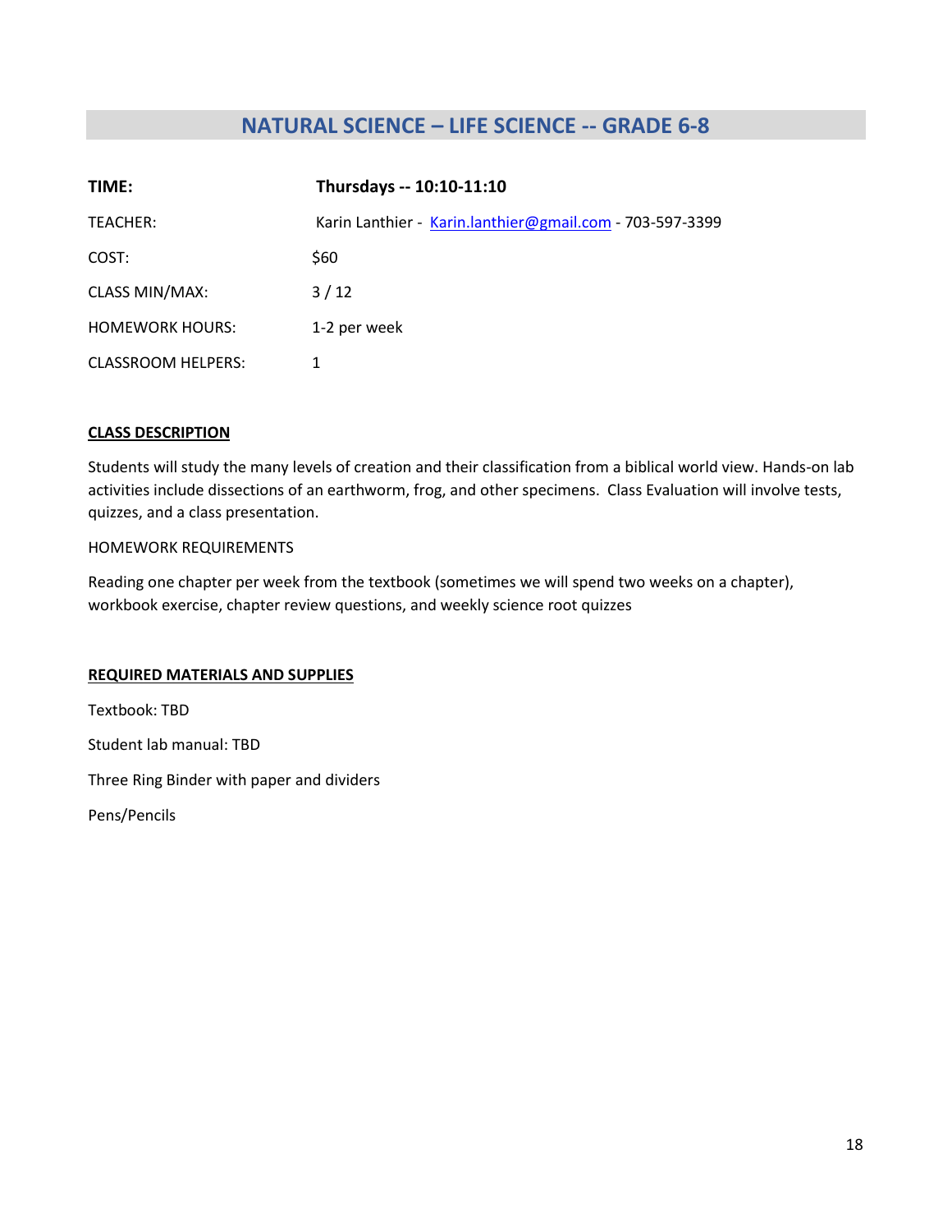# NATURAL SCIENCE – LIFE SCIENCE -- GRADE 6-8

| | |
|---|---|
| **TIME:** | **Thursdays -- 10:10-11:10** |
| TEACHER: | Karin Lanthier - Karin.lanthier@gmail.com - 703-597-3399 |
| COST: | $60 |
| CLASS MIN/MAX: | 3 / 12 |
| HOMEWORK HOURS: | 1-2 per week |
| CLASSROOM HELPERS: | 1 |

**CLASS DESCRIPTION**

Students will study the many levels of creation and their classification from a biblical world view. Hands-on lab activities include dissections of an earthworm, frog, and other specimens. Class Evaluation will involve tests, quizzes, and a class presentation.

HOMEWORK REQUIREMENTS

Reading one chapter per week from the textbook (sometimes we will spend two weeks on a chapter), workbook exercise, chapter review questions, and weekly science root quizzes

**REQUIRED MATERIALS AND SUPPLIES**

Textbook: TBD

Student lab manual: TBD

Three Ring Binder with paper and dividers

Pens/Pencils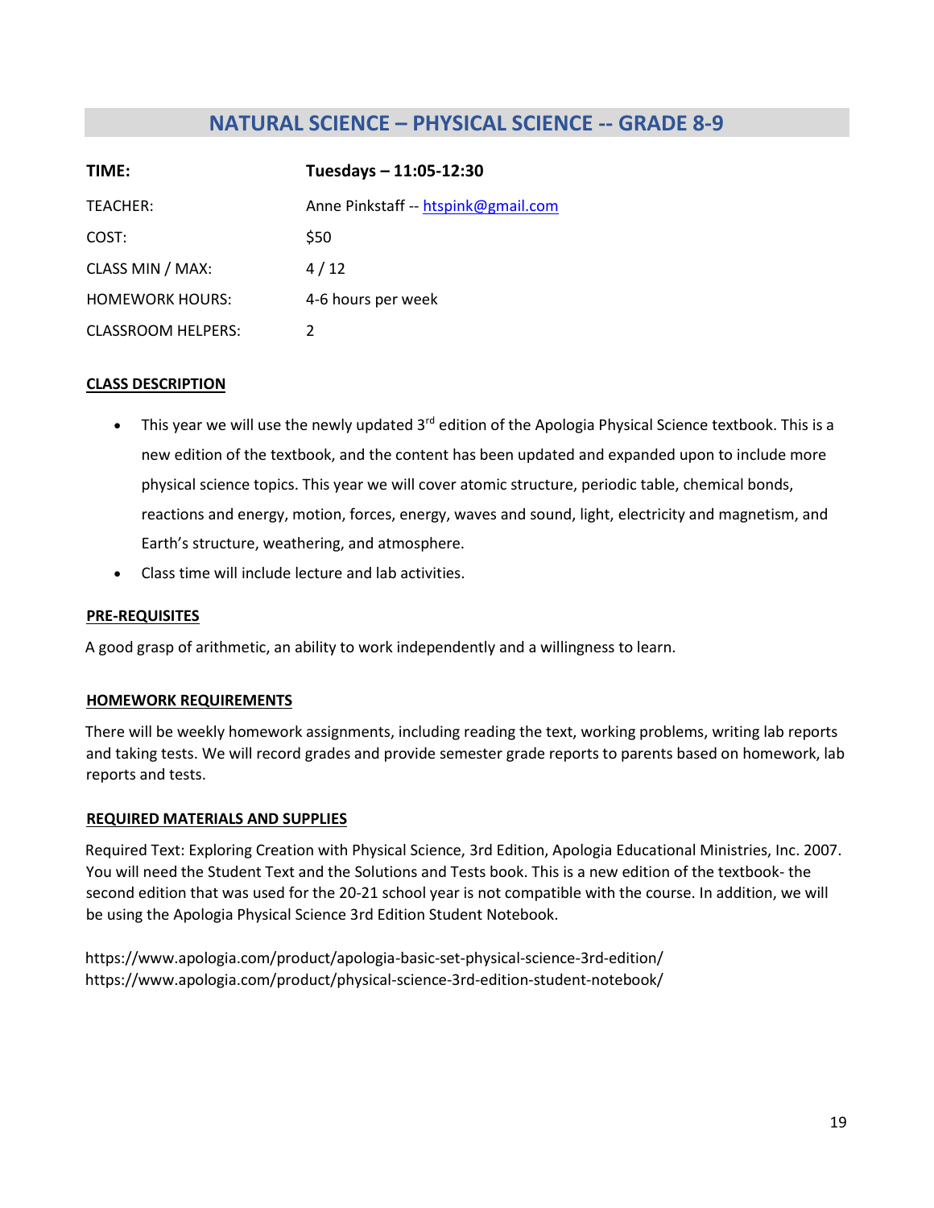## NATURAL SCIENCE – PHYSICAL SCIENCE -- GRADE 8-9

| | |
|---|---|
| **TIME:** | **Tuesdays – 11:05-12:30** |
| TEACHER: | Anne Pinkstaff -- htspink@gmail.com |
| COST: | $50 |
| CLASS MIN / MAX: | 4 / 12 |
| HOMEWORK HOURS: | 4-6 hours per week |
| CLASSROOM HELPERS: | 2 |

### CLASS DESCRIPTION

- This year we will use the newly updated 3rd edition of the Apologia Physical Science textbook. This is a new edition of the textbook, and the content has been updated and expanded upon to include more physical science topics. This year we will cover atomic structure, periodic table, chemical bonds, reactions and energy, motion, forces, energy, waves and sound, light, electricity and magnetism, and Earth's structure, weathering, and atmosphere.
- Class time will include lecture and lab activities.

### PRE-REQUISITES

A good grasp of arithmetic, an ability to work independently and a willingness to learn.

### HOMEWORK REQUIREMENTS

There will be weekly homework assignments, including reading the text, working problems, writing lab reports and taking tests. We will record grades and provide semester grade reports to parents based on homework, lab reports and tests.

### REQUIRED MATERIALS AND SUPPLIES

Required Text: Exploring Creation with Physical Science, 3rd Edition, Apologia Educational Ministries, Inc. 2007. You will need the Student Text and the Solutions and Tests book. This is a new edition of the textbook- the second edition that was used for the 20-21 school year is not compatible with the course. In addition, we will be using the Apologia Physical Science 3rd Edition Student Notebook.

https://www.apologia.com/product/apologia-basic-set-physical-science-3rd-edition/
https://www.apologia.com/product/physical-science-3rd-edition-student-notebook/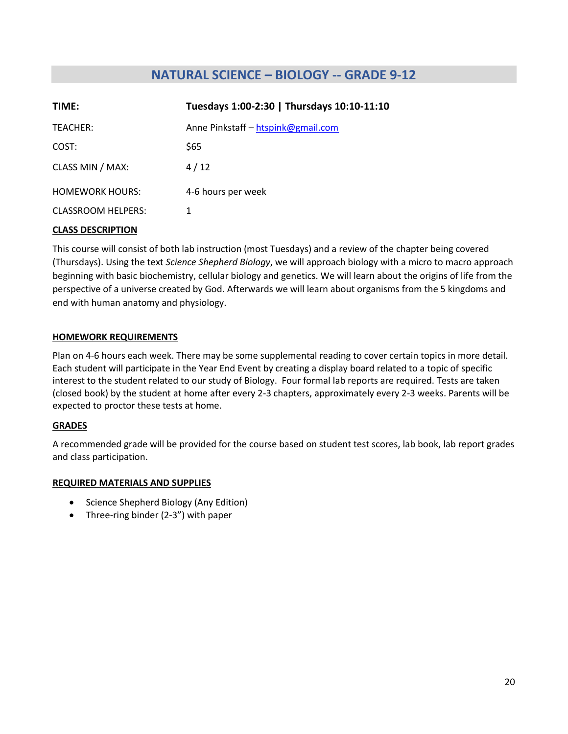## NATURAL SCIENCE – BIOLOGY -- GRADE 9-12

| | |
|---|---|
| **TIME:** | **Tuesdays 1:00-2:30 \| Thursdays 10:10-11:10** |
| TEACHER: | Anne Pinkstaff – htspink@gmail.com |
| COST: | $65 |
| CLASS MIN / MAX: | 4 / 12 |
| HOMEWORK HOURS: | 4-6 hours per week |
| CLASSROOM HELPERS: | 1 |

**CLASS DESCRIPTION**

This course will consist of both lab instruction (most Tuesdays) and a review of the chapter being covered (Thursdays). Using the text *Science Shepherd Biology*, we will approach biology with a micro to macro approach beginning with basic biochemistry, cellular biology and genetics. We will learn about the origins of life from the perspective of a universe created by God. Afterwards we will learn about organisms from the 5 kingdoms and end with human anatomy and physiology.

**HOMEWORK REQUIREMENTS**

Plan on 4-6 hours each week. There may be some supplemental reading to cover certain topics in more detail. Each student will participate in the Year End Event by creating a display board related to a topic of specific interest to the student related to our study of Biology. Four formal lab reports are required. Tests are taken (closed book) by the student at home after every 2-3 chapters, approximately every 2-3 weeks. Parents will be expected to proctor these tests at home.

**GRADES**

A recommended grade will be provided for the course based on student test scores, lab book, lab report grades and class participation.

**REQUIRED MATERIALS AND SUPPLIES**

- Science Shepherd Biology (Any Edition)
- Three-ring binder (2-3”) with paper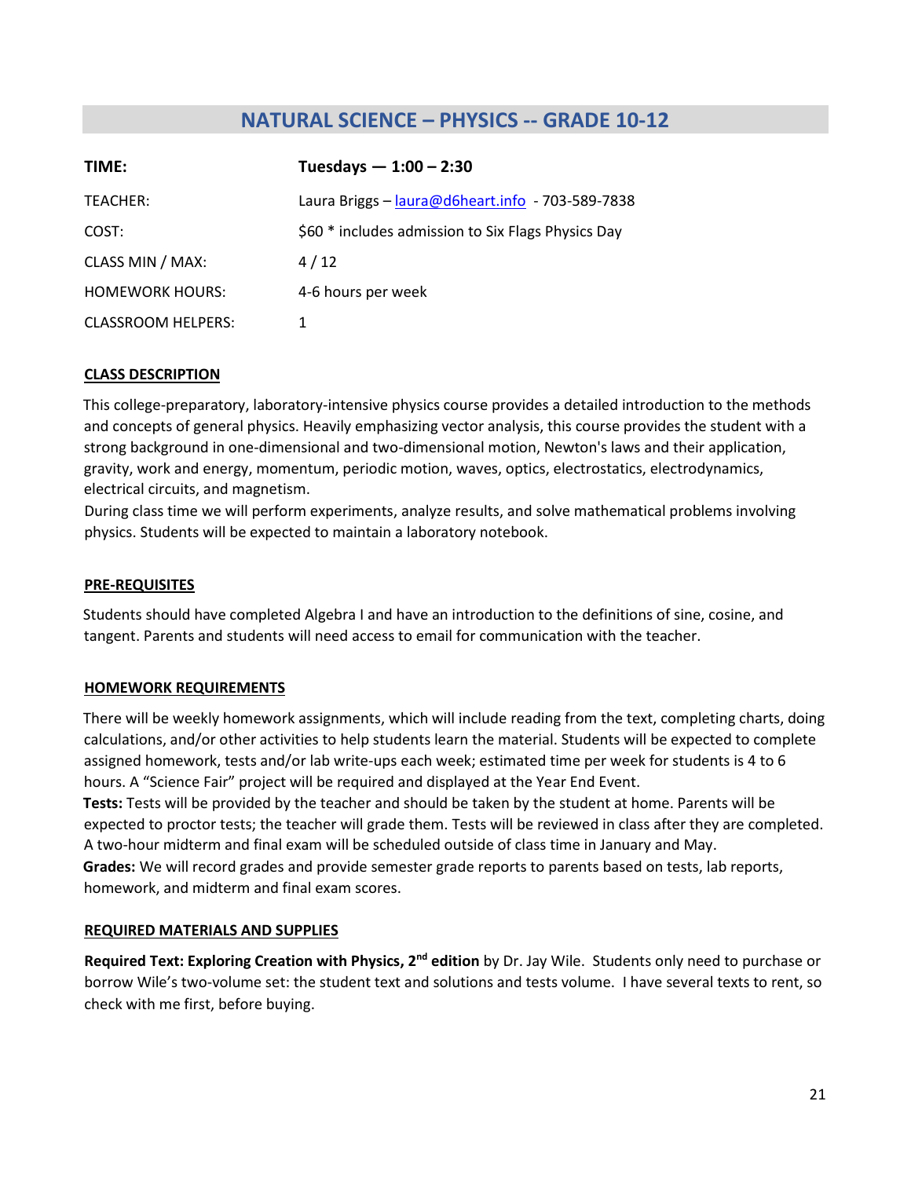## NATURAL SCIENCE – PHYSICS -- GRADE 10-12

| | |
|---|---|
| **TIME:** | **Tuesdays — 1:00 – 2:30** |
| TEACHER: | Laura Briggs – laura@d6heart.info - 703-589-7838 |
| COST: | $60 * includes admission to Six Flags Physics Day |
| CLASS MIN / MAX: | 4 / 12 |
| HOMEWORK HOURS: | 4-6 hours per week |
| CLASSROOM HELPERS: | 1 |

**CLASS DESCRIPTION**

This college-preparatory, laboratory-intensive physics course provides a detailed introduction to the methods and concepts of general physics. Heavily emphasizing vector analysis, this course provides the student with a strong background in one-dimensional and two-dimensional motion, Newton's laws and their application, gravity, work and energy, momentum, periodic motion, waves, optics, electrostatics, electrodynamics, electrical circuits, and magnetism.

During class time we will perform experiments, analyze results, and solve mathematical problems involving physics. Students will be expected to maintain a laboratory notebook.

**PRE-REQUISITES**

Students should have completed Algebra I and have an introduction to the definitions of sine, cosine, and tangent. Parents and students will need access to email for communication with the teacher.

**HOMEWORK REQUIREMENTS**

There will be weekly homework assignments, which will include reading from the text, completing charts, doing calculations, and/or other activities to help students learn the material. Students will be expected to complete assigned homework, tests and/or lab write-ups each week; estimated time per week for students is 4 to 6 hours. A "Science Fair" project will be required and displayed at the Year End Event.

**Tests:** Tests will be provided by the teacher and should be taken by the student at home. Parents will be expected to proctor tests; the teacher will grade them. Tests will be reviewed in class after they are completed. A two-hour midterm and final exam will be scheduled outside of class time in January and May.

**Grades:** We will record grades and provide semester grade reports to parents based on tests, lab reports, homework, and midterm and final exam scores.

**REQUIRED MATERIALS AND SUPPLIES**

**Required Text: Exploring Creation with Physics, 2nd edition** by Dr. Jay Wile. Students only need to purchase or borrow Wile's two-volume set: the student text and solutions and tests volume. I have several texts to rent, so check with me first, before buying.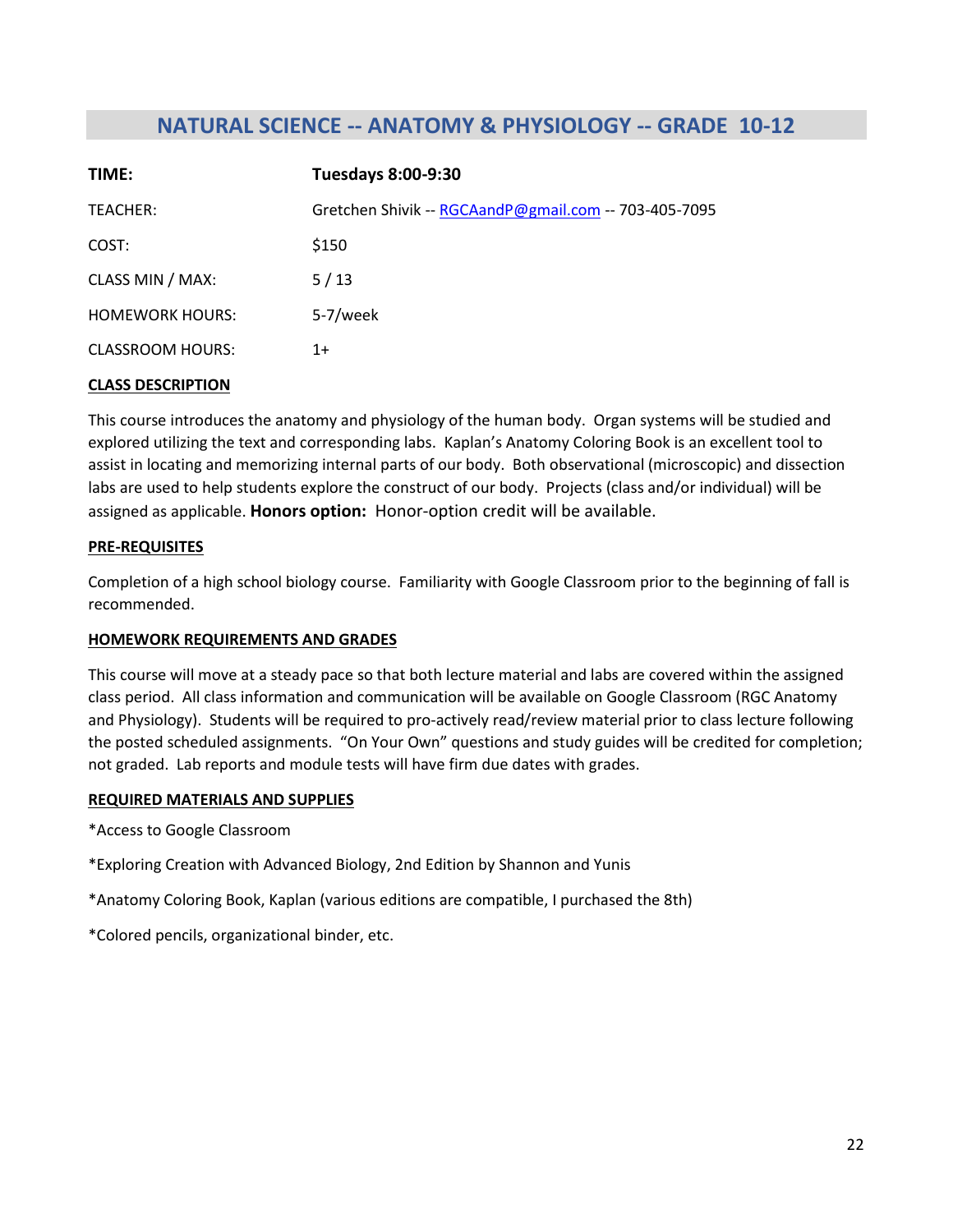## NATURAL SCIENCE -- ANATOMY & PHYSIOLOGY -- GRADE 10-12

| | |
|---|---|
| **TIME:** | **Tuesdays 8:00-9:30** |
| TEACHER: | Gretchen Shivik -- RGCAandP@gmail.com -- 703-405-7095 |
| COST: | $150 |
| CLASS MIN / MAX: | 5 / 13 |
| HOMEWORK HOURS: | 5-7/week |
| CLASSROOM HOURS: | 1+ |

**CLASS DESCRIPTION**

This course introduces the anatomy and physiology of the human body. Organ systems will be studied and explored utilizing the text and corresponding labs. Kaplan's Anatomy Coloring Book is an excellent tool to assist in locating and memorizing internal parts of our body. Both observational (microscopic) and dissection labs are used to help students explore the construct of our body. Projects (class and/or individual) will be assigned as applicable. **Honors option:** Honor-option credit will be available.

**PRE-REQUISITES**

Completion of a high school biology course. Familiarity with Google Classroom prior to the beginning of fall is recommended.

**HOMEWORK REQUIREMENTS AND GRADES**

This course will move at a steady pace so that both lecture material and labs are covered within the assigned class period. All class information and communication will be available on Google Classroom (RGC Anatomy and Physiology). Students will be required to pro-actively read/review material prior to class lecture following the posted scheduled assignments. "On Your Own" questions and study guides will be credited for completion; not graded. Lab reports and module tests will have firm due dates with grades.

**REQUIRED MATERIALS AND SUPPLIES**

*Access to Google Classroom

*Exploring Creation with Advanced Biology, 2nd Edition by Shannon and Yunis

*Anatomy Coloring Book, Kaplan (various editions are compatible, I purchased the 8th)

*Colored pencils, organizational binder, etc.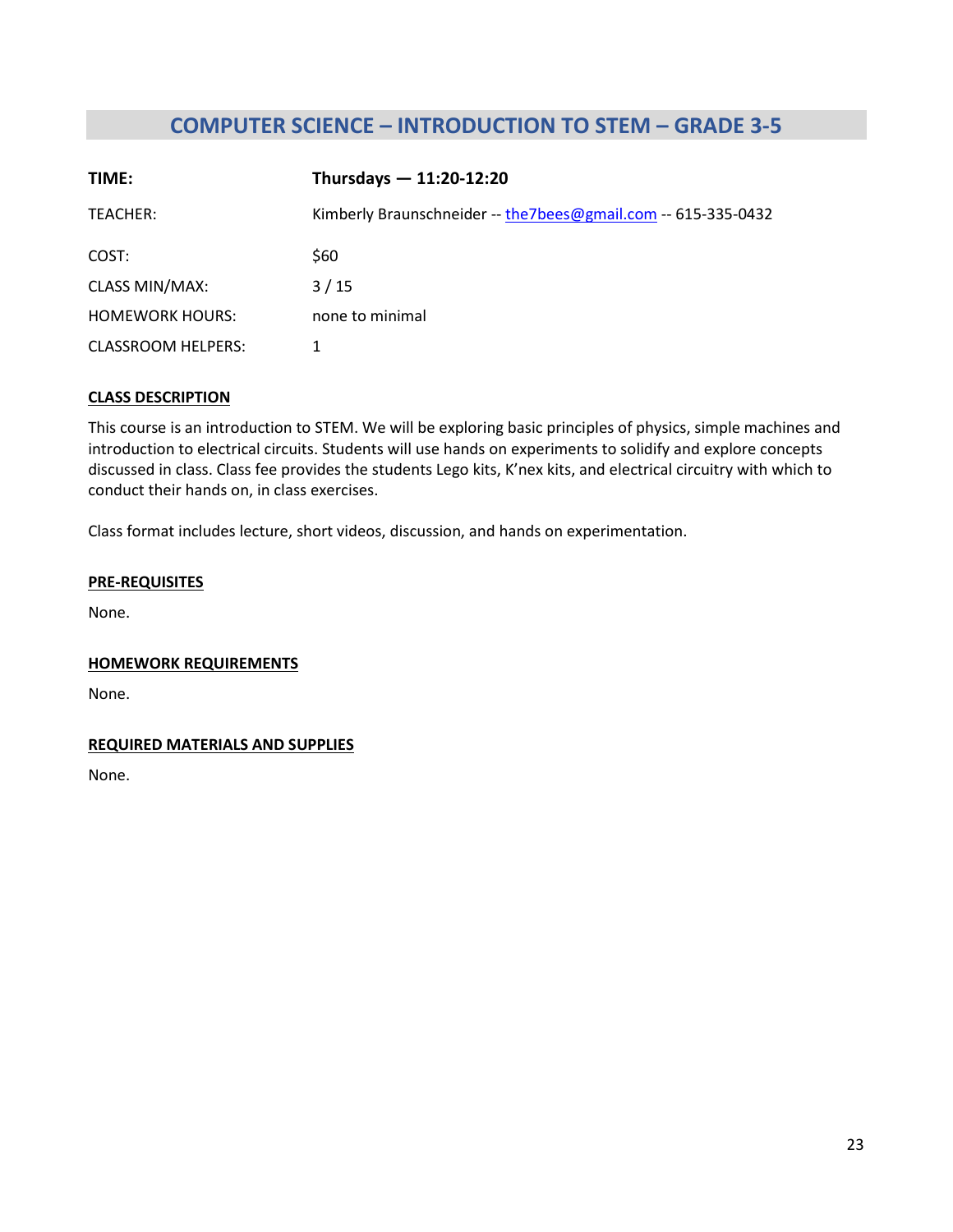## COMPUTER SCIENCE – INTRODUCTION TO STEM – GRADE 3-5

| **TIME:** | **Thursdays — 11:20-12:20** |
|---|---|
| TEACHER: | Kimberly Braunschneider -- the7bees@gmail.com -- 615-335-0432 |
| COST: | $60 |
| CLASS MIN/MAX: | 3 / 15 |
| HOMEWORK HOURS: | none to minimal |
| CLASSROOM HELPERS: | 1 |

**CLASS DESCRIPTION**

This course is an introduction to STEM. We will be exploring basic principles of physics, simple machines and introduction to electrical circuits. Students will use hands on experiments to solidify and explore concepts discussed in class. Class fee provides the students Lego kits, K'nex kits, and electrical circuitry with which to conduct their hands on, in class exercises.

Class format includes lecture, short videos, discussion, and hands on experimentation.

**PRE-REQUISITES**

None.

**HOMEWORK REQUIREMENTS**

None.

**REQUIRED MATERIALS AND SUPPLIES**

None.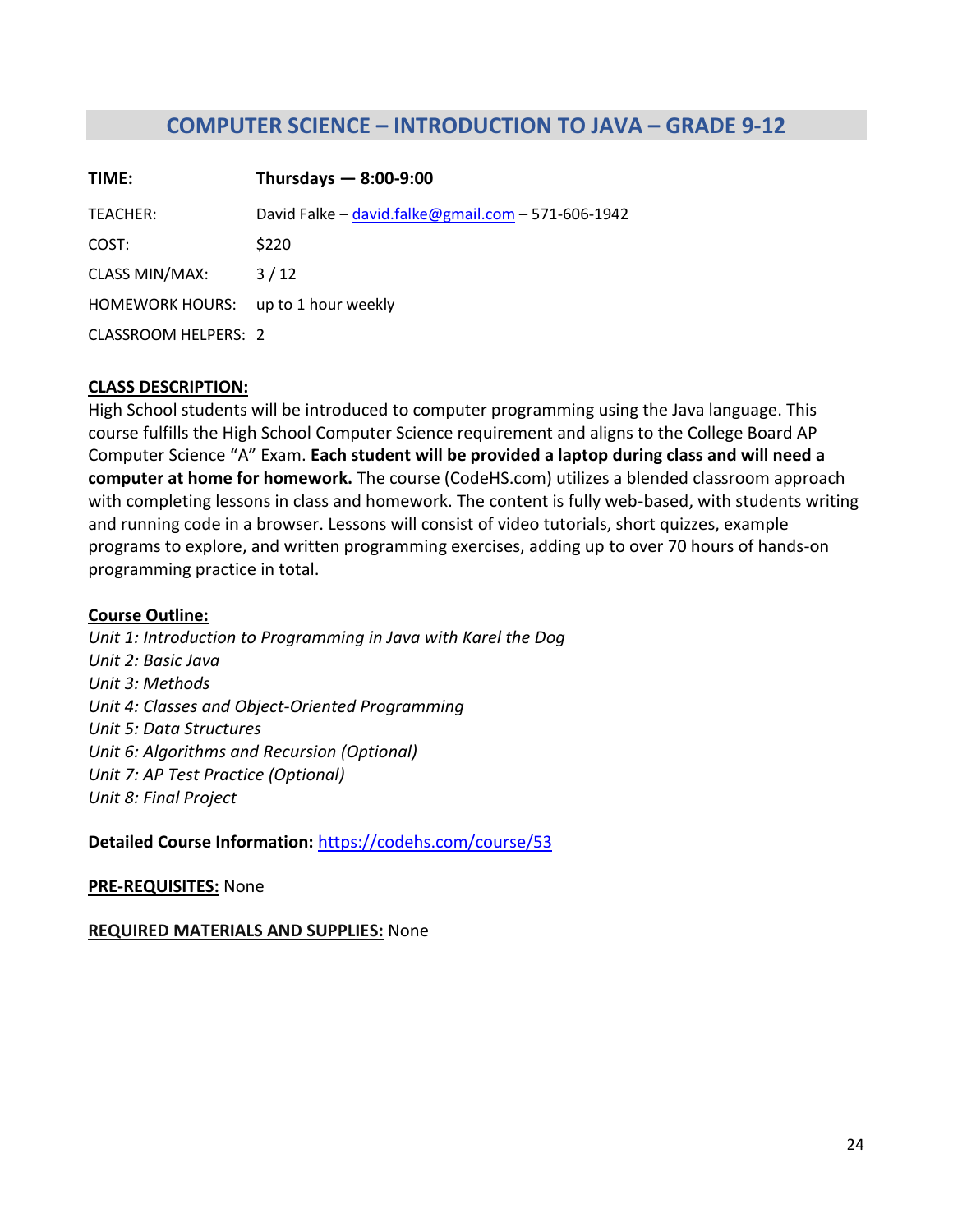## COMPUTER SCIENCE – INTRODUCTION TO JAVA – GRADE 9-12

| | |
|---|---|
| **TIME:** | **Thursdays — 8:00-9:00** |
| TEACHER: | David Falke – david.falke@gmail.com – 571-606-1942 |
| COST: | $220 |
| CLASS MIN/MAX: | 3 / 12 |
| HOMEWORK HOURS: | up to 1 hour weekly |
| CLASSROOM HELPERS: | 2 |

**CLASS DESCRIPTION:**
High School students will be introduced to computer programming using the Java language. This course fulfills the High School Computer Science requirement and aligns to the College Board AP Computer Science "A" Exam. **Each student will be provided a laptop during class and will need a computer at home for homework.** The course (CodeHS.com) utilizes a blended classroom approach with completing lessons in class and homework. The content is fully web-based, with students writing and running code in a browser. Lessons will consist of video tutorials, short quizzes, example programs to explore, and written programming exercises, adding up to over 70 hours of hands-on programming practice in total.

**Course Outline:**

*Unit 1: Introduction to Programming in Java with Karel the Dog*
*Unit 2: Basic Java*
*Unit 3: Methods*
*Unit 4: Classes and Object-Oriented Programming*
*Unit 5: Data Structures*
*Unit 6: Algorithms and Recursion (Optional)*
*Unit 7: AP Test Practice (Optional)*
*Unit 8: Final Project*

**Detailed Course Information:** https://codehs.com/course/53

**PRE-REQUISITES:** None

**REQUIRED MATERIALS AND SUPPLIES:** None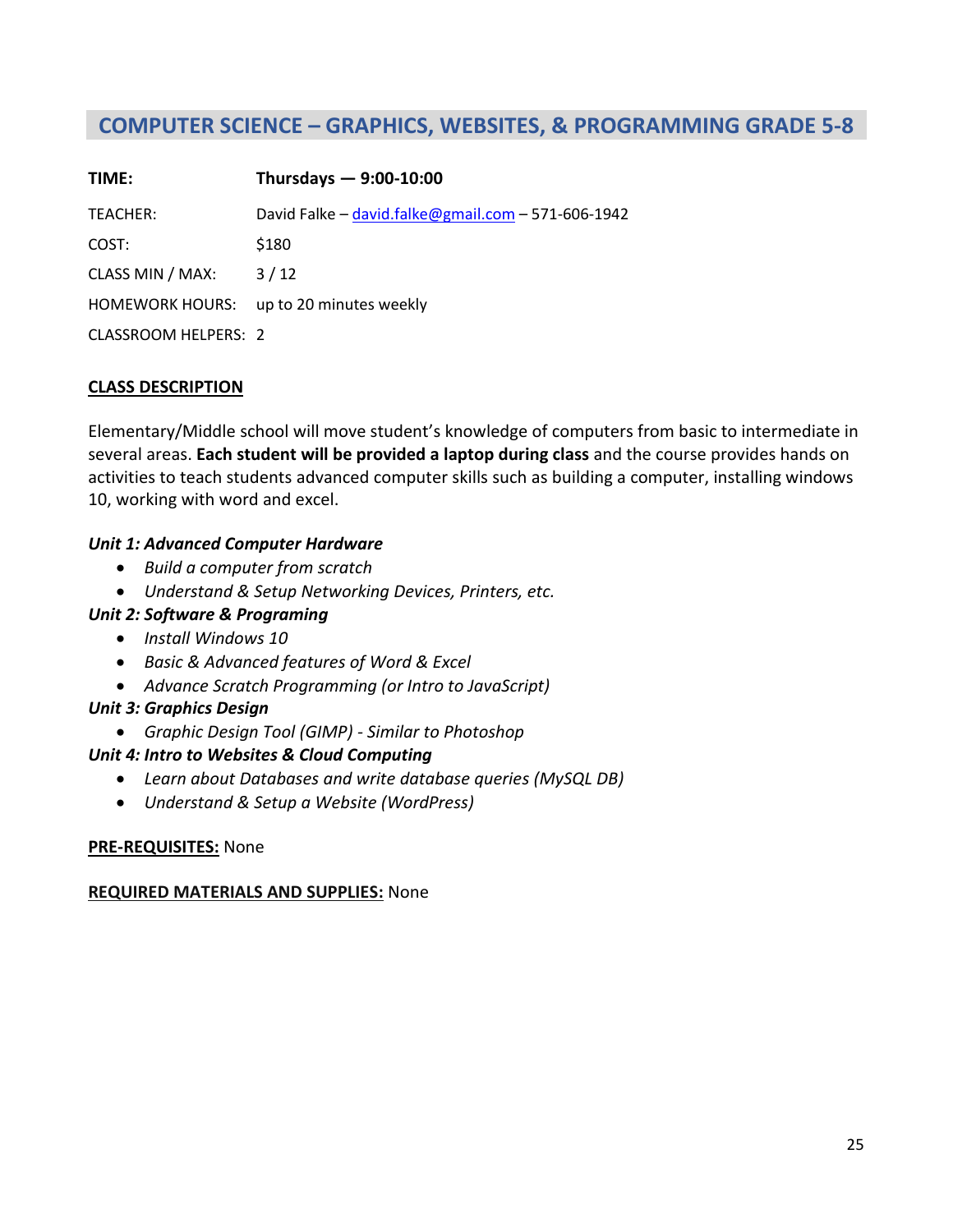## COMPUTER SCIENCE – GRAPHICS, WEBSITES, & PROGRAMMING GRADE 5-8

| | |
|---|---|
| **TIME:** | **Thursdays — 9:00-10:00** |
| TEACHER: | David Falke – david.falke@gmail.com – 571-606-1942 |
| COST: | $180 |
| CLASS MIN / MAX: | 3 / 12 |
| HOMEWORK HOURS: | up to 20 minutes weekly |
| CLASSROOM HELPERS: | 2 |

**CLASS DESCRIPTION**

Elementary/Middle school will move student's knowledge of computers from basic to intermediate in several areas. **Each student will be provided a laptop during class** and the course provides hands on activities to teach students advanced computer skills such as building a computer, installing windows 10, working with word and excel.

***Unit 1: Advanced Computer Hardware***

- *Build a computer from scratch*
- *Understand & Setup Networking Devices, Printers, etc.*

***Unit 2: Software & Programing***

- *Install Windows 10*
- *Basic & Advanced features of Word & Excel*
- *Advance Scratch Programming (or Intro to JavaScript)*

***Unit 3: Graphics Design***

- *Graphic Design Tool (GIMP) - Similar to Photoshop*

***Unit 4: Intro to Websites & Cloud Computing***

- *Learn about Databases and write database queries (MySQL DB)*
- *Understand & Setup a Website (WordPress)*

**PRE-REQUISITES:** None

**REQUIRED MATERIALS AND SUPPLIES:** None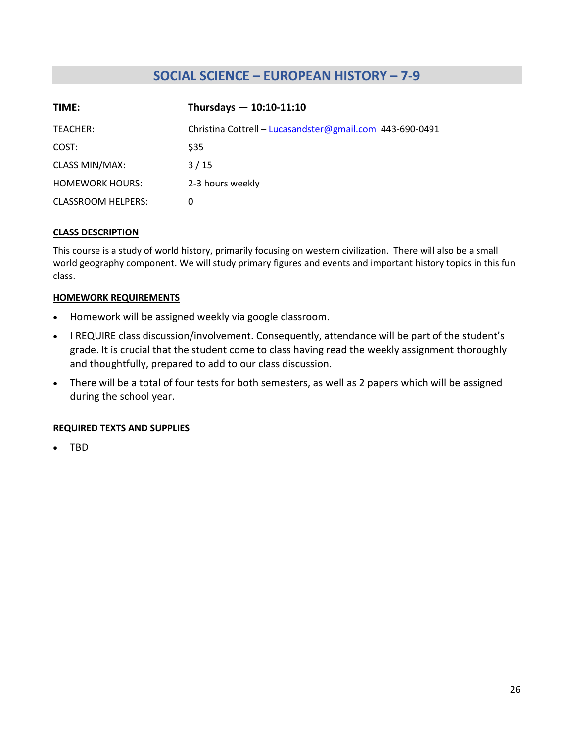## SOCIAL SCIENCE – EUROPEAN HISTORY – 7-9

| | |
|---|---|
| **TIME:** | **Thursdays — 10:10-11:10** |
| TEACHER: | Christina Cottrell – Lucasandster@gmail.com 443-690-0491 |
| COST: | $35 |
| CLASS MIN/MAX: | 3 / 15 |
| HOMEWORK HOURS: | 2-3 hours weekly |
| CLASSROOM HELPERS: | 0 |

**CLASS DESCRIPTION**

This course is a study of world history, primarily focusing on western civilization. There will also be a small world geography component. We will study primary figures and events and important history topics in this fun class.

**HOMEWORK REQUIREMENTS**

- Homework will be assigned weekly via google classroom.
- I REQUIRE class discussion/involvement. Consequently, attendance will be part of the student's grade. It is crucial that the student come to class having read the weekly assignment thoroughly and thoughtfully, prepared to add to our class discussion.
- There will be a total of four tests for both semesters, as well as 2 papers which will be assigned during the school year.

**REQUIRED TEXTS AND SUPPLIES**

- TBD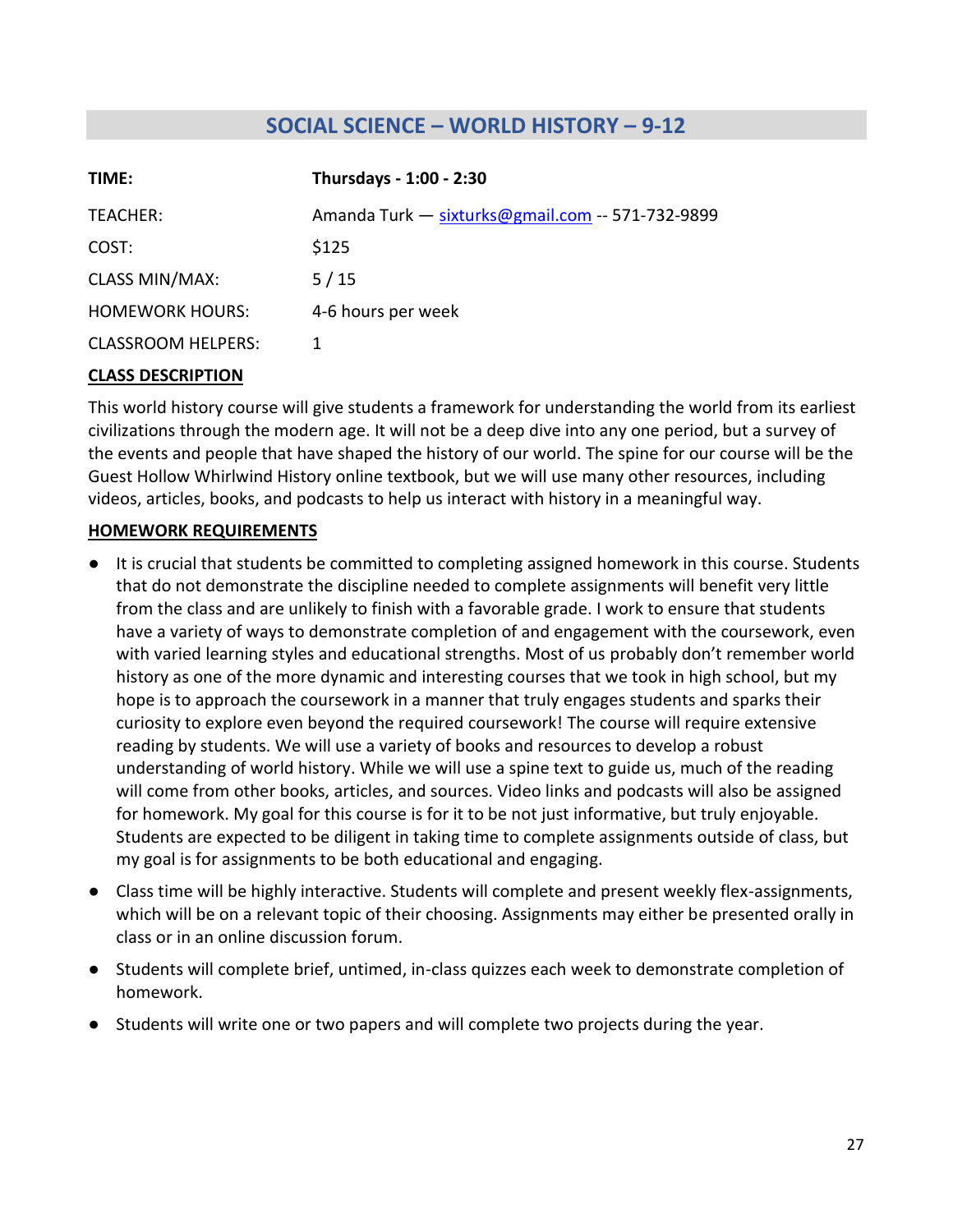## SOCIAL SCIENCE – WORLD HISTORY – 9-12

| | |
|---|---|
| **TIME:** | **Thursdays - 1:00 - 2:30** |
| TEACHER: | Amanda Turk — sixturks@gmail.com -- 571-732-9899 |
| COST: | $125 |
| CLASS MIN/MAX: | 5 / 15 |
| HOMEWORK HOURS: | 4-6 hours per week |
| CLASSROOM HELPERS: | 1 |

### CLASS DESCRIPTION

This world history course will give students a framework for understanding the world from its earliest civilizations through the modern age. It will not be a deep dive into any one period, but a survey of the events and people that have shaped the history of our world. The spine for our course will be the Guest Hollow Whirlwind History online textbook, but we will use many other resources, including videos, articles, books, and podcasts to help us interact with history in a meaningful way.

### HOMEWORK REQUIREMENTS

- It is crucial that students be committed to completing assigned homework in this course. Students that do not demonstrate the discipline needed to complete assignments will benefit very little from the class and are unlikely to finish with a favorable grade. I work to ensure that students have a variety of ways to demonstrate completion of and engagement with the coursework, even with varied learning styles and educational strengths. Most of us probably don't remember world history as one of the more dynamic and interesting courses that we took in high school, but my hope is to approach the coursework in a manner that truly engages students and sparks their curiosity to explore even beyond the required coursework! The course will require extensive reading by students. We will use a variety of books and resources to develop a robust understanding of world history. While we will use a spine text to guide us, much of the reading will come from other books, articles, and sources. Video links and podcasts will also be assigned for homework. My goal for this course is for it to be not just informative, but truly enjoyable. Students are expected to be diligent in taking time to complete assignments outside of class, but my goal is for assignments to be both educational and engaging.
- Class time will be highly interactive. Students will complete and present weekly flex-assignments, which will be on a relevant topic of their choosing. Assignments may either be presented orally in class or in an online discussion forum.
- Students will complete brief, untimed, in-class quizzes each week to demonstrate completion of homework.
- Students will write one or two papers and will complete two projects during the year.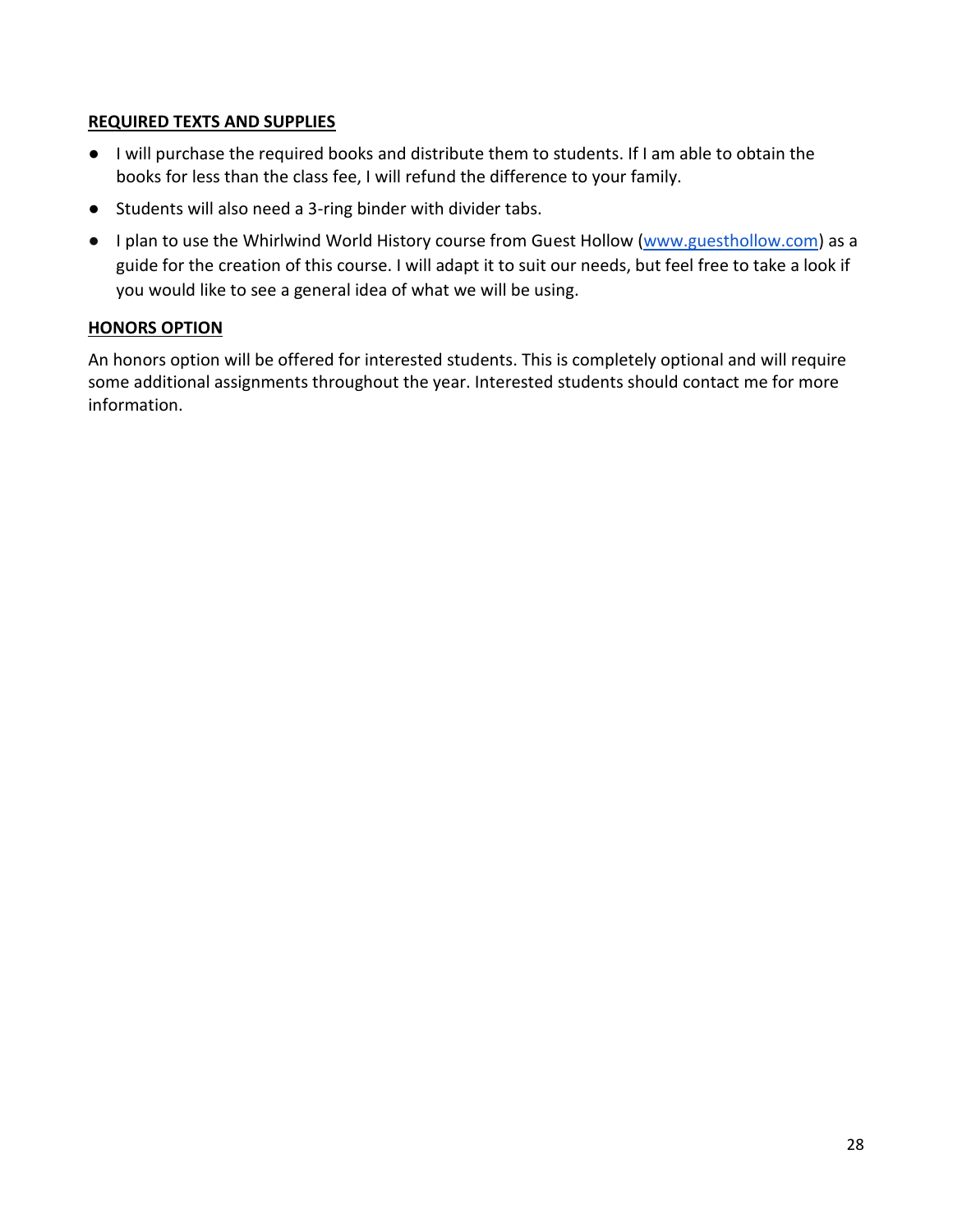**REQUIRED TEXTS AND SUPPLIES**

- I will purchase the required books and distribute them to students. If I am able to obtain the books for less than the class fee, I will refund the difference to your family.
- Students will also need a 3-ring binder with divider tabs.
- I plan to use the Whirlwind World History course from Guest Hollow (www.guesthollow.com) as a guide for the creation of this course. I will adapt it to suit our needs, but feel free to take a look if you would like to see a general idea of what we will be using.

**HONORS OPTION**

An honors option will be offered for interested students. This is completely optional and will require some additional assignments throughout the year. Interested students should contact me for more information.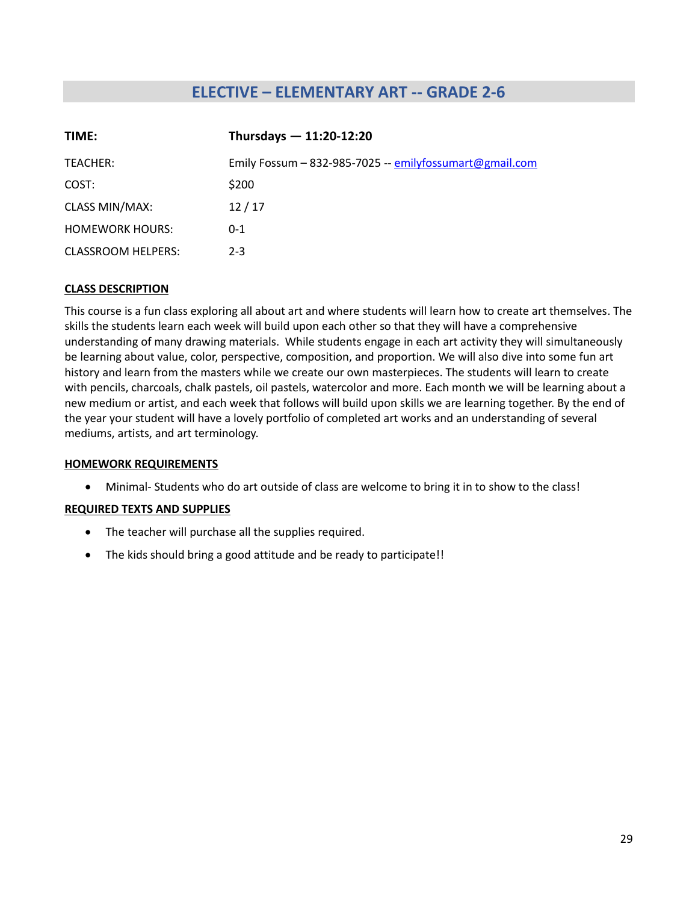## ELECTIVE – ELEMENTARY ART -- GRADE 2-6

| | |
|---|---|
| **TIME:** | **Thursdays — 11:20-12:20** |
| TEACHER: | Emily Fossum – 832-985-7025 -- emilyfossumart@gmail.com |
| COST: | $200 |
| CLASS MIN/MAX: | 12 / 17 |
| HOMEWORK HOURS: | 0-1 |
| CLASSROOM HELPERS: | 2-3 |

**CLASS DESCRIPTION**

This course is a fun class exploring all about art and where students will learn how to create art themselves. The skills the students learn each week will build upon each other so that they will have a comprehensive understanding of many drawing materials. While students engage in each art activity they will simultaneously be learning about value, color, perspective, composition, and proportion. We will also dive into some fun art history and learn from the masters while we create our own masterpieces. The students will learn to create with pencils, charcoals, chalk pastels, oil pastels, watercolor and more. Each month we will be learning about a new medium or artist, and each week that follows will build upon skills we are learning together. By the end of the year your student will have a lovely portfolio of completed art works and an understanding of several mediums, artists, and art terminology.

**HOMEWORK REQUIREMENTS**

- Minimal- Students who do art outside of class are welcome to bring it in to show to the class!

**REQUIRED TEXTS AND SUPPLIES**

- The teacher will purchase all the supplies required.
- The kids should bring a good attitude and be ready to participate!!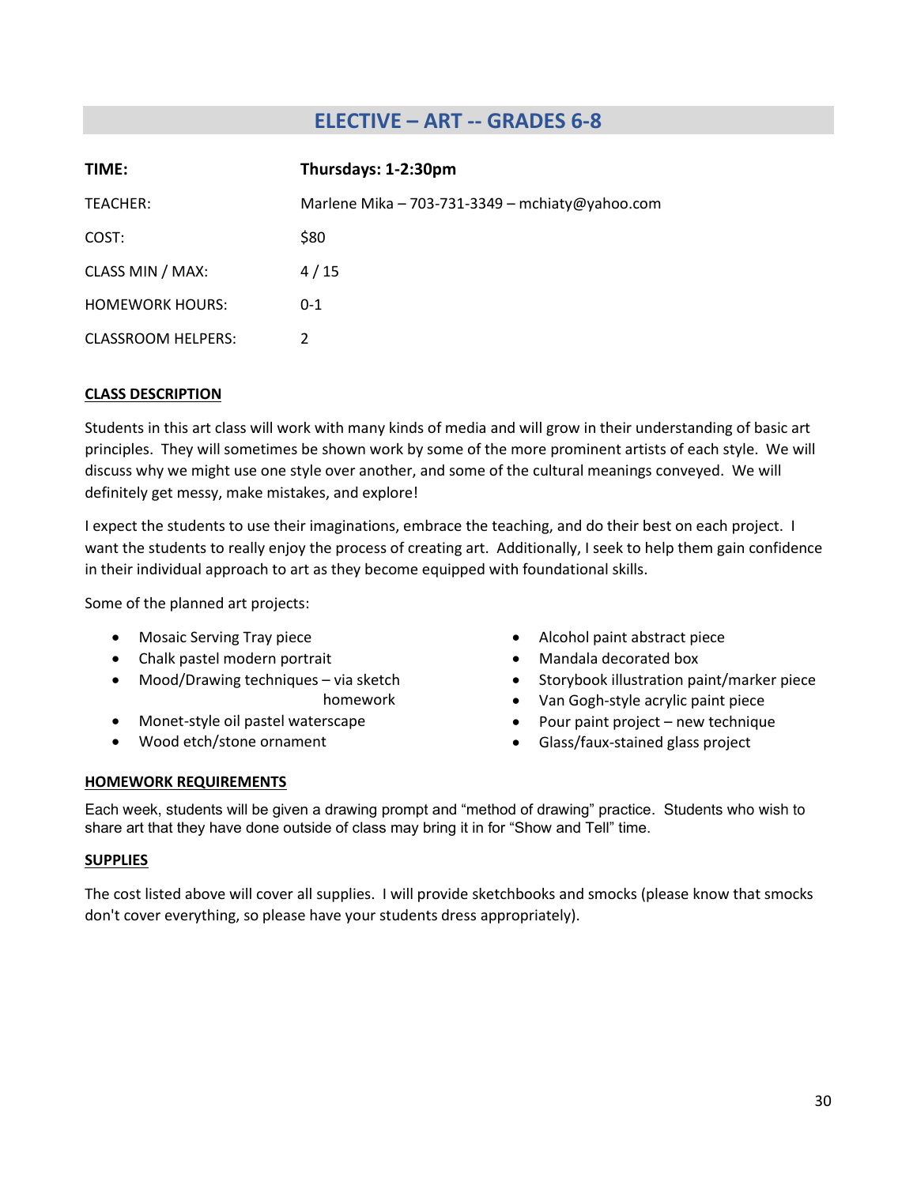# ELECTIVE – ART -- GRADES 6-8

| | |
|---|---|
| **TIME:** | **Thursdays: 1-2:30pm** |
| TEACHER: | Marlene Mika – 703-731-3349 – mchiaty@yahoo.com |
| COST: | $80 |
| CLASS MIN / MAX: | 4 / 15 |
| HOMEWORK HOURS: | 0-1 |
| CLASSROOM HELPERS: | 2 |

**CLASS DESCRIPTION**

Students in this art class will work with many kinds of media and will grow in their understanding of basic art principles. They will sometimes be shown work by some of the more prominent artists of each style. We will discuss why we might use one style over another, and some of the cultural meanings conveyed. We will definitely get messy, make mistakes, and explore!

I expect the students to use their imaginations, embrace the teaching, and do their best on each project. I want the students to really enjoy the process of creating art. Additionally, I seek to help them gain confidence in their individual approach to art as they become equipped with foundational skills.

Some of the planned art projects:

- Mosaic Serving Tray piece
- Chalk pastel modern portrait
- Mood/Drawing techniques – via sketch homework
- Monet-style oil pastel waterscape
- Wood etch/stone ornament
- Alcohol paint abstract piece
- Mandala decorated box
- Storybook illustration paint/marker piece
- Van Gogh-style acrylic paint piece
- Pour paint project – new technique
- Glass/faux-stained glass project

**HOMEWORK REQUIREMENTS**

Each week, students will be given a drawing prompt and "method of drawing" practice. Students who wish to share art that they have done outside of class may bring it in for "Show and Tell" time.

**SUPPLIES**

The cost listed above will cover all supplies. I will provide sketchbooks and smocks (please know that smocks don't cover everything, so please have your students dress appropriately).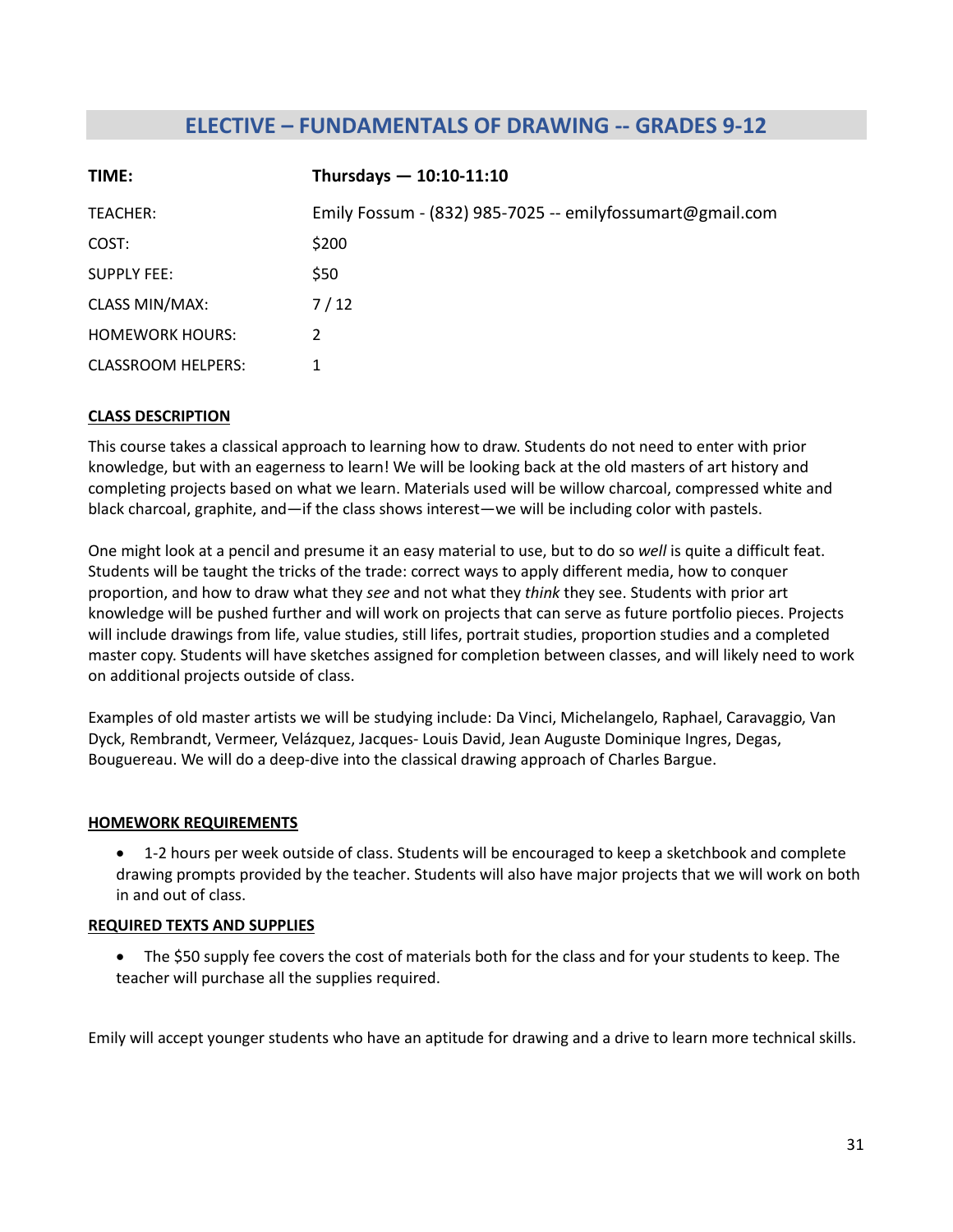## ELECTIVE – FUNDAMENTALS OF DRAWING -- GRADES 9-12

| | |
|---|---|
| **TIME:** | **Thursdays — 10:10-11:10** |
| TEACHER: | Emily Fossum - (832) 985-7025 -- emilyfossumart@gmail.com |
| COST: | $200 |
| SUPPLY FEE: | $50 |
| CLASS MIN/MAX: | 7 / 12 |
| HOMEWORK HOURS: | 2 |
| CLASSROOM HELPERS: | 1 |

**CLASS DESCRIPTION**

This course takes a classical approach to learning how to draw. Students do not need to enter with prior knowledge, but with an eagerness to learn! We will be looking back at the old masters of art history and completing projects based on what we learn. Materials used will be willow charcoal, compressed white and black charcoal, graphite, and—if the class shows interest—we will be including color with pastels.

One might look at a pencil and presume it an easy material to use, but to do so *well* is quite a difficult feat. Students will be taught the tricks of the trade: correct ways to apply different media, how to conquer proportion, and how to draw what they *see* and not what they *think* they see. Students with prior art knowledge will be pushed further and will work on projects that can serve as future portfolio pieces. Projects will include drawings from life, value studies, still lifes, portrait studies, proportion studies and a completed master copy. Students will have sketches assigned for completion between classes, and will likely need to work on additional projects outside of class.

Examples of old master artists we will be studying include: Da Vinci, Michelangelo, Raphael, Caravaggio, Van Dyck, Rembrandt, Vermeer, Velázquez, Jacques- Louis David, Jean Auguste Dominique Ingres, Degas, Bouguereau. We will do a deep-dive into the classical drawing approach of Charles Bargue.

**HOMEWORK REQUIREMENTS**

- 1-2 hours per week outside of class. Students will be encouraged to keep a sketchbook and complete drawing prompts provided by the teacher. Students will also have major projects that we will work on both in and out of class.

**REQUIRED TEXTS AND SUPPLIES**

- The $50 supply fee covers the cost of materials both for the class and for your students to keep. The teacher will purchase all the supplies required.

Emily will accept younger students who have an aptitude for drawing and a drive to learn more technical skills.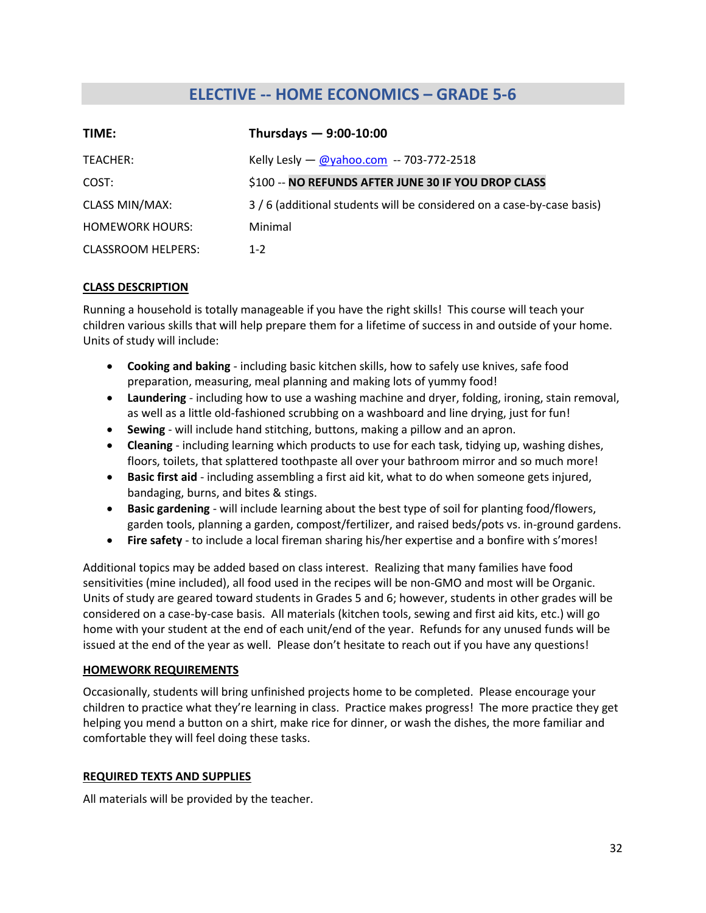## ELECTIVE -- HOME ECONOMICS – GRADE 5-6

| | |
|---|---|
| **TIME:** | **Thursdays — 9:00-10:00** |
| TEACHER: | Kelly Lesly — @yahoo.com -- 703-772-2518 |
| COST: | $100 -- **NO REFUNDS AFTER JUNE 30 IF YOU DROP CLASS** |
| CLASS MIN/MAX: | 3 / 6 (additional students will be considered on a case-by-case basis) |
| HOMEWORK HOURS: | Minimal |
| CLASSROOM HELPERS: | 1-2 |

**CLASS DESCRIPTION**

Running a household is totally manageable if you have the right skills! This course will teach your children various skills that will help prepare them for a lifetime of success in and outside of your home. Units of study will include:

- **Cooking and baking** - including basic kitchen skills, how to safely use knives, safe food preparation, measuring, meal planning and making lots of yummy food!
- **Laundering** - including how to use a washing machine and dryer, folding, ironing, stain removal, as well as a little old-fashioned scrubbing on a washboard and line drying, just for fun!
- **Sewing** - will include hand stitching, buttons, making a pillow and an apron.
- **Cleaning** - including learning which products to use for each task, tidying up, washing dishes, floors, toilets, that splattered toothpaste all over your bathroom mirror and so much more!
- **Basic first aid** - including assembling a first aid kit, what to do when someone gets injured, bandaging, burns, and bites & stings.
- **Basic gardening** - will include learning about the best type of soil for planting food/flowers, garden tools, planning a garden, compost/fertilizer, and raised beds/pots vs. in-ground gardens.
- **Fire safety** - to include a local fireman sharing his/her expertise and a bonfire with s'mores!

Additional topics may be added based on class interest. Realizing that many families have food sensitivities (mine included), all food used in the recipes will be non-GMO and most will be Organic. Units of study are geared toward students in Grades 5 and 6; however, students in other grades will be considered on a case-by-case basis. All materials (kitchen tools, sewing and first aid kits, etc.) will go home with your student at the end of each unit/end of the year. Refunds for any unused funds will be issued at the end of the year as well. Please don't hesitate to reach out if you have any questions!

**HOMEWORK REQUIREMENTS**

Occasionally, students will bring unfinished projects home to be completed. Please encourage your children to practice what they're learning in class. Practice makes progress! The more practice they get helping you mend a button on a shirt, make rice for dinner, or wash the dishes, the more familiar and comfortable they will feel doing these tasks.

**REQUIRED TEXTS AND SUPPLIES**

All materials will be provided by the teacher.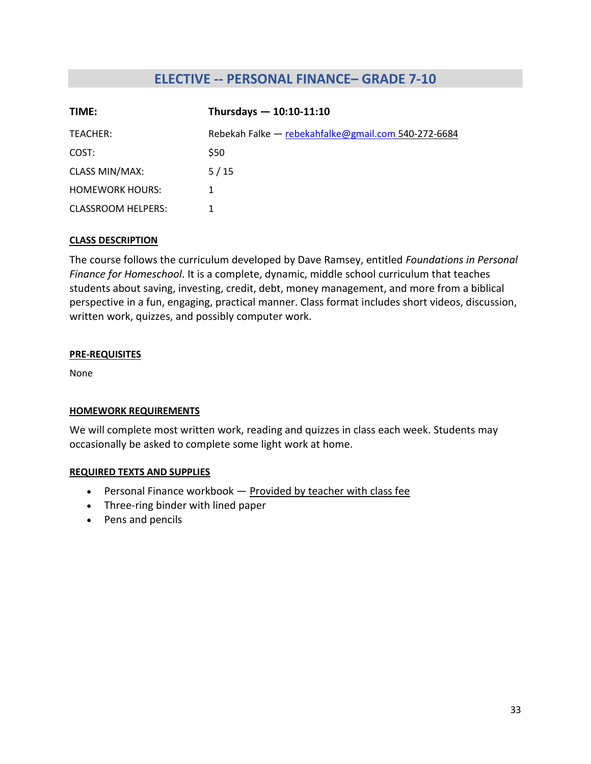## ELECTIVE -- PERSONAL FINANCE– GRADE 7-10

| | |
|---|---|
| **TIME:** | **Thursdays — 10:10-11:10** |
| TEACHER: | Rebekah Falke — rebekahfalke@gmail.com 540-272-6684 |
| COST: | $50 |
| CLASS MIN/MAX: | 5 / 15 |
| HOMEWORK HOURS: | 1 |
| CLASSROOM HELPERS: | 1 |

**CLASS DESCRIPTION**

The course follows the curriculum developed by Dave Ramsey, entitled *Foundations in Personal Finance for Homeschool*. It is a complete, dynamic, middle school curriculum that teaches students about saving, investing, credit, debt, money management, and more from a biblical perspective in a fun, engaging, practical manner. Class format includes short videos, discussion, written work, quizzes, and possibly computer work.

**PRE-REQUISITES**

None

**HOMEWORK REQUIREMENTS**

We will complete most written work, reading and quizzes in class each week. Students may occasionally be asked to complete some light work at home.

**REQUIRED TEXTS AND SUPPLIES**

- Personal Finance workbook — Provided by teacher with class fee
- Three-ring binder with lined paper
- Pens and pencils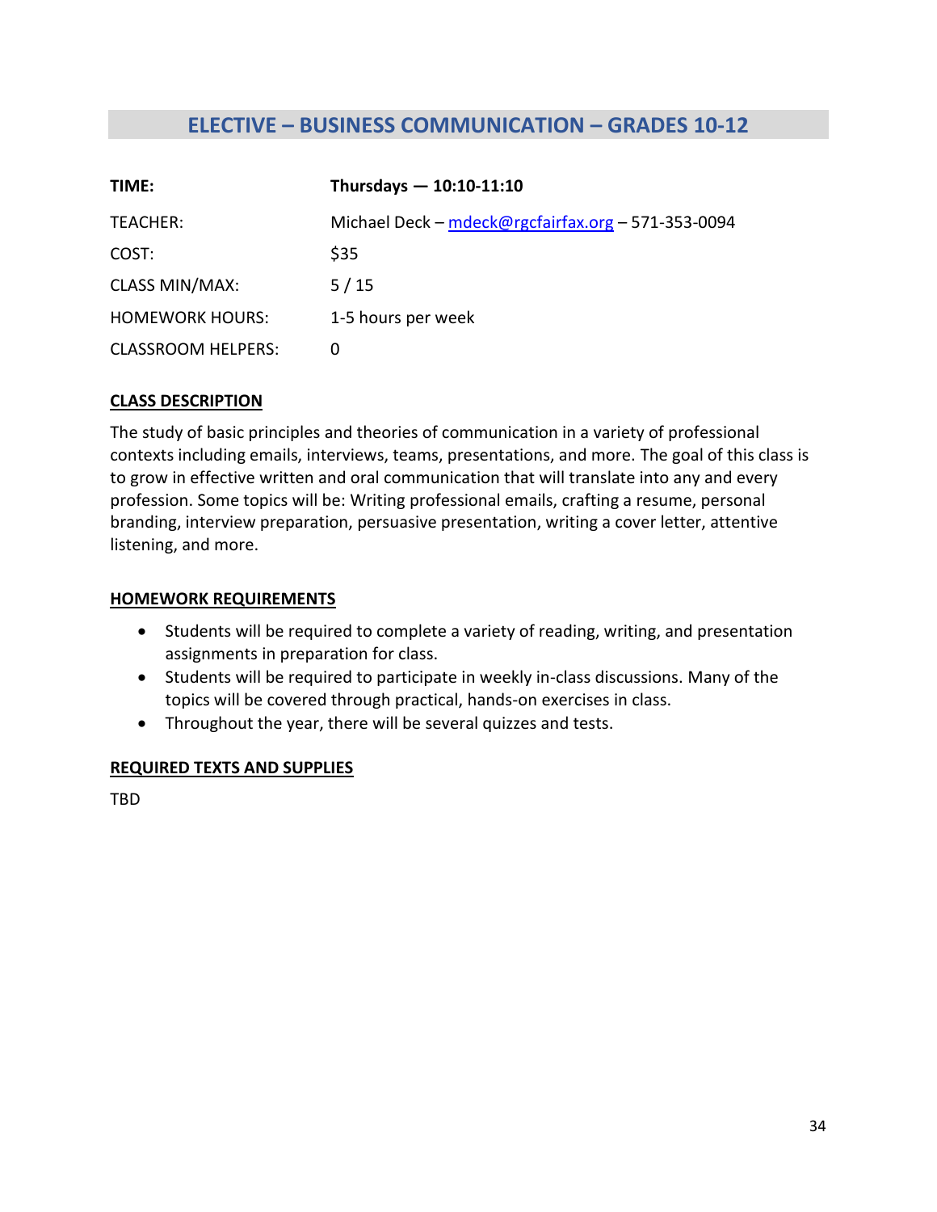## ELECTIVE – BUSINESS COMMUNICATION – GRADES 10-12

| | |
|---|---|
| **TIME:** | **Thursdays — 10:10-11:10** |
| TEACHER: | Michael Deck – mdeck@rgcfairfax.org – 571-353-0094 |
| COST: | $35 |
| CLASS MIN/MAX: | 5 / 15 |
| HOMEWORK HOURS: | 1-5 hours per week |
| CLASSROOM HELPERS: | 0 |

**CLASS DESCRIPTION**

The study of basic principles and theories of communication in a variety of professional contexts including emails, interviews, teams, presentations, and more. The goal of this class is to grow in effective written and oral communication that will translate into any and every profession. Some topics will be: Writing professional emails, crafting a resume, personal branding, interview preparation, persuasive presentation, writing a cover letter, attentive listening, and more.

**HOMEWORK REQUIREMENTS**

- Students will be required to complete a variety of reading, writing, and presentation assignments in preparation for class.
- Students will be required to participate in weekly in-class discussions. Many of the topics will be covered through practical, hands-on exercises in class.
- Throughout the year, there will be several quizzes and tests.

**REQUIRED TEXTS AND SUPPLIES**

TBD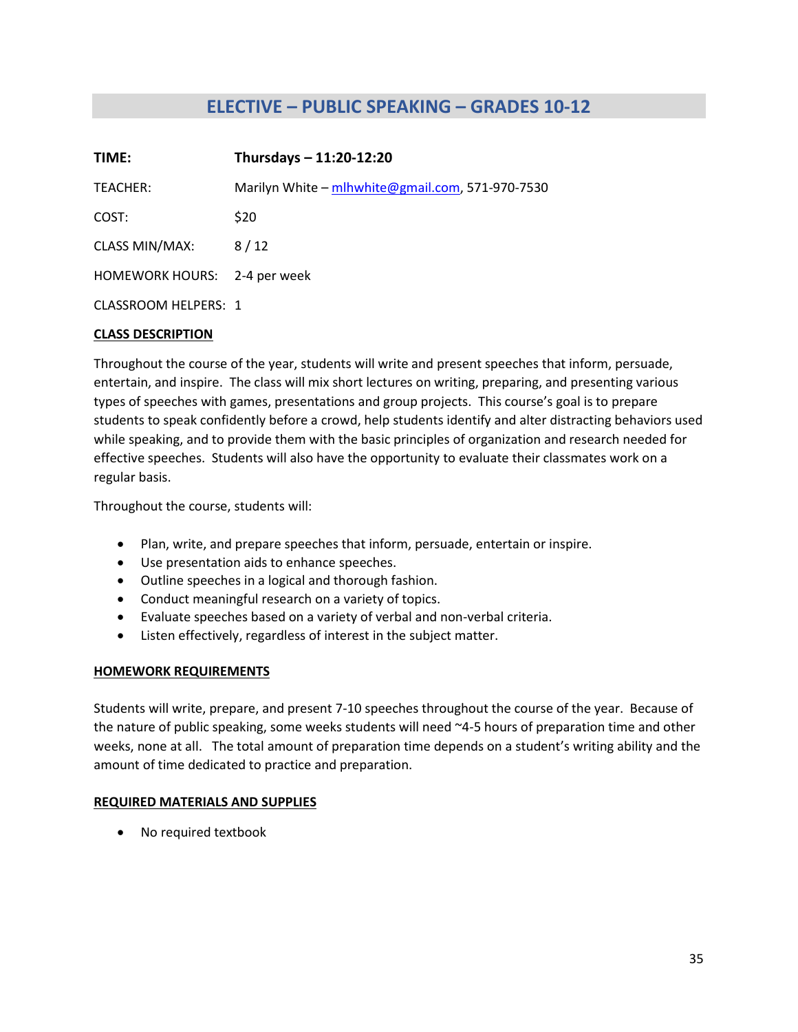## ELECTIVE – PUBLIC SPEAKING – GRADES 10-12

| | |
|---|---|
| **TIME:** | **Thursdays – 11:20-12:20** |
| TEACHER: | Marilyn White – [mlhwhite@gmail.com](mailto:mlhwhite@gmail.com), 571-970-7530 |
| COST: | $20 |
| CLASS MIN/MAX: | 8 / 12 |
| HOMEWORK HOURS: | 2-4 per week |
| CLASSROOM HELPERS: | 1 |

**CLASS DESCRIPTION**

Throughout the course of the year, students will write and present speeches that inform, persuade, entertain, and inspire. The class will mix short lectures on writing, preparing, and presenting various types of speeches with games, presentations and group projects. This course's goal is to prepare students to speak confidently before a crowd, help students identify and alter distracting behaviors used while speaking, and to provide them with the basic principles of organization and research needed for effective speeches. Students will also have the opportunity to evaluate their classmates work on a regular basis.

Throughout the course, students will:

- Plan, write, and prepare speeches that inform, persuade, entertain or inspire.
- Use presentation aids to enhance speeches.
- Outline speeches in a logical and thorough fashion.
- Conduct meaningful research on a variety of topics.
- Evaluate speeches based on a variety of verbal and non-verbal criteria.
- Listen effectively, regardless of interest in the subject matter.

**HOMEWORK REQUIREMENTS**

Students will write, prepare, and present 7-10 speeches throughout the course of the year. Because of the nature of public speaking, some weeks students will need ~4-5 hours of preparation time and other weeks, none at all. The total amount of preparation time depends on a student's writing ability and the amount of time dedicated to practice and preparation.

**REQUIRED MATERIALS AND SUPPLIES**

- No required textbook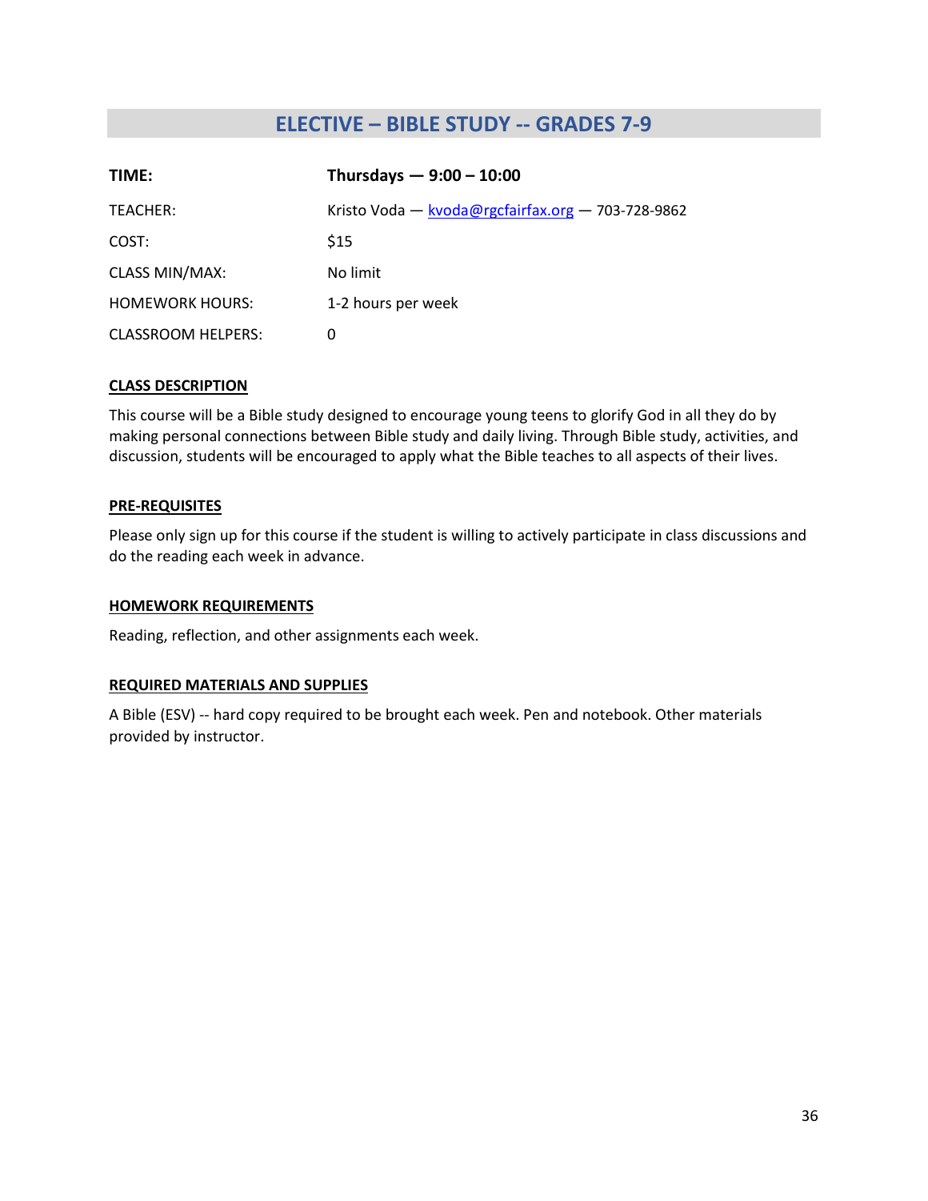## ELECTIVE – BIBLE STUDY -- GRADES 7-9

| | |
|---|---|
| **TIME:** | **Thursdays — 9:00 – 10:00** |
| TEACHER: | Kristo Voda — kvoda@rgcfairfax.org — 703-728-9862 |
| COST: | $15 |
| CLASS MIN/MAX: | No limit |
| HOMEWORK HOURS: | 1-2 hours per week |
| CLASSROOM HELPERS: | 0 |

**CLASS DESCRIPTION**

This course will be a Bible study designed to encourage young teens to glorify God in all they do by making personal connections between Bible study and daily living. Through Bible study, activities, and discussion, students will be encouraged to apply what the Bible teaches to all aspects of their lives.

**PRE-REQUISITES**

Please only sign up for this course if the student is willing to actively participate in class discussions and do the reading each week in advance.

**HOMEWORK REQUIREMENTS**

Reading, reflection, and other assignments each week.

**REQUIRED MATERIALS AND SUPPLIES**

A Bible (ESV) -- hard copy required to be brought each week. Pen and notebook. Other materials provided by instructor.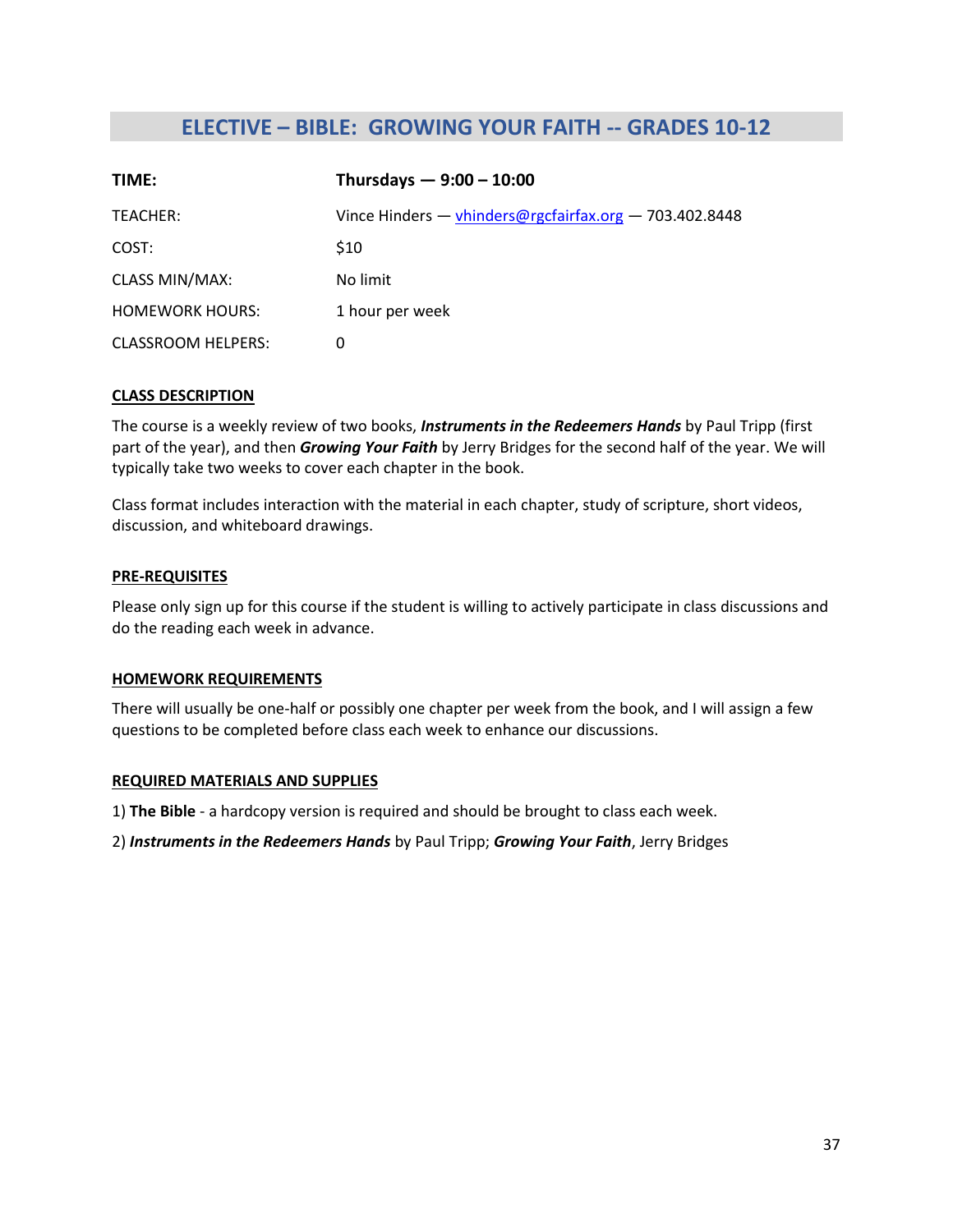## ELECTIVE – BIBLE: GROWING YOUR FAITH -- GRADES 10-12

| | |
|---|---|
| **TIME:** | **Thursdays — 9:00 – 10:00** |
| TEACHER: | Vince Hinders — vhinders@rgcfairfax.org — 703.402.8448 |
| COST: | $10 |
| CLASS MIN/MAX: | No limit |
| HOMEWORK HOURS: | 1 hour per week |
| CLASSROOM HELPERS: | 0 |

**CLASS DESCRIPTION**

The course is a weekly review of two books, ***Instruments in the Redeemers Hands*** by Paul Tripp (first part of the year), and then ***Growing Your Faith*** by Jerry Bridges for the second half of the year. We will typically take two weeks to cover each chapter in the book.

Class format includes interaction with the material in each chapter, study of scripture, short videos, discussion, and whiteboard drawings.

**PRE-REQUISITES**

Please only sign up for this course if the student is willing to actively participate in class discussions and do the reading each week in advance.

**HOMEWORK REQUIREMENTS**

There will usually be one-half or possibly one chapter per week from the book, and I will assign a few questions to be completed before class each week to enhance our discussions.

**REQUIRED MATERIALS AND SUPPLIES**

1) **The Bible** - a hardcopy version is required and should be brought to class each week.

2) ***Instruments in the Redeemers Hands*** by Paul Tripp; ***Growing Your Faith***, Jerry Bridges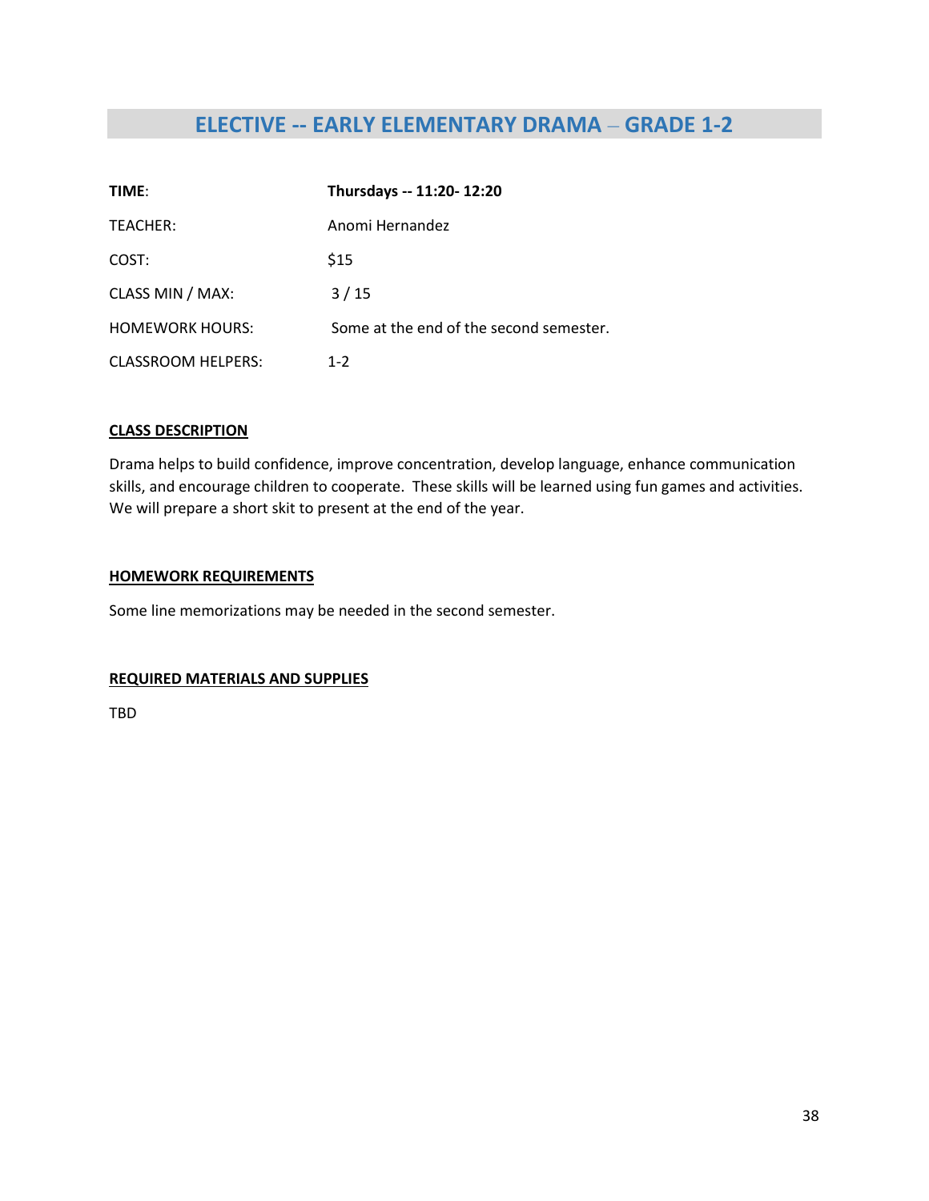## ELECTIVE -- EARLY ELEMENTARY DRAMA – GRADE 1-2

| | |
|---|---|
| **TIME**: | **Thursdays -- 11:20- 12:20** |
| TEACHER: | Anomi Hernandez |
| COST: | $15 |
| CLASS MIN / MAX: | 3 / 15 |
| HOMEWORK HOURS: | Some at the end of the second semester. |
| CLASSROOM HELPERS: | 1-2 |

**CLASS DESCRIPTION**

Drama helps to build confidence, improve concentration, develop language, enhance communication skills, and encourage children to cooperate. These skills will be learned using fun games and activities. We will prepare a short skit to present at the end of the year.

**HOMEWORK REQUIREMENTS**

Some line memorizations may be needed in the second semester.

**REQUIRED MATERIALS AND SUPPLIES**

TBD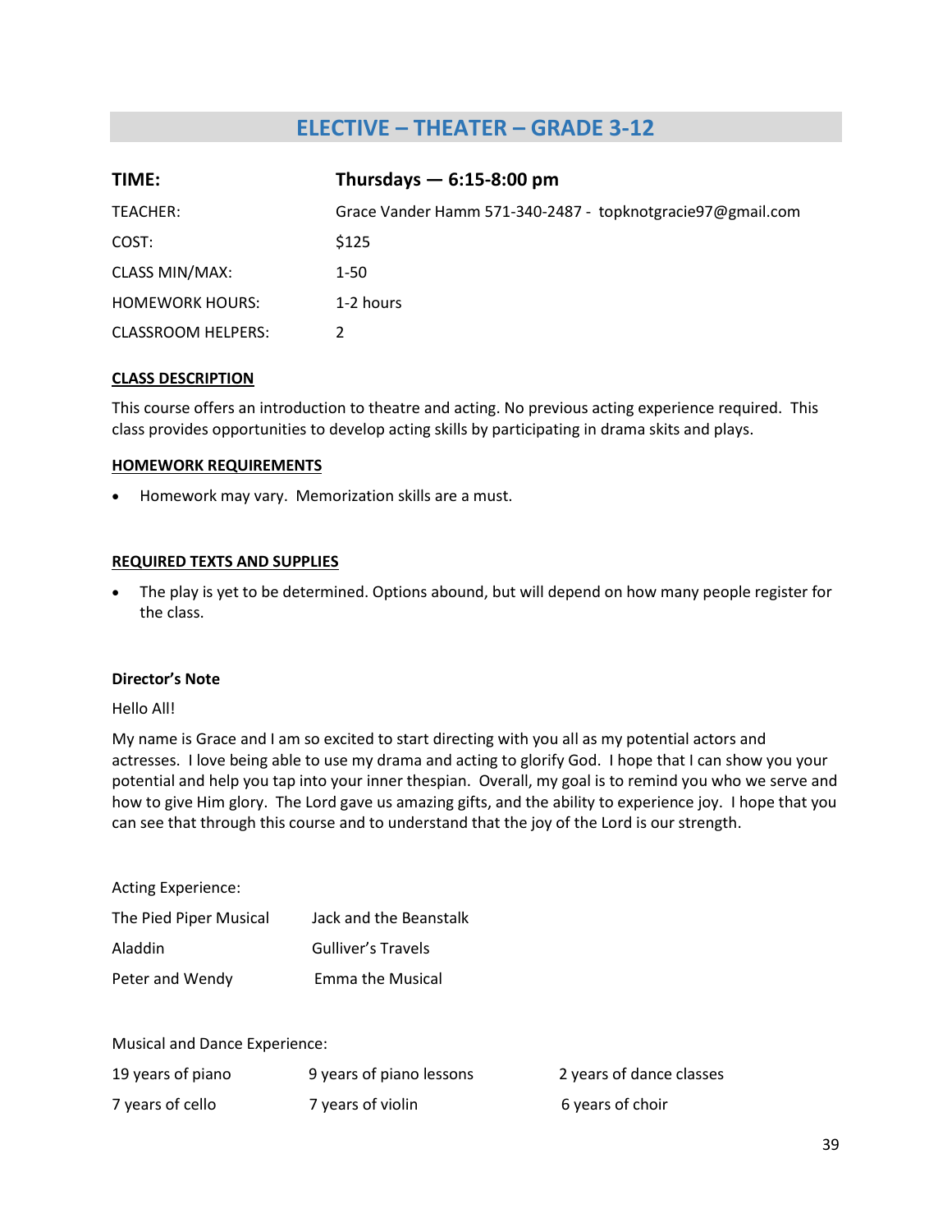## ELECTIVE – THEATER – GRADE 3-12

| | |
|---|---|
| **TIME:** | **Thursdays — 6:15-8:00 pm** |
| TEACHER: | Grace Vander Hamm 571-340-2487 - topknotgracie97@gmail.com |
| COST: | $125 |
| CLASS MIN/MAX: | 1-50 |
| HOMEWORK HOURS: | 1-2 hours |
| CLASSROOM HELPERS: | 2 |

**CLASS DESCRIPTION**

This course offers an introduction to theatre and acting. No previous acting experience required. This class provides opportunities to develop acting skills by participating in drama skits and plays.

**HOMEWORK REQUIREMENTS**

- Homework may vary. Memorization skills are a must.

**REQUIRED TEXTS AND SUPPLIES**

- The play is yet to be determined. Options abound, but will depend on how many people register for the class.

**Director's Note**

Hello All!

My name is Grace and I am so excited to start directing with you all as my potential actors and actresses. I love being able to use my drama and acting to glorify God. I hope that I can show you your potential and help you tap into your inner thespian. Overall, my goal is to remind you who we serve and how to give Him glory. The Lord gave us amazing gifts, and the ability to experience joy. I hope that you can see that through this course and to understand that the joy of the Lord is our strength.

Acting Experience:

| | |
|---|---|
| The Pied Piper Musical | Jack and the Beanstalk |
| Aladdin | Gulliver's Travels |
| Peter and Wendy | Emma the Musical |

Musical and Dance Experience:

| | | |
|---|---|---|
| 19 years of piano | 9 years of piano lessons | 2 years of dance classes |
| 7 years of cello | 7 years of violin | 6 years of choir |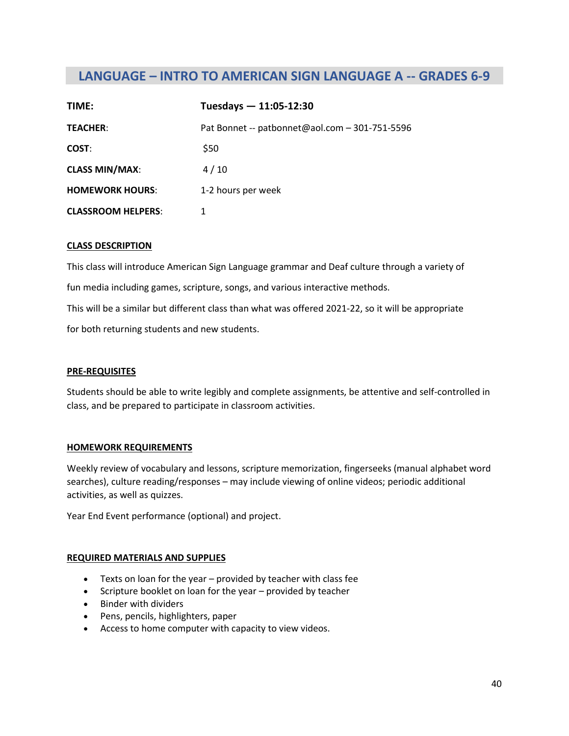## LANGUAGE – INTRO TO AMERICAN SIGN LANGUAGE A -- GRADES 6-9

| | |
|---|---|
| **TIME:** | **Tuesdays — 11:05-12:30** |
| **TEACHER**: | Pat Bonnet -- patbonnet@aol.com – 301-751-5596 |
| **COST**: | $50 |
| **CLASS MIN/MAX**: | 4 / 10 |
| **HOMEWORK HOURS**: | 1-2 hours per week |
| **CLASSROOM HELPERS**: | 1 |

**CLASS DESCRIPTION**

This class will introduce American Sign Language grammar and Deaf culture through a variety of fun media including games, scripture, songs, and various interactive methods.

This will be a similar but different class than what was offered 2021-22, so it will be appropriate for both returning students and new students.

**PRE-REQUISITES**

Students should be able to write legibly and complete assignments, be attentive and self-controlled in class, and be prepared to participate in classroom activities.

**HOMEWORK REQUIREMENTS**

Weekly review of vocabulary and lessons, scripture memorization, fingerseeks (manual alphabet word searches), culture reading/responses – may include viewing of online videos; periodic additional activities, as well as quizzes.

Year End Event performance (optional) and project.

**REQUIRED MATERIALS AND SUPPLIES**

- Texts on loan for the year – provided by teacher with class fee
- Scripture booklet on loan for the year – provided by teacher
- Binder with dividers
- Pens, pencils, highlighters, paper
- Access to home computer with capacity to view videos.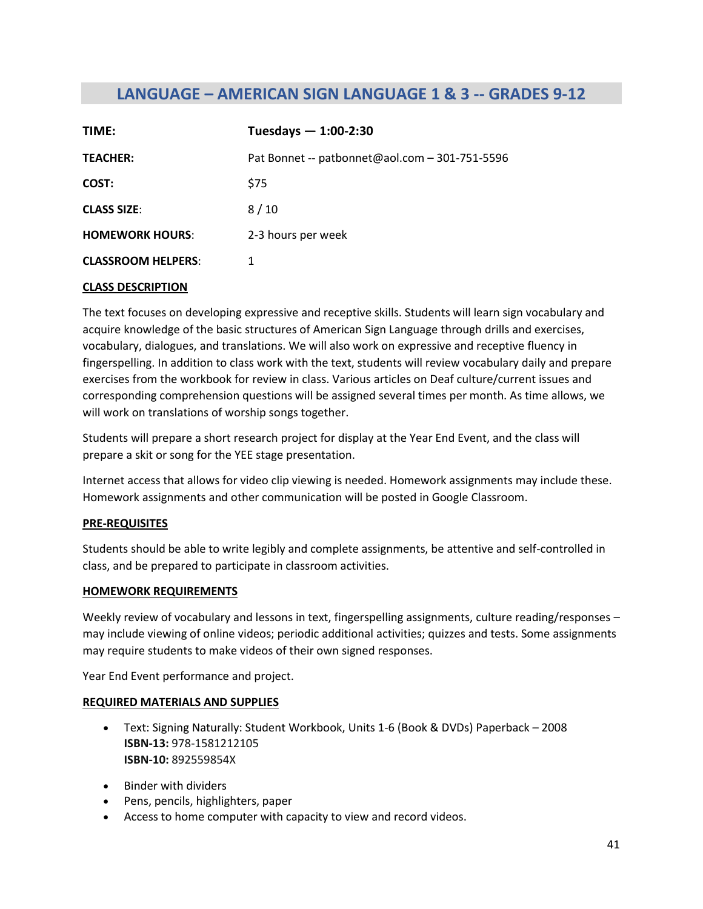## LANGUAGE – AMERICAN SIGN LANGUAGE 1 & 3 -- GRADES 9-12

| | |
|---|---|
| **TIME:** | **Tuesdays — 1:00-2:30** |
| **TEACHER:** | Pat Bonnet -- patbonnet@aol.com – 301-751-5596 |
| **COST:** | $75 |
| **CLASS SIZE**: | 8 / 10 |
| **HOMEWORK HOURS**: | 2-3 hours per week |
| **CLASSROOM HELPERS**: | 1 |

**CLASS DESCRIPTION**

The text focuses on developing expressive and receptive skills. Students will learn sign vocabulary and acquire knowledge of the basic structures of American Sign Language through drills and exercises, vocabulary, dialogues, and translations. We will also work on expressive and receptive fluency in fingerspelling. In addition to class work with the text, students will review vocabulary daily and prepare exercises from the workbook for review in class. Various articles on Deaf culture/current issues and corresponding comprehension questions will be assigned several times per month. As time allows, we will work on translations of worship songs together.

Students will prepare a short research project for display at the Year End Event, and the class will prepare a skit or song for the YEE stage presentation.

Internet access that allows for video clip viewing is needed. Homework assignments may include these. Homework assignments and other communication will be posted in Google Classroom.

**PRE-REQUISITES**

Students should be able to write legibly and complete assignments, be attentive and self-controlled in class, and be prepared to participate in classroom activities.

**HOMEWORK REQUIREMENTS**

Weekly review of vocabulary and lessons in text, fingerspelling assignments, culture reading/responses – may include viewing of online videos; periodic additional activities; quizzes and tests. Some assignments may require students to make videos of their own signed responses.

Year End Event performance and project.

**REQUIRED MATERIALS AND SUPPLIES**

- Text: Signing Naturally: Student Workbook, Units 1-6 (Book & DVDs) Paperback – 2008
  **ISBN-13:** 978-1581212105
  **ISBN-10:** 892559854X
- Binder with dividers
- Pens, pencils, highlighters, paper
- Access to home computer with capacity to view and record videos.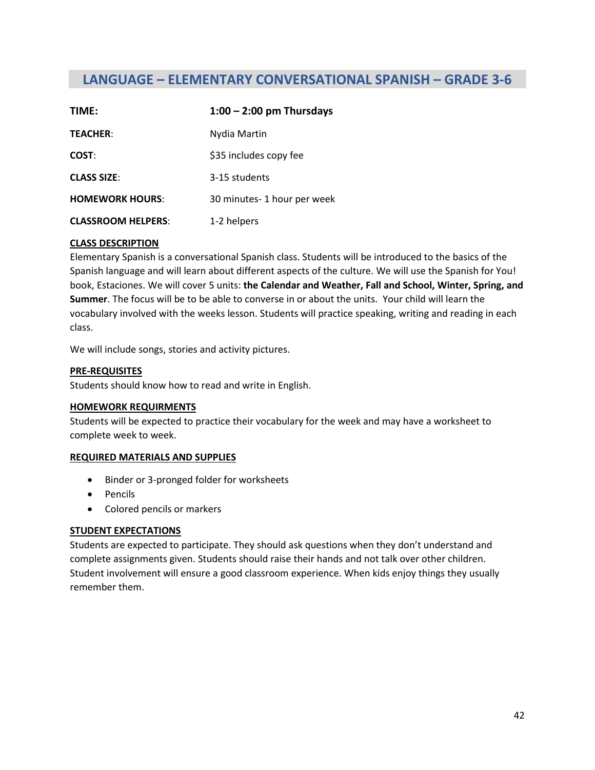## LANGUAGE – ELEMENTARY CONVERSATIONAL SPANISH – GRADE 3-6

| | |
|---|---|
| **TIME:** | **1:00 – 2:00 pm Thursdays** |
| **TEACHER**: | Nydia Martin |
| **COST**: | $35 includes copy fee |
| **CLASS SIZE**: | 3-15 students |
| **HOMEWORK HOURS**: | 30 minutes- 1 hour per week |
| **CLASSROOM HELPERS**: | 1-2 helpers |

**CLASS DESCRIPTION**

Elementary Spanish is a conversational Spanish class. Students will be introduced to the basics of the Spanish language and will learn about different aspects of the culture. We will use the Spanish for You! book, Estaciones. We will cover 5 units: **the Calendar and Weather, Fall and School, Winter, Spring, and Summer**. The focus will be to be able to converse in or about the units. Your child will learn the vocabulary involved with the weeks lesson. Students will practice speaking, writing and reading in each class.

We will include songs, stories and activity pictures.

**PRE-REQUISITES**

Students should know how to read and write in English.

**HOMEWORK REQUIRMENTS**

Students will be expected to practice their vocabulary for the week and may have a worksheet to complete week to week.

**REQUIRED MATERIALS AND SUPPLIES**

- Binder or 3-pronged folder for worksheets
- Pencils
- Colored pencils or markers

**STUDENT EXPECTATIONS**

Students are expected to participate. They should ask questions when they don't understand and complete assignments given. Students should raise their hands and not talk over other children. Student involvement will ensure a good classroom experience. When kids enjoy things they usually remember them.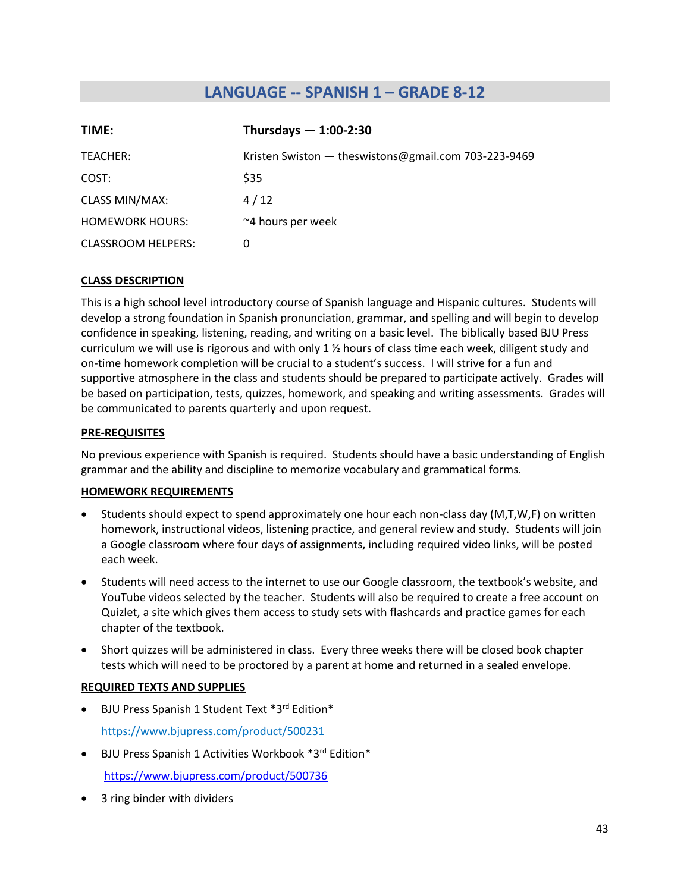# LANGUAGE -- SPANISH 1 – GRADE 8-12

| | |
|---|---|
| **TIME:** | **Thursdays — 1:00-2:30** |
| TEACHER: | Kristen Swiston — theswistons@gmail.com 703-223-9469 |
| COST: | $35 |
| CLASS MIN/MAX: | 4 / 12 |
| HOMEWORK HOURS: | ~4 hours per week |
| CLASSROOM HELPERS: | 0 |

**CLASS DESCRIPTION**

This is a high school level introductory course of Spanish language and Hispanic cultures. Students will develop a strong foundation in Spanish pronunciation, grammar, and spelling and will begin to develop confidence in speaking, listening, reading, and writing on a basic level. The biblically based BJU Press curriculum we will use is rigorous and with only 1 ½ hours of class time each week, diligent study and on-time homework completion will be crucial to a student's success. I will strive for a fun and supportive atmosphere in the class and students should be prepared to participate actively. Grades will be based on participation, tests, quizzes, homework, and speaking and writing assessments. Grades will be communicated to parents quarterly and upon request.

**PRE-REQUISITES**

No previous experience with Spanish is required. Students should have a basic understanding of English grammar and the ability and discipline to memorize vocabulary and grammatical forms.

**HOMEWORK REQUIREMENTS**

- Students should expect to spend approximately one hour each non-class day (M,T,W,F) on written homework, instructional videos, listening practice, and general review and study. Students will join a Google classroom where four days of assignments, including required video links, will be posted each week.
- Students will need access to the internet to use our Google classroom, the textbook's website, and YouTube videos selected by the teacher. Students will also be required to create a free account on Quizlet, a site which gives them access to study sets with flashcards and practice games for each chapter of the textbook.
- Short quizzes will be administered in class. Every three weeks there will be closed book chapter tests which will need to be proctored by a parent at home and returned in a sealed envelope.

**REQUIRED TEXTS AND SUPPLIES**

- BJU Press Spanish 1 Student Text *3rd Edition*
  https://www.bjupress.com/product/500231
- BJU Press Spanish 1 Activities Workbook *3rd Edition*
  https://www.bjupress.com/product/500736
- 3 ring binder with dividers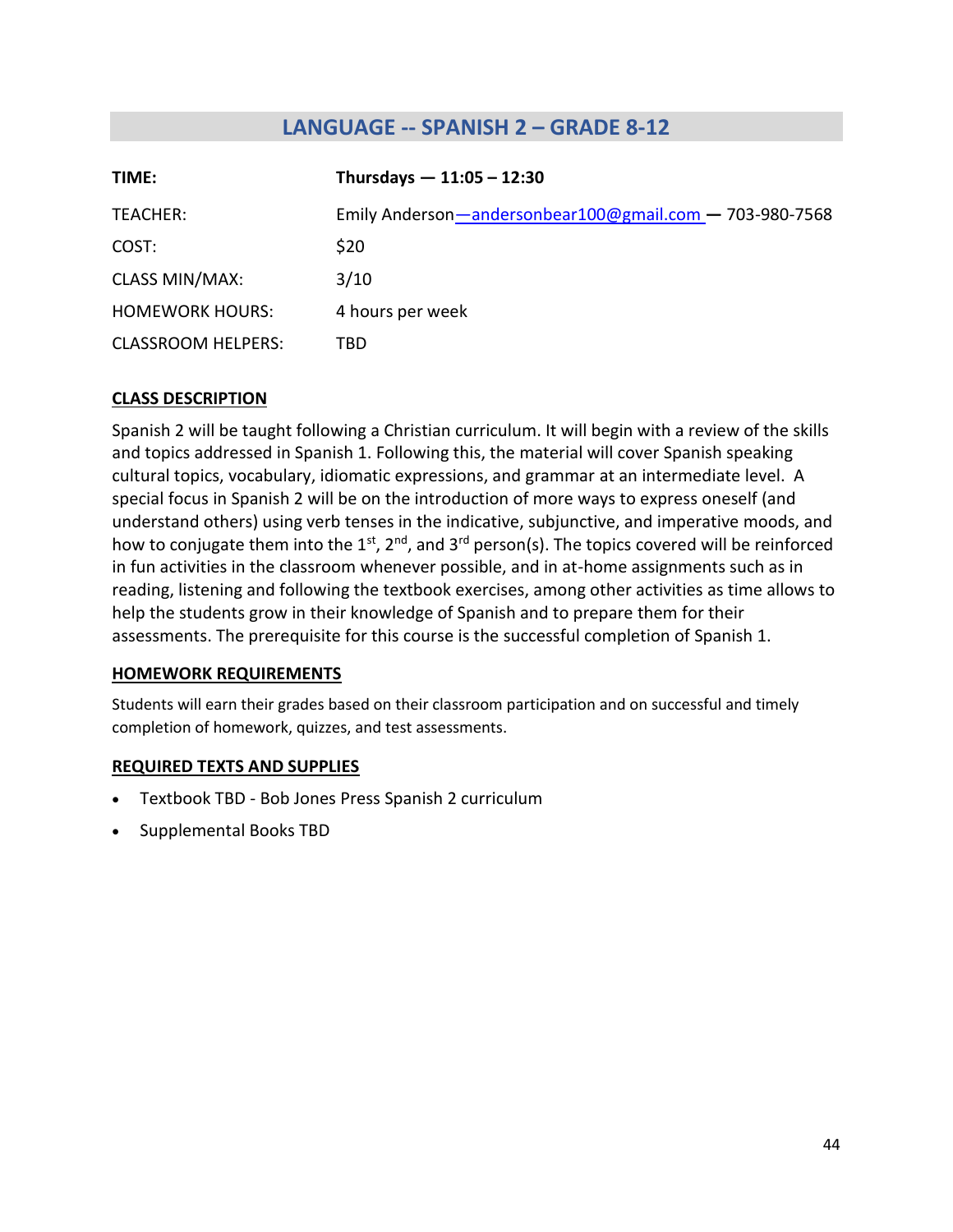## LANGUAGE -- SPANISH 2 – GRADE 8-12

| | |
|---|---|
| **TIME:** | **Thursdays — 11:05 – 12:30** |
| TEACHER: | Emily Anderson—andersonbear100@gmail.com — 703-980-7568 |
| COST: | $20 |
| CLASS MIN/MAX: | 3/10 |
| HOMEWORK HOURS: | 4 hours per week |
| CLASSROOM HELPERS: | TBD |

### CLASS DESCRIPTION

Spanish 2 will be taught following a Christian curriculum. It will begin with a review of the skills and topics addressed in Spanish 1. Following this, the material will cover Spanish speaking cultural topics, vocabulary, idiomatic expressions, and grammar at an intermediate level. A special focus in Spanish 2 will be on the introduction of more ways to express oneself (and understand others) using verb tenses in the indicative, subjunctive, and imperative moods, and how to conjugate them into the 1st, 2nd, and 3rd person(s). The topics covered will be reinforced in fun activities in the classroom whenever possible, and in at-home assignments such as in reading, listening and following the textbook exercises, among other activities as time allows to help the students grow in their knowledge of Spanish and to prepare them for their assessments. The prerequisite for this course is the successful completion of Spanish 1.

### HOMEWORK REQUIREMENTS

Students will earn their grades based on their classroom participation and on successful and timely completion of homework, quizzes, and test assessments.

### REQUIRED TEXTS AND SUPPLIES

- Textbook TBD - Bob Jones Press Spanish 2 curriculum
- Supplemental Books TBD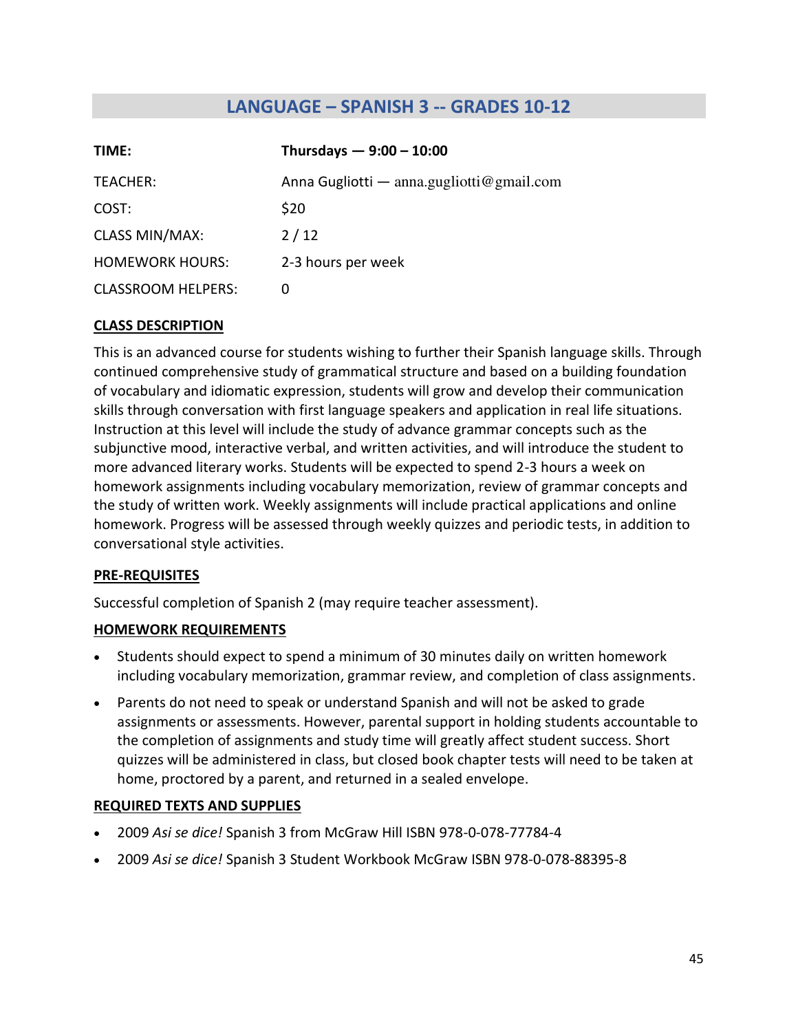## LANGUAGE – SPANISH 3 -- GRADES 10-12

| | |
|---|---|
| **TIME:** | **Thursdays — 9:00 – 10:00** |
| TEACHER: | Anna Gugliotti — anna.gugliotti@gmail.com |
| COST: | $20 |
| CLASS MIN/MAX: | 2 / 12 |
| HOMEWORK HOURS: | 2-3 hours per week |
| CLASSROOM HELPERS: | 0 |

### CLASS DESCRIPTION

This is an advanced course for students wishing to further their Spanish language skills. Through continued comprehensive study of grammatical structure and based on a building foundation of vocabulary and idiomatic expression, students will grow and develop their communication skills through conversation with first language speakers and application in real life situations. Instruction at this level will include the study of advance grammar concepts such as the subjunctive mood, interactive verbal, and written activities, and will introduce the student to more advanced literary works. Students will be expected to spend 2-3 hours a week on homework assignments including vocabulary memorization, review of grammar concepts and the study of written work. Weekly assignments will include practical applications and online homework. Progress will be assessed through weekly quizzes and periodic tests, in addition to conversational style activities.

### PRE-REQUISITES

Successful completion of Spanish 2 (may require teacher assessment).

### HOMEWORK REQUIREMENTS

- Students should expect to spend a minimum of 30 minutes daily on written homework including vocabulary memorization, grammar review, and completion of class assignments.
- Parents do not need to speak or understand Spanish and will not be asked to grade assignments or assessments. However, parental support in holding students accountable to the completion of assignments and study time will greatly affect student success. Short quizzes will be administered in class, but closed book chapter tests will need to be taken at home, proctored by a parent, and returned in a sealed envelope.

### REQUIRED TEXTS AND SUPPLIES

- 2009 *Asi se dice!* Spanish 3 from McGraw Hill ISBN 978-0-078-77784-4
- 2009 *Asi se dice!* Spanish 3 Student Workbook McGraw ISBN 978-0-078-88395-8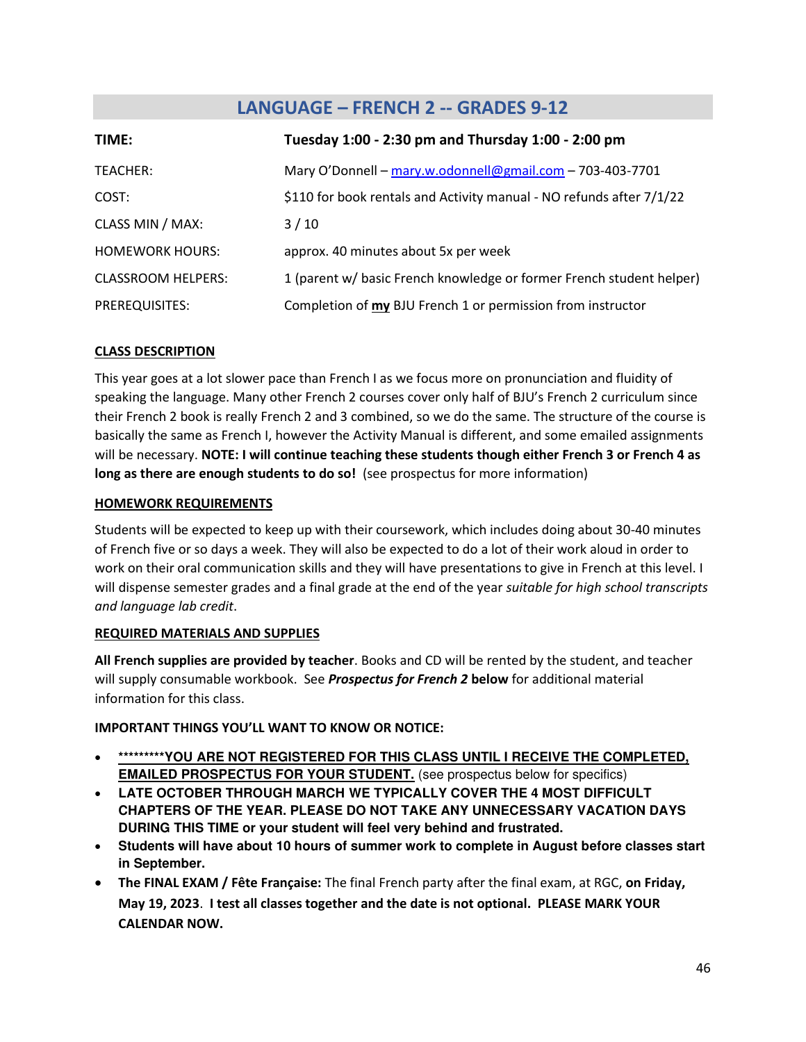## LANGUAGE – FRENCH 2 -- GRADES 9-12

| | |
|---|---|
| **TIME:** | **Tuesday 1:00 - 2:30 pm and Thursday 1:00 - 2:00 pm** |
| TEACHER: | Mary O'Donnell – mary.w.odonnell@gmail.com – 703-403-7701 |
| COST: | $110 for book rentals and Activity manual - NO refunds after 7/1/22 |
| CLASS MIN / MAX: | 3 / 10 |
| HOMEWORK HOURS: | approx. 40 minutes about 5x per week |
| CLASSROOM HELPERS: | 1 (parent w/ basic French knowledge or former French student helper) |
| PREREQUISITES: | Completion of **my** BJU French 1 or permission from instructor |

**CLASS DESCRIPTION**

This year goes at a lot slower pace than French I as we focus more on pronunciation and fluidity of speaking the language. Many other French 2 courses cover only half of BJU's French 2 curriculum since their French 2 book is really French 2 and 3 combined, so we do the same. The structure of the course is basically the same as French I, however the Activity Manual is different, and some emailed assignments will be necessary. **NOTE: I will continue teaching these students though either French 3 or French 4 as long as there are enough students to do so!** (see prospectus for more information)

**HOMEWORK REQUIREMENTS**

Students will be expected to keep up with their coursework, which includes doing about 30-40 minutes of French five or so days a week. They will also be expected to do a lot of their work aloud in order to work on their oral communication skills and they will have presentations to give in French at this level. I will dispense semester grades and a final grade at the end of the year *suitable for high school transcripts and language lab credit*.

**REQUIRED MATERIALS AND SUPPLIES**

**All French supplies are provided by teacher**. Books and CD will be rented by the student, and teacher will supply consumable workbook. See ***Prospectus for French 2* below** for additional material information for this class.

**IMPORTANT THINGS YOU'LL WANT TO KNOW OR NOTICE:**

- **\*\*\*\*\*\*\*\*\*YOU ARE NOT REGISTERED FOR THIS CLASS UNTIL I RECEIVE THE COMPLETED, EMAILED PROSPECTUS FOR YOUR STUDENT.** (see prospectus below for specifics)
- **LATE OCTOBER THROUGH MARCH WE TYPICALLY COVER THE 4 MOST DIFFICULT CHAPTERS OF THE YEAR. PLEASE DO NOT TAKE ANY UNNECESSARY VACATION DAYS DURING THIS TIME or your student will feel very behind and frustrated.**
- **Students will have about 10 hours of summer work to complete in August before classes start in September.**
- **The FINAL EXAM / Fête Française:** The final French party after the final exam, at RGC, **on Friday, May 19, 2023**. **I test all classes together and the date is not optional. PLEASE MARK YOUR CALENDAR NOW.**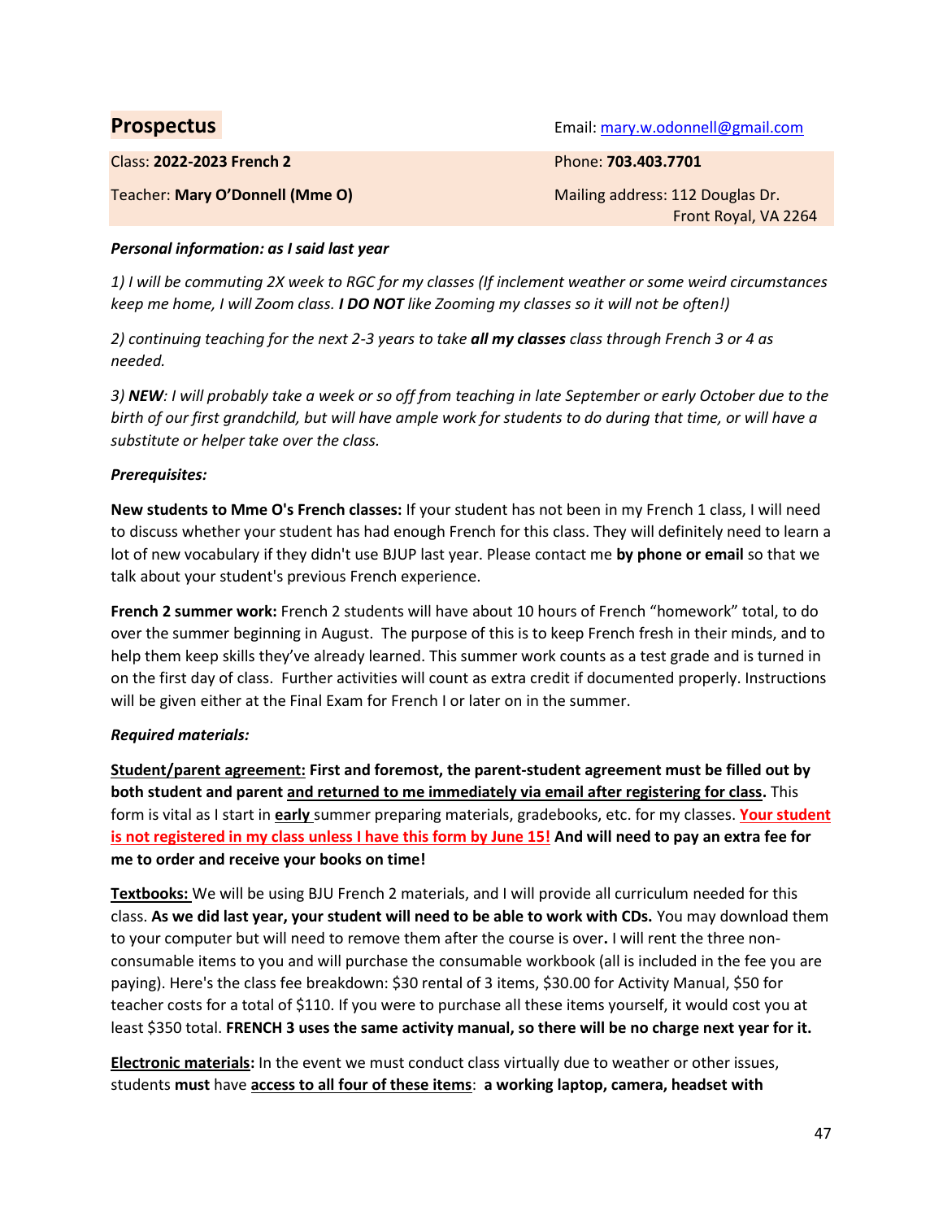**Prospectus**

Class: **2022-2023 French 2**

Teacher: **Mary O'Donnell (Mme O)**

Email: mary.w.odonnell@gmail.com

Phone: **703.403.7701**

Mailing address: 112 Douglas Dr.
Front Royal, VA 2264

***Personal information: as I said last year***

*1) I will be commuting 2X week to RGC for my classes (If inclement weather or some weird circumstances keep me home, I will Zoom class.* ***I DO NOT*** *like Zooming my classes so it will not be often!)*

*2) continuing teaching for the next 2-3 years to take* ***all my classes*** *class through French 3 or 4 as needed.*

*3)* ***NEW****: I will probably take a week or so off from teaching in late September or early October due to the birth of our first grandchild, but will have ample work for students to do during that time, or will have a substitute or helper take over the class.*

***Prerequisites:***

**New students to Mme O's French classes:** If your student has not been in my French 1 class, I will need to discuss whether your student has had enough French for this class. They will definitely need to learn a lot of new vocabulary if they didn't use BJUP last year. Please contact me **by phone or email** so that we talk about your student's previous French experience.

**French 2 summer work:** French 2 students will have about 10 hours of French "homework" total, to do over the summer beginning in August. The purpose of this is to keep French fresh in their minds, and to help them keep skills they've already learned. This summer work counts as a test grade and is turned in on the first day of class. Further activities will count as extra credit if documented properly. Instructions will be given either at the Final Exam for French I or later on in the summer.

***Required materials:***

**Student/parent agreement: First and foremost, the parent-student agreement must be filled out by both student and parent and returned to me immediately via email after registering for class.** This form is vital as I start in **early** summer preparing materials, gradebooks, etc. for my classes. **Your student is not registered in my class unless I have this form by June 15! And will need to pay an extra fee for me to order and receive your books on time!**

**Textbooks:** We will be using BJU French 2 materials, and I will provide all curriculum needed for this class. **As we did last year, your student will need to be able to work with CDs.** You may download them to your computer but will need to remove them after the course is over**.** I will rent the three non-consumable items to you and will purchase the consumable workbook (all is included in the fee you are paying). Here's the class fee breakdown: $30 rental of 3 items, $30.00 for Activity Manual, $50 for teacher costs for a total of $110. If you were to purchase all these items yourself, it would cost you at least $350 total. **FRENCH 3 uses the same activity manual, so there will be no charge next year for it.**

**Electronic materials:** In the event we must conduct class virtually due to weather or other issues, students **must** have **access to all four of these items**: **a working laptop, camera, headset with**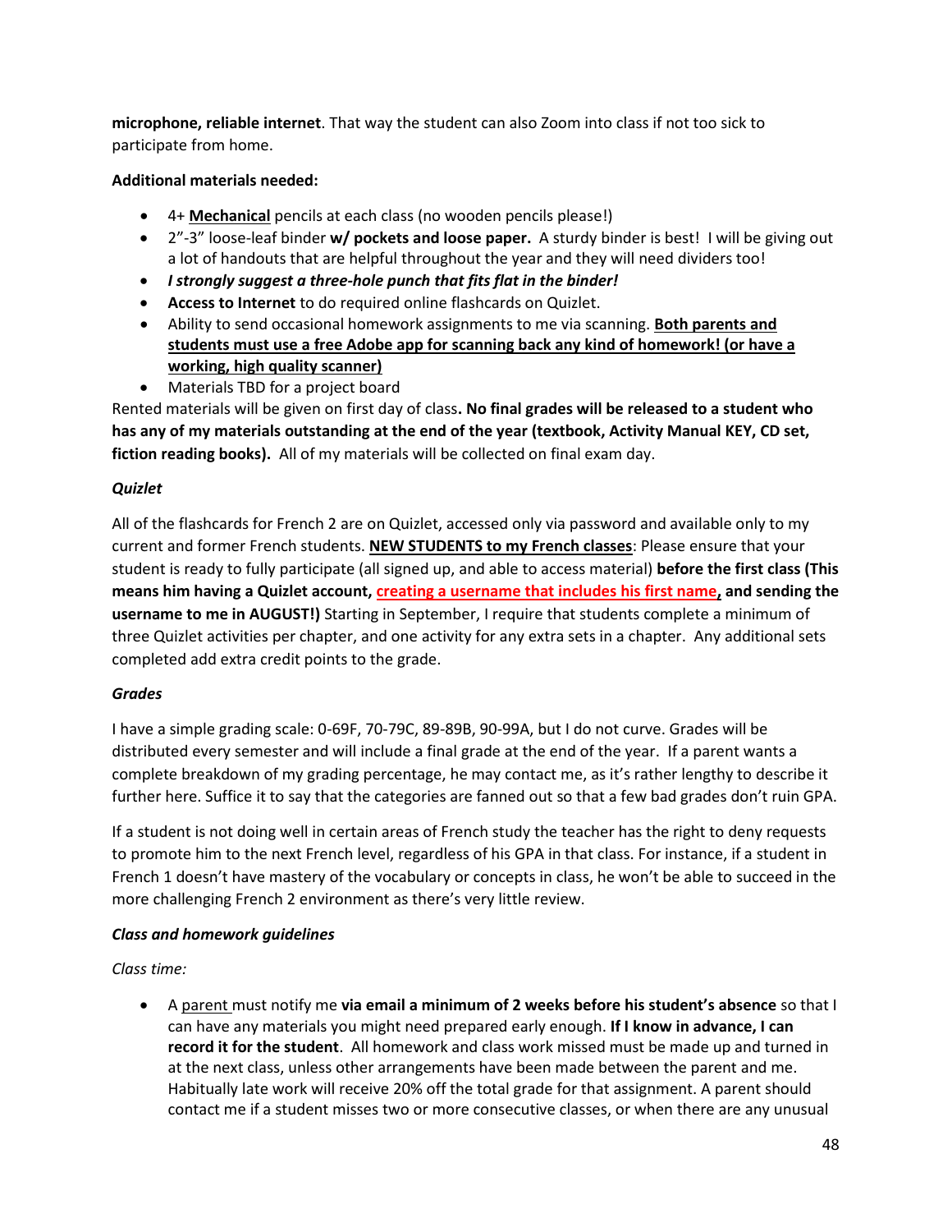**microphone, reliable internet**. That way the student can also Zoom into class if not too sick to participate from home.

**Additional materials needed:**

- 4+ **Mechanical** pencils at each class (no wooden pencils please!)
- 2"-3" loose-leaf binder **w/ pockets and loose paper.** A sturdy binder is best! I will be giving out a lot of handouts that are helpful throughout the year and they will need dividers too!
- ***I strongly suggest a three-hole punch that fits flat in the binder!***
- **Access to Internet** to do required online flashcards on Quizlet.
- Ability to send occasional homework assignments to me via scanning. **Both parents and students must use a free Adobe app for scanning back any kind of homework! (or have a working, high quality scanner)**
- Materials TBD for a project board

Rented materials will be given on first day of class**. No final grades will be released to a student who has any of my materials outstanding at the end of the year (textbook, Activity Manual KEY, CD set, fiction reading books).** All of my materials will be collected on final exam day.

***Quizlet***

All of the flashcards for French 2 are on Quizlet, accessed only via password and available only to my current and former French students. **NEW STUDENTS to my French classes**: Please ensure that your student is ready to fully participate (all signed up, and able to access material) **before the first class (This means him having a Quizlet account, creating a username that includes his first name, and sending the username to me in AUGUST!)** Starting in September, I require that students complete a minimum of three Quizlet activities per chapter, and one activity for any extra sets in a chapter. Any additional sets completed add extra credit points to the grade.

***Grades***

I have a simple grading scale: 0-69F, 70-79C, 89-89B, 90-99A, but I do not curve. Grades will be distributed every semester and will include a final grade at the end of the year. If a parent wants a complete breakdown of my grading percentage, he may contact me, as it's rather lengthy to describe it further here. Suffice it to say that the categories are fanned out so that a few bad grades don't ruin GPA.

If a student is not doing well in certain areas of French study the teacher has the right to deny requests to promote him to the next French level, regardless of his GPA in that class. For instance, if a student in French 1 doesn't have mastery of the vocabulary or concepts in class, he won't be able to succeed in the more challenging French 2 environment as there's very little review.

***Class and homework guidelines***

*Class time:*

- A parent must notify me **via email a minimum of 2 weeks before his student's absence** so that I can have any materials you might need prepared early enough. **If I know in advance, I can record it for the student**. All homework and class work missed must be made up and turned in at the next class, unless other arrangements have been made between the parent and me. Habitually late work will receive 20% off the total grade for that assignment. A parent should contact me if a student misses two or more consecutive classes, or when there are any unusual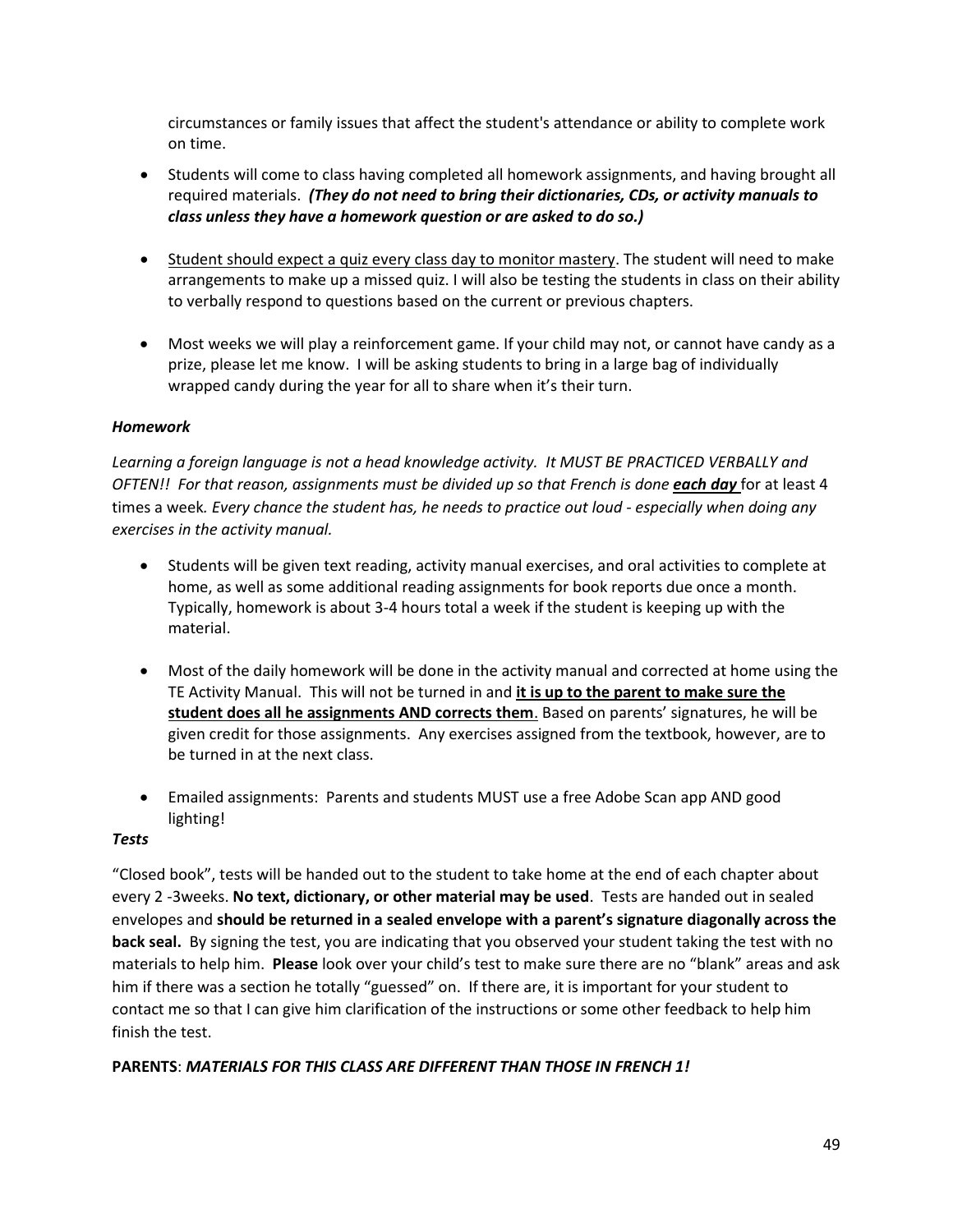circumstances or family issues that affect the student's attendance or ability to complete work on time.

- Students will come to class having completed all homework assignments, and having brought all required materials. ***(They do not need to bring their dictionaries, CDs, or activity manuals to class unless they have a homework question or are asked to do so.)***

- Student should expect a quiz every class day to monitor mastery. The student will need to make arrangements to make up a missed quiz. I will also be testing the students in class on their ability to verbally respond to questions based on the current or previous chapters.

- Most weeks we will play a reinforcement game. If your child may not, or cannot have candy as a prize, please let me know. I will be asking students to bring in a large bag of individually wrapped candy during the year for all to share when it's their turn.

***Homework***

*Learning a foreign language is not a head knowledge activity. It MUST BE PRACTICED VERBALLY and OFTEN!! For that reason, assignments must be divided up so that French is done* ***each day*** for at least 4 times a week*. Every chance the student has, he needs to practice out loud - especially when doing any exercises in the activity manual.*

- Students will be given text reading, activity manual exercises, and oral activities to complete at home, as well as some additional reading assignments for book reports due once a month. Typically, homework is about 3-4 hours total a week if the student is keeping up with the material.

- Most of the daily homework will be done in the activity manual and corrected at home using the TE Activity Manual. This will not be turned in and **it is up to the parent to make sure the student does all he assignments AND corrects them**. Based on parents' signatures, he will be given credit for those assignments. Any exercises assigned from the textbook, however, are to be turned in at the next class.

- Emailed assignments: Parents and students MUST use a free Adobe Scan app AND good lighting!

***Tests***

"Closed book", tests will be handed out to the student to take home at the end of each chapter about every 2 -3weeks. **No text, dictionary, or other material may be used**. Tests are handed out in sealed envelopes and **should be returned in a sealed envelope with a parent's signature diagonally across the back seal.** By signing the test, you are indicating that you observed your student taking the test with no materials to help him. **Please** look over your child's test to make sure there are no "blank" areas and ask him if there was a section he totally "guessed" on. If there are, it is important for your student to contact me so that I can give him clarification of the instructions or some other feedback to help him finish the test.

**PARENTS**: ***MATERIALS FOR THIS CLASS ARE DIFFERENT THAN THOSE IN FRENCH 1!***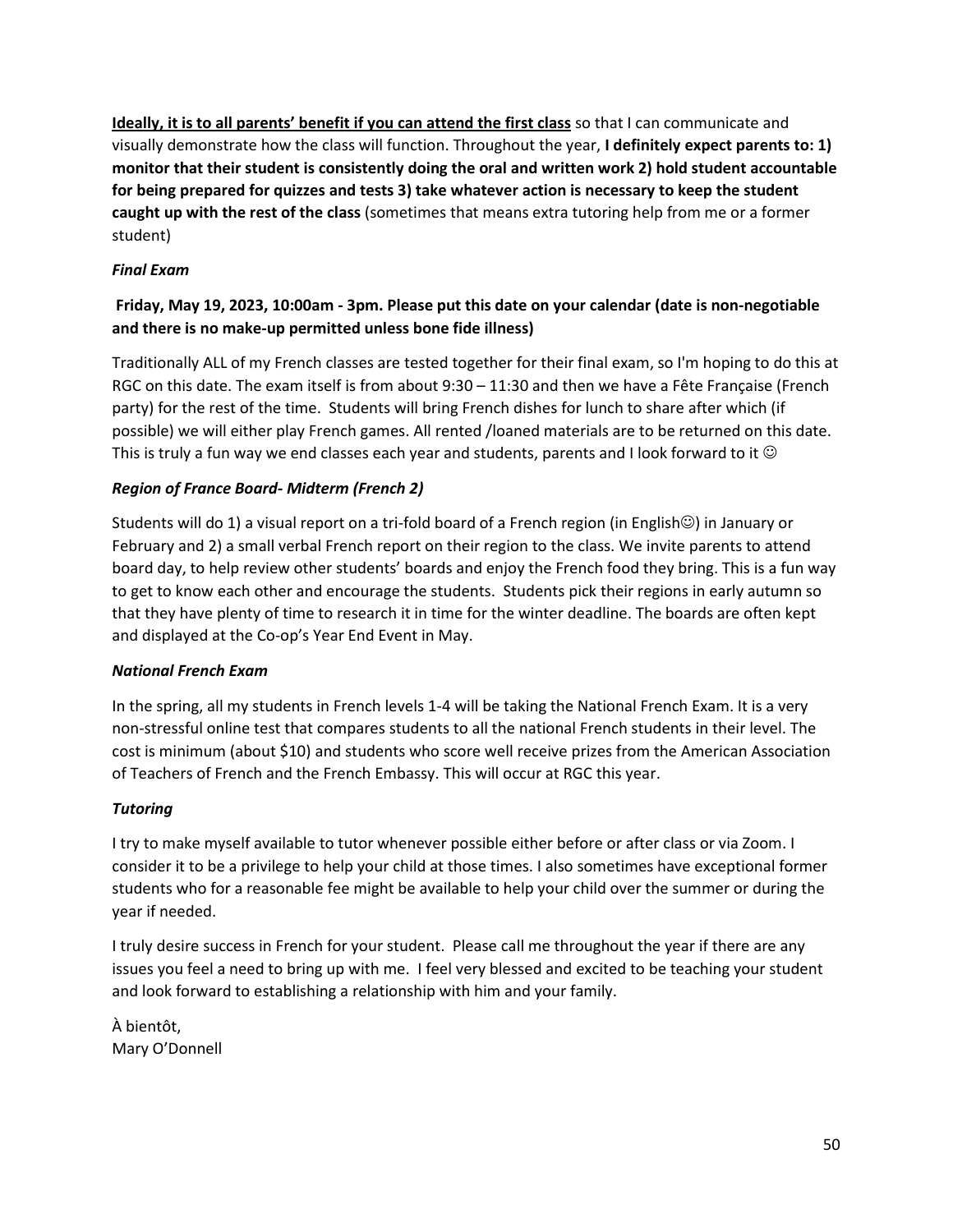**<u>Ideally, it is to all parents' benefit if you can attend the first class</u>** so that I can communicate and visually demonstrate how the class will function. Throughout the year, **I definitely expect parents to: 1) monitor that their student is consistently doing the oral and written work 2) hold student accountable for being prepared for quizzes and tests 3) take whatever action is necessary to keep the student caught up with the rest of the class** (sometimes that means extra tutoring help from me or a former student)

***Final Exam***

**Friday, May 19, 2023, 10:00am - 3pm. Please put this date on your calendar (date is non-negotiable and there is no make-up permitted unless bone fide illness)**

Traditionally ALL of my French classes are tested together for their final exam, so I'm hoping to do this at RGC on this date. The exam itself is from about 9:30 – 11:30 and then we have a Fête Française (French party) for the rest of the time. Students will bring French dishes for lunch to share after which (if possible) we will either play French games. All rented /loaned materials are to be returned on this date. This is truly a fun way we end classes each year and students, parents and I look forward to it ☺

***Region of France Board- Midterm (French 2)***

Students will do 1) a visual report on a tri-fold board of a French region (in English☺) in January or February and 2) a small verbal French report on their region to the class. We invite parents to attend board day, to help review other students' boards and enjoy the French food they bring. This is a fun way to get to know each other and encourage the students. Students pick their regions in early autumn so that they have plenty of time to research it in time for the winter deadline. The boards are often kept and displayed at the Co-op's Year End Event in May.

***National French Exam***

In the spring, all my students in French levels 1-4 will be taking the National French Exam. It is a very non-stressful online test that compares students to all the national French students in their level. The cost is minimum (about $10) and students who score well receive prizes from the American Association of Teachers of French and the French Embassy. This will occur at RGC this year.

***Tutoring***

I try to make myself available to tutor whenever possible either before or after class or via Zoom. I consider it to be a privilege to help your child at those times. I also sometimes have exceptional former students who for a reasonable fee might be available to help your child over the summer or during the year if needed.

I truly desire success in French for your student. Please call me throughout the year if there are any issues you feel a need to bring up with me. I feel very blessed and excited to be teaching your student and look forward to establishing a relationship with him and your family.

À bientôt,
Mary O'Donnell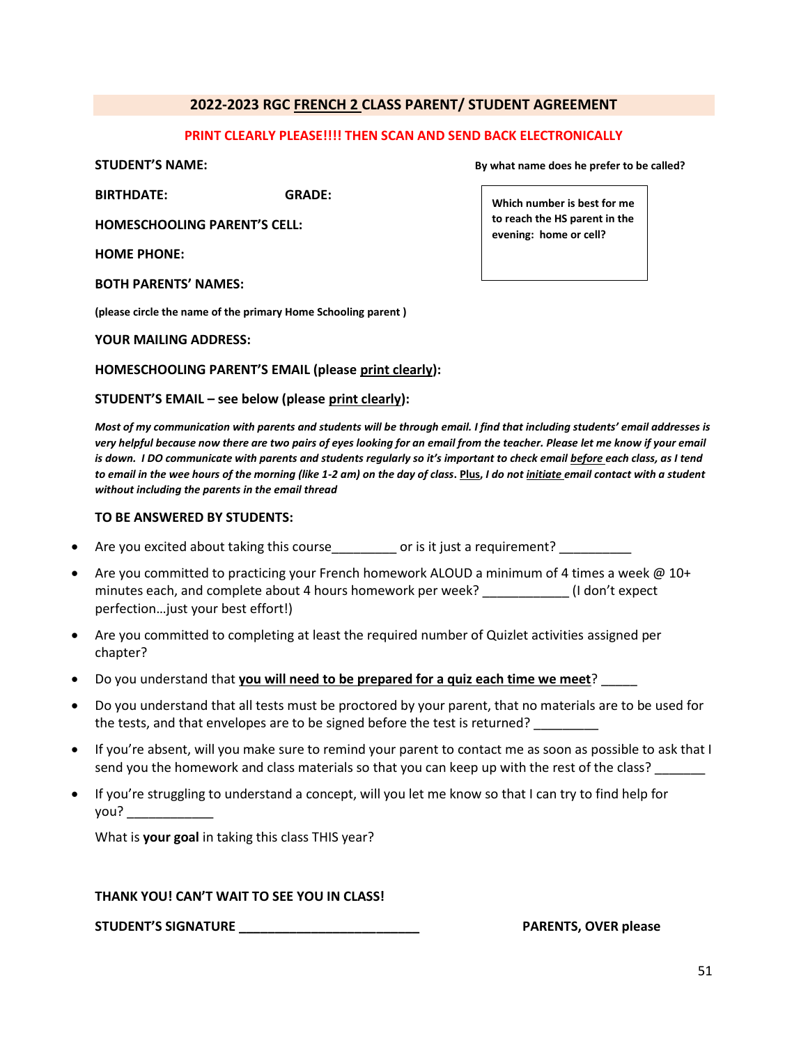## 2022-2023 RGC FRENCH 2 CLASS PARENT/ STUDENT AGREEMENT

**PRINT CLEARLY PLEASE!!!! THEN SCAN AND SEND BACK ELECTRONICALLY**

**STUDENT'S NAME:**

**By what name does he prefer to be called?**

**BIRTHDATE:** **GRADE:**

**HOMESCHOOLING PARENT'S CELL:**

**HOME PHONE:**

**Which number is best for me to reach the HS parent in the evening: home or cell?**

**BOTH PARENTS' NAMES:**

**(please circle the name of the primary Home Schooling parent )**

**YOUR MAILING ADDRESS:**

**HOMESCHOOLING PARENT'S EMAIL (please print clearly):**

**STUDENT'S EMAIL – see below (please print clearly):**

***Most of my communication with parents and students will be through email. I find that including students' email addresses is very helpful because now there are two pairs of eyes looking for an email from the teacher. Please let me know if your email is down. I DO communicate with parents and students regularly so it's important to check email before each class, as I tend to email in the wee hours of the morning (like 1-2 am) on the day of class. Plus, I do not initiate email contact with a student without including the parents in the email thread***

**TO BE ANSWERED BY STUDENTS:**

- Are you excited about taking this course_________ or is it just a requirement? __________
- Are you committed to practicing your French homework ALOUD a minimum of 4 times a week @ 10+ minutes each, and complete about 4 hours homework per week? ____________ (I don't expect perfection…just your best effort!)
- Are you committed to completing at least the required number of Quizlet activities assigned per chapter?
- Do you understand that **you will need to be prepared for a quiz each time we meet**? _____
- Do you understand that all tests must be proctored by your parent, that no materials are to be used for the tests, and that envelopes are to be signed before the test is returned? _________
- If you're absent, will you make sure to remind your parent to contact me as soon as possible to ask that I send you the homework and class materials so that you can keep up with the rest of the class? _______
- If you're struggling to understand a concept, will you let me know so that I can try to find help for you? ____________

  What is **your goal** in taking this class THIS year?

**THANK YOU! CAN'T WAIT TO SEE YOU IN CLASS!**

**STUDENT'S SIGNATURE __________________________**

**PARENTS, OVER please**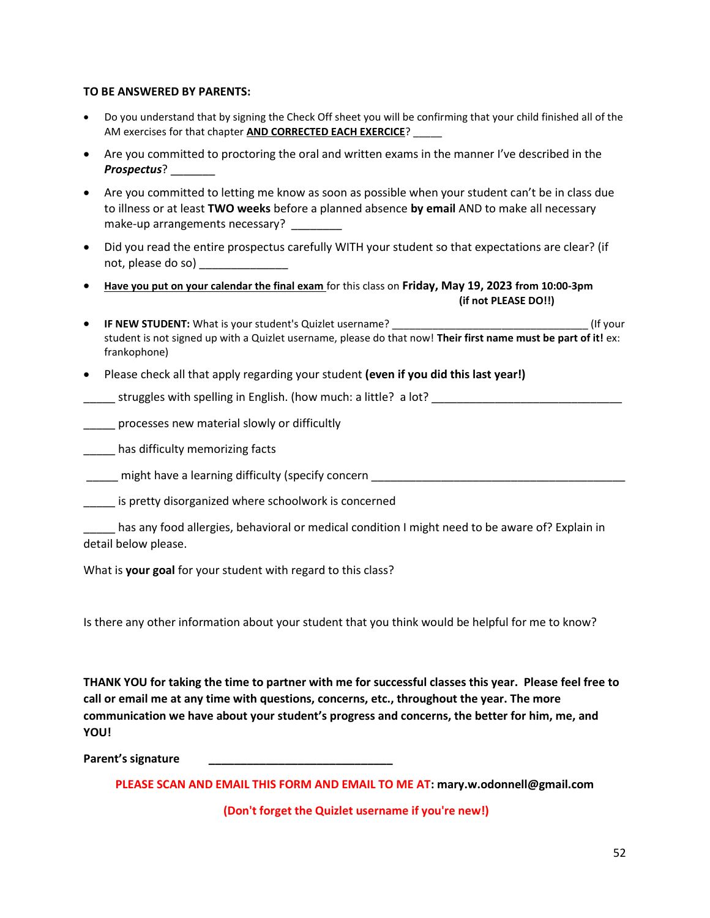**TO BE ANSWERED BY PARENTS:**

- Do you understand that by signing the Check Off sheet you will be confirming that your child finished all of the AM exercises for that chapter **AND CORRECTED EACH EXERCICE**? _____
- Are you committed to proctoring the oral and written exams in the manner I've described in the ***Prospectus***? _______
- Are you committed to letting me know as soon as possible when your student can't be in class due to illness or at least **TWO weeks** before a planned absence **by email** AND to make all necessary make-up arrangements necessary? ________
- Did you read the entire prospectus carefully WITH your student so that expectations are clear? (if not, please do so) ______________
- **Have you put on your calendar the final exam** for this class on **Friday, May 19, 2023 from 10:00-3pm (if not PLEASE DO!!)**
- **IF NEW STUDENT:** What is your student's Quizlet username? __________________________________ (If your student is not signed up with a Quizlet username, please do that now! **Their first name must be part of it!** ex: frankophone)
- Please check all that apply regarding your student **(even if you did this last year!)**

_____ struggles with spelling in English. (how much: a little? a lot? ______________________________

_____ processes new material slowly or difficultly

_____ has difficulty memorizing facts

_____ might have a learning difficulty (specify concern __________________________________________

_____ is pretty disorganized where schoolwork is concerned

_____ has any food allergies, behavioral or medical condition I might need to be aware of? Explain in detail below please.

What is **your goal** for your student with regard to this class?

Is there any other information about your student that you think would be helpful for me to know?

**THANK YOU for taking the time to partner with me for successful classes this year. Please feel free to call or email me at any time with questions, concerns, etc., throughout the year. The more communication we have about your student's progress and concerns, the better for him, me, and YOU!**

**Parent's signature** ______________________________

**PLEASE SCAN AND EMAIL THIS FORM AND EMAIL TO ME AT: mary.w.odonnell@gmail.com**

**(Don't forget the Quizlet username if you're new!)**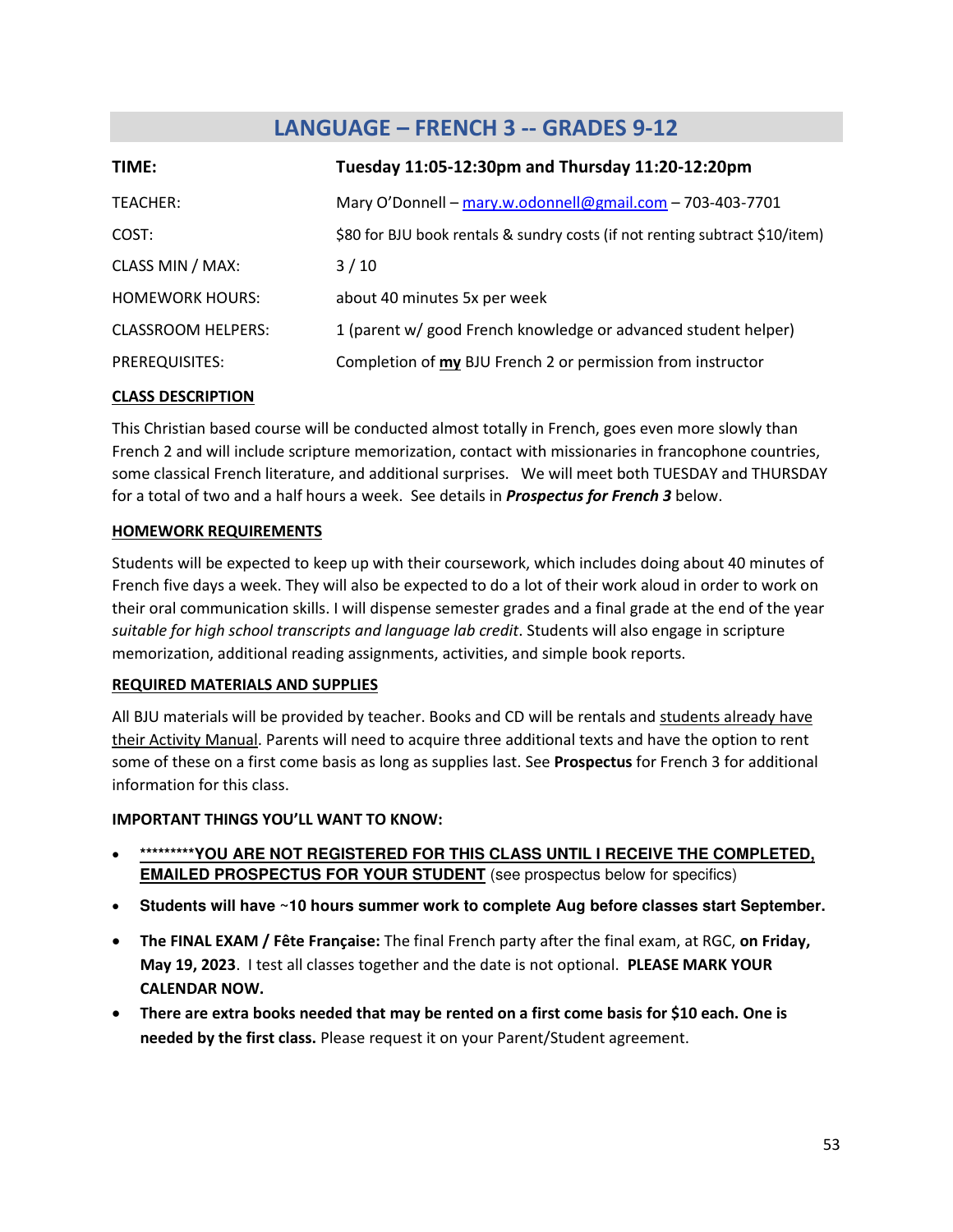# LANGUAGE – FRENCH 3 -- GRADES 9-12

| | |
|---|---|
| **TIME:** | **Tuesday 11:05-12:30pm and Thursday 11:20-12:20pm** |
| TEACHER: | Mary O'Donnell – mary.w.odonnell@gmail.com – 703-403-7701 |
| COST: | $80 for BJU book rentals & sundry costs (if not renting subtract $10/item) |
| CLASS MIN / MAX: | 3 / 10 |
| HOMEWORK HOURS: | about 40 minutes 5x per week |
| CLASSROOM HELPERS: | 1 (parent w/ good French knowledge or advanced student helper) |
| PREREQUISITES: | Completion of **my** BJU French 2 or permission from instructor |

**CLASS DESCRIPTION**

This Christian based course will be conducted almost totally in French, goes even more slowly than French 2 and will include scripture memorization, contact with missionaries in francophone countries, some classical French literature, and additional surprises. We will meet both TUESDAY and THURSDAY for a total of two and a half hours a week. See details in ***Prospectus for French 3*** below.

**HOMEWORK REQUIREMENTS**

Students will be expected to keep up with their coursework, which includes doing about 40 minutes of French five days a week. They will also be expected to do a lot of their work aloud in order to work on their oral communication skills. I will dispense semester grades and a final grade at the end of the year *suitable for high school transcripts and language lab credit*. Students will also engage in scripture memorization, additional reading assignments, activities, and simple book reports.

**REQUIRED MATERIALS AND SUPPLIES**

All BJU materials will be provided by teacher. Books and CD will be rentals and students already have their Activity Manual. Parents will need to acquire three additional texts and have the option to rent some of these on a first come basis as long as supplies last. See **Prospectus** for French 3 for additional information for this class.

**IMPORTANT THINGS YOU'LL WANT TO KNOW:**

- **\*\*\*\*\*\*\*\*\*YOU ARE NOT REGISTERED FOR THIS CLASS UNTIL I RECEIVE THE COMPLETED, EMAILED PROSPECTUS FOR YOUR STUDENT** (see prospectus below for specifics)
- **Students will have ~10 hours summer work to complete Aug before classes start September.**
- **The FINAL EXAM / Fête Française:** The final French party after the final exam, at RGC, **on Friday, May 19, 2023**. I test all classes together and the date is not optional. **PLEASE MARK YOUR CALENDAR NOW.**
- **There are extra books needed that may be rented on a first come basis for $10 each. One is needed by the first class.** Please request it on your Parent/Student agreement.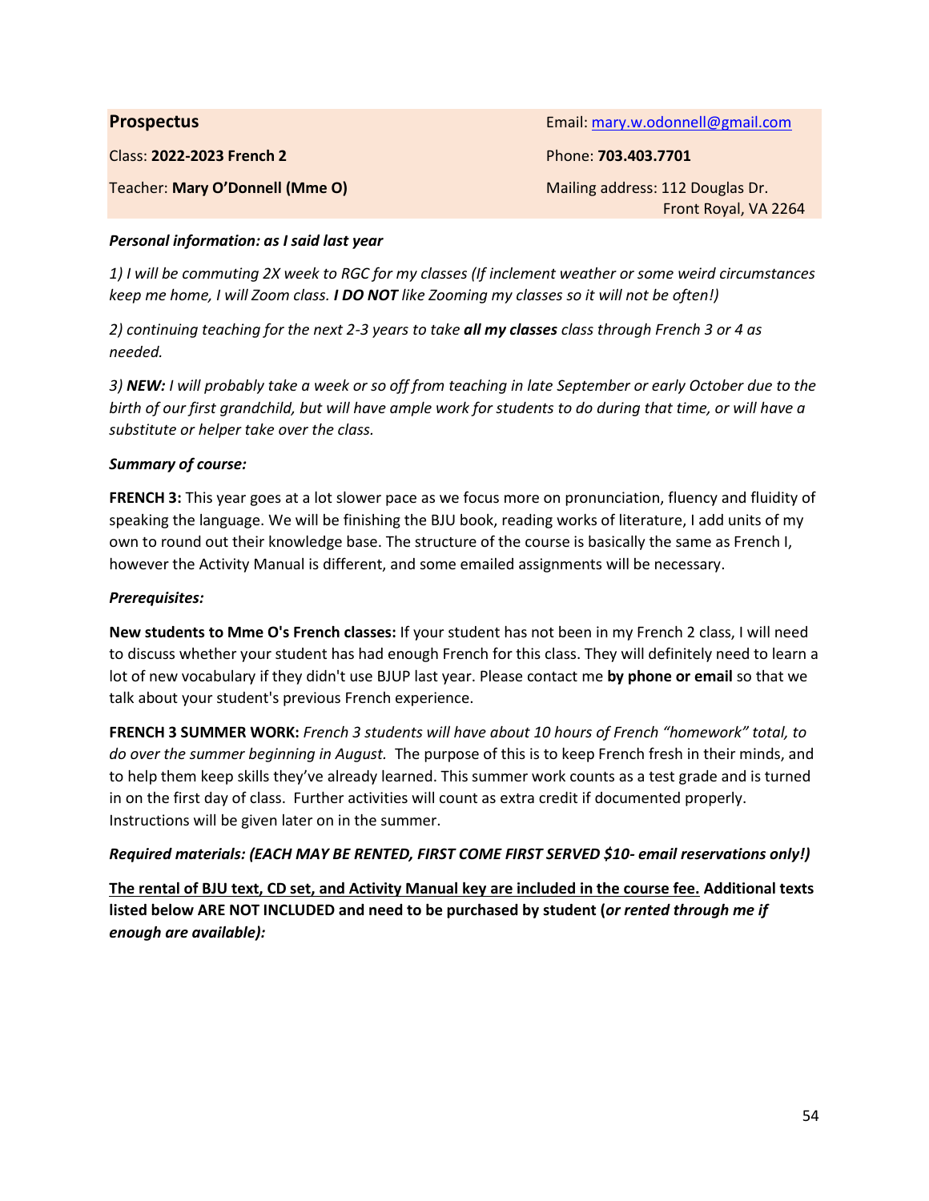| | |
|---|---|
| **Prospectus** | Email: [mary.w.odonnell@gmail.com](mailto:mary.w.odonnell@gmail.com) |
| Class: **2022-2023 French 2** | Phone: **703.403.7701** |
| Teacher: **Mary O'Donnell (Mme O)** | Mailing address: 112 Douglas Dr. Front Royal, VA 2264 |

***Personal information: as I said last year***

*1) I will be commuting 2X week to RGC for my classes (If inclement weather or some weird circumstances keep me home, I will Zoom class.* ***I DO NOT*** *like Zooming my classes so it will not be often!)*

*2) continuing teaching for the next 2-3 years to take* ***all my classes*** *class through French 3 or 4 as needed.*

*3)* ***NEW:*** *I will probably take a week or so off from teaching in late September or early October due to the birth of our first grandchild, but will have ample work for students to do during that time, or will have a substitute or helper take over the class.*

***Summary of course:***

**FRENCH 3:** This year goes at a lot slower pace as we focus more on pronunciation, fluency and fluidity of speaking the language. We will be finishing the BJU book, reading works of literature, I add units of my own to round out their knowledge base. The structure of the course is basically the same as French I, however the Activity Manual is different, and some emailed assignments will be necessary.

***Prerequisites:***

**New students to Mme O's French classes:** If your student has not been in my French 2 class, I will need to discuss whether your student has had enough French for this class. They will definitely need to learn a lot of new vocabulary if they didn't use BJUP last year. Please contact me **by phone or email** so that we talk about your student's previous French experience.

**FRENCH 3 SUMMER WORK:** *French 3 students will have about 10 hours of French "homework" total, to do over the summer beginning in August.* The purpose of this is to keep French fresh in their minds, and to help them keep skills they've already learned. This summer work counts as a test grade and is turned in on the first day of class. Further activities will count as extra credit if documented properly. Instructions will be given later on in the summer.

***Required materials: (EACH MAY BE RENTED, FIRST COME FIRST SERVED $10- email reservations only!)***

**<u>The rental of BJU text, CD set, and Activity Manual key are included in the course fee.</u> Additional texts listed below ARE NOT INCLUDED and need to be purchased by student (*or rented through me if enough are available*):**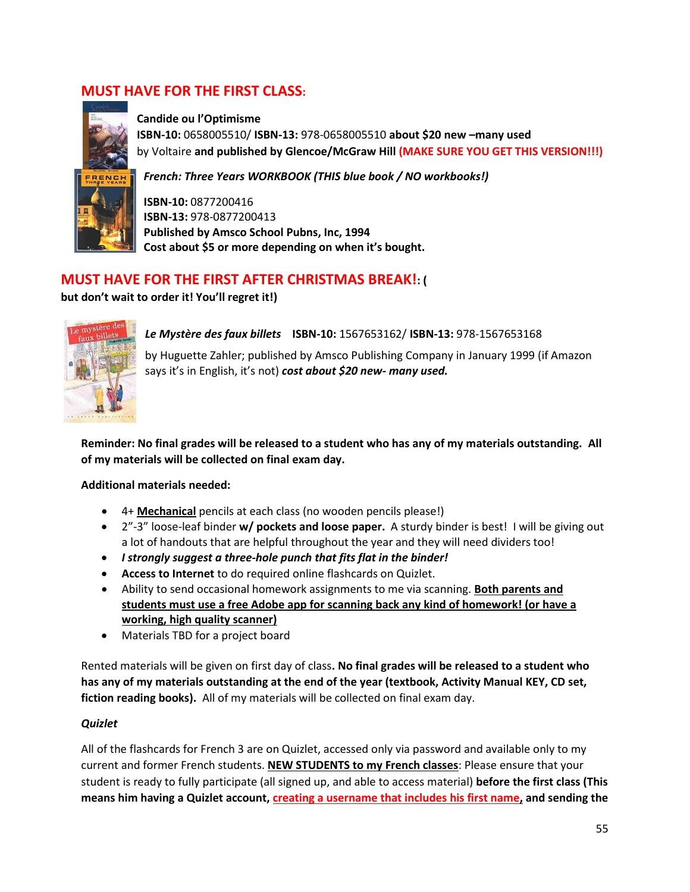## MUST HAVE FOR THE FIRST CLASS:

**Candide ou l'Optimisme**
**ISBN-10:** 0658005510/ **ISBN-13:** 978-0658005510 **about $20 new –many used**
by Voltaire **and published by Glencoe/McGraw Hill (MAKE SURE YOU GET THIS VERSION!!!)**

***French: Three Years WORKBOOK (THIS blue book / NO workbooks!)***

**ISBN-10:** 0877200416
**ISBN-13:** 978-0877200413
**Published by Amsco School Pubns, Inc, 1994**
**Cost about $5 or more depending on when it's bought.**

## MUST HAVE FOR THE FIRST AFTER CHRISTMAS BREAK!: (

**but don't wait to order it! You'll regret it!)**

***Le Mystère des faux billets*** **ISBN-10:** 1567653162/ **ISBN-13:** 978-1567653168

by Huguette Zahler; published by Amsco Publishing Company in January 1999 (if Amazon says it's in English, it's not) ***cost about $20 new- many used.***

**Reminder: No final grades will be released to a student who has any of my materials outstanding. All of my materials will be collected on final exam day.**

**Additional materials needed:**

- 4+ **Mechanical** pencils at each class (no wooden pencils please!)
- 2"-3" loose-leaf binder **w/ pockets and loose paper.** A sturdy binder is best! I will be giving out a lot of handouts that are helpful throughout the year and they will need dividers too!
- ***I strongly suggest a three-hole punch that fits flat in the binder!***
- **Access to Internet** to do required online flashcards on Quizlet.
- Ability to send occasional homework assignments to me via scanning. **Both parents and students must use a free Adobe app for scanning back any kind of homework! (or have a working, high quality scanner)**
- Materials TBD for a project board

Rented materials will be given on first day of class**. No final grades will be released to a student who has any of my materials outstanding at the end of the year (textbook, Activity Manual KEY, CD set, fiction reading books).** All of my materials will be collected on final exam day.

***Quizlet***

All of the flashcards for French 3 are on Quizlet, accessed only via password and available only to my current and former French students. **NEW STUDENTS to my French classes**: Please ensure that your student is ready to fully participate (all signed up, and able to access material) **before the first class (This means him having a Quizlet account, creating a username that includes his first name, and sending the**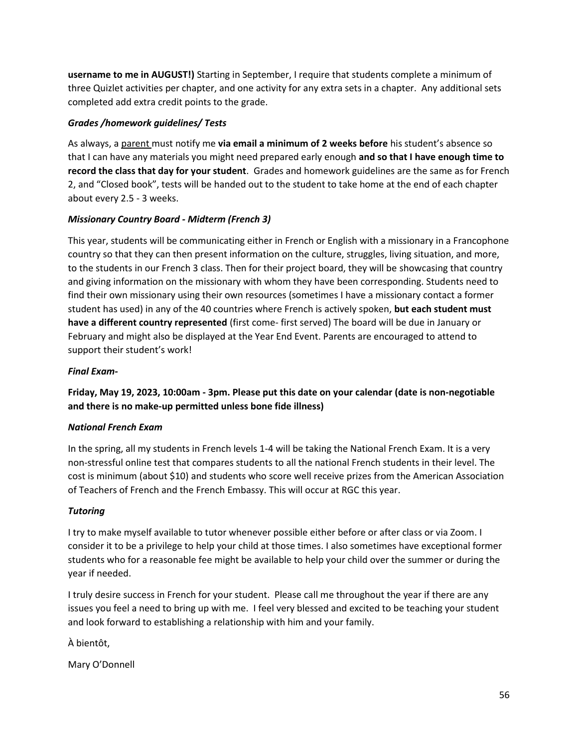**username to me in AUGUST!)** Starting in September, I require that students complete a minimum of three Quizlet activities per chapter, and one activity for any extra sets in a chapter. Any additional sets completed add extra credit points to the grade.

***Grades /homework guidelines/ Tests***

As always, a <u>parent</u> must notify me **via email a minimum of 2 weeks before** his student's absence so that I can have any materials you might need prepared early enough **and so that I have enough time to record the class that day for your student**. Grades and homework guidelines are the same as for French 2, and "Closed book", tests will be handed out to the student to take home at the end of each chapter about every 2.5 - 3 weeks.

***Missionary Country Board - Midterm (French 3)***

This year, students will be communicating either in French or English with a missionary in a Francophone country so that they can then present information on the culture, struggles, living situation, and more, to the students in our French 3 class. Then for their project board, they will be showcasing that country and giving information on the missionary with whom they have been corresponding. Students need to find their own missionary using their own resources (sometimes I have a missionary contact a former student has used) in any of the 40 countries where French is actively spoken, **but each student must have a different country represented** (first come- first served) The board will be due in January or February and might also be displayed at the Year End Event. Parents are encouraged to attend to support their student's work!

***Final Exam-***

**Friday, May 19, 2023, 10:00am - 3pm. Please put this date on your calendar (date is non-negotiable and there is no make-up permitted unless bone fide illness)**

***National French Exam***

In the spring, all my students in French levels 1-4 will be taking the National French Exam. It is a very non-stressful online test that compares students to all the national French students in their level. The cost is minimum (about $10) and students who score well receive prizes from the American Association of Teachers of French and the French Embassy. This will occur at RGC this year.

***Tutoring***

I try to make myself available to tutor whenever possible either before or after class or via Zoom. I consider it to be a privilege to help your child at those times. I also sometimes have exceptional former students who for a reasonable fee might be available to help your child over the summer or during the year if needed.

I truly desire success in French for your student. Please call me throughout the year if there are any issues you feel a need to bring up with me. I feel very blessed and excited to be teaching your student and look forward to establishing a relationship with him and your family.

À bientôt,

Mary O'Donnell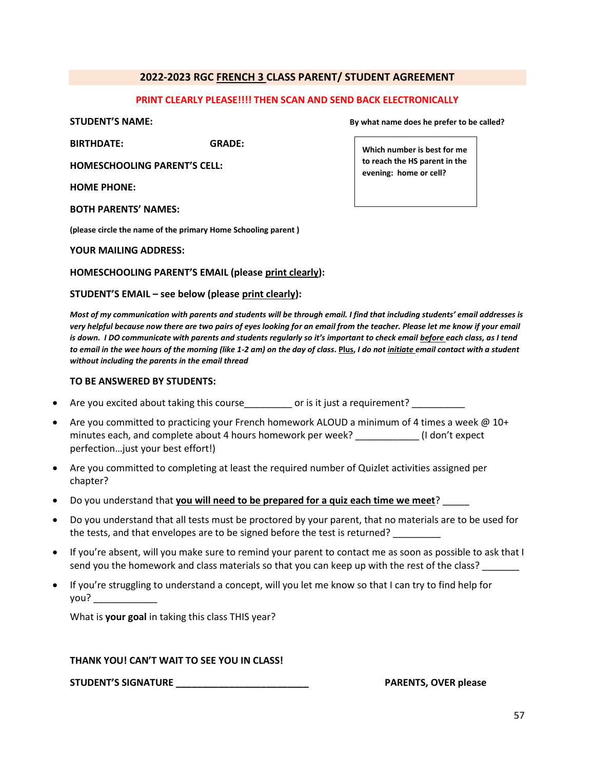## 2022-2023 RGC <u>FRENCH 3</u> CLASS PARENT/ STUDENT AGREEMENT

**PRINT CLEARLY PLEASE!!!! THEN SCAN AND SEND BACK ELECTRONICALLY**

**STUDENT'S NAME:**

**By what name does he prefer to be called?**

**BIRTHDATE:** **GRADE:**

**Which number is best for me to reach the HS parent in the evening: home or cell?**

**HOMESCHOOLING PARENT'S CELL:**

**HOME PHONE:**

**BOTH PARENTS' NAMES:**

**(please circle the name of the primary Home Schooling parent )**

**YOUR MAILING ADDRESS:**

**HOMESCHOOLING PARENT'S EMAIL (please <u>print clearly</u>):**

**STUDENT'S EMAIL – see below (please <u>print clearly</u>):**

***Most of my communication with parents and students will be through email. I find that including students' email addresses is very helpful because now there are two pairs of eyes looking for an email from the teacher. Please let me know if your email is down. I DO communicate with parents and students regularly so it's important to check email <u>before</u> each class, as I tend to email in the wee hours of the morning (like 1-2 am) on the day of class. <u>Plus</u>, I do not <u>initiate</u> email contact with a student without including the parents in the email thread***

**TO BE ANSWERED BY STUDENTS:**

- Are you excited about taking this course_________ or is it just a requirement? __________
- Are you committed to practicing your French homework ALOUD a minimum of 4 times a week @ 10+ minutes each, and complete about 4 hours homework per week? ____________ (I don't expect perfection…just your best effort!)
- Are you committed to completing at least the required number of Quizlet activities assigned per chapter?
- Do you understand that **<u>you will need to be prepared for a quiz each time we meet</u>**? _____
- Do you understand that all tests must be proctored by your parent, that no materials are to be used for the tests, and that envelopes are to be signed before the test is returned? _________
- If you're absent, will you make sure to remind your parent to contact me as soon as possible to ask that I send you the homework and class materials so that you can keep up with the rest of the class? _______
- If you're struggling to understand a concept, will you let me know so that I can try to find help for you? ____________

What is **your goal** in taking this class THIS year?

**THANK YOU! CAN'T WAIT TO SEE YOU IN CLASS!**

**STUDENT'S SIGNATURE _________________________**

**PARENTS, OVER please**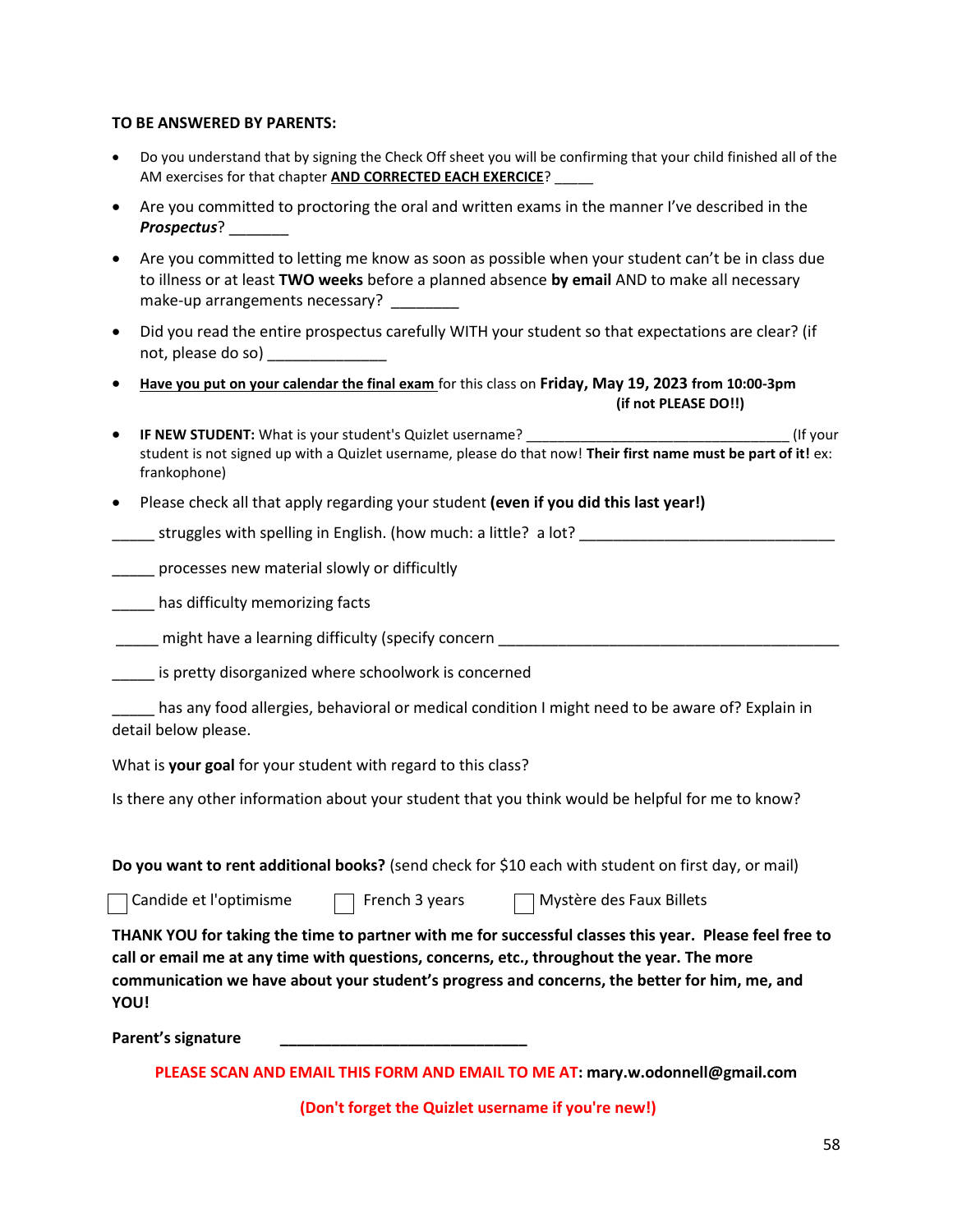**TO BE ANSWERED BY PARENTS:**

- Do you understand that by signing the Check Off sheet you will be confirming that your child finished all of the AM exercises for that chapter **AND CORRECTED EACH EXERCICE**? _____
- Are you committed to proctoring the oral and written exams in the manner I've described in the ***Prospectus***? _______
- Are you committed to letting me know as soon as possible when your student can't be in class due to illness or at least **TWO weeks** before a planned absence **by email** AND to make all necessary make-up arrangements necessary? ________
- Did you read the entire prospectus carefully WITH your student so that expectations are clear? (if not, please do so) ______________
- **Have you put on your calendar the final exam** for this class on **Friday, May 19, 2023 from 10:00-3pm (if not PLEASE DO!!)**
- **IF NEW STUDENT:** What is your student's Quizlet username? ________________________________ (If your student is not signed up with a Quizlet username, please do that now! **Their first name must be part of it!** ex: frankophone)
- Please check all that apply regarding your student **(even if you did this last year!)**

_____ struggles with spelling in English. (how much: a little? a lot? ______________________________

_____ processes new material slowly or difficultly

_____ has difficulty memorizing facts

_____ might have a learning difficulty (specify concern ________________________________________

_____ is pretty disorganized where schoolwork is concerned

_____ has any food allergies, behavioral or medical condition I might need to be aware of? Explain in detail below please.

What is **your goal** for your student with regard to this class?

Is there any other information about your student that you think would be helpful for me to know?

**Do you want to rent additional books?** (send check for $10 each with student on first day, or mail)

☐ Candide et l'optimisme ☐ French 3 years ☐ Mystère des Faux Billets

**THANK YOU for taking the time to partner with me for successful classes this year. Please feel free to call or email me at any time with questions, concerns, etc., throughout the year. The more communication we have about your student's progress and concerns, the better for him, me, and YOU!**

**Parent's signature** ______________________________

**PLEASE SCAN AND EMAIL THIS FORM AND EMAIL TO ME AT: mary.w.odonnell@gmail.com**

**(Don't forget the Quizlet username if you're new!)**